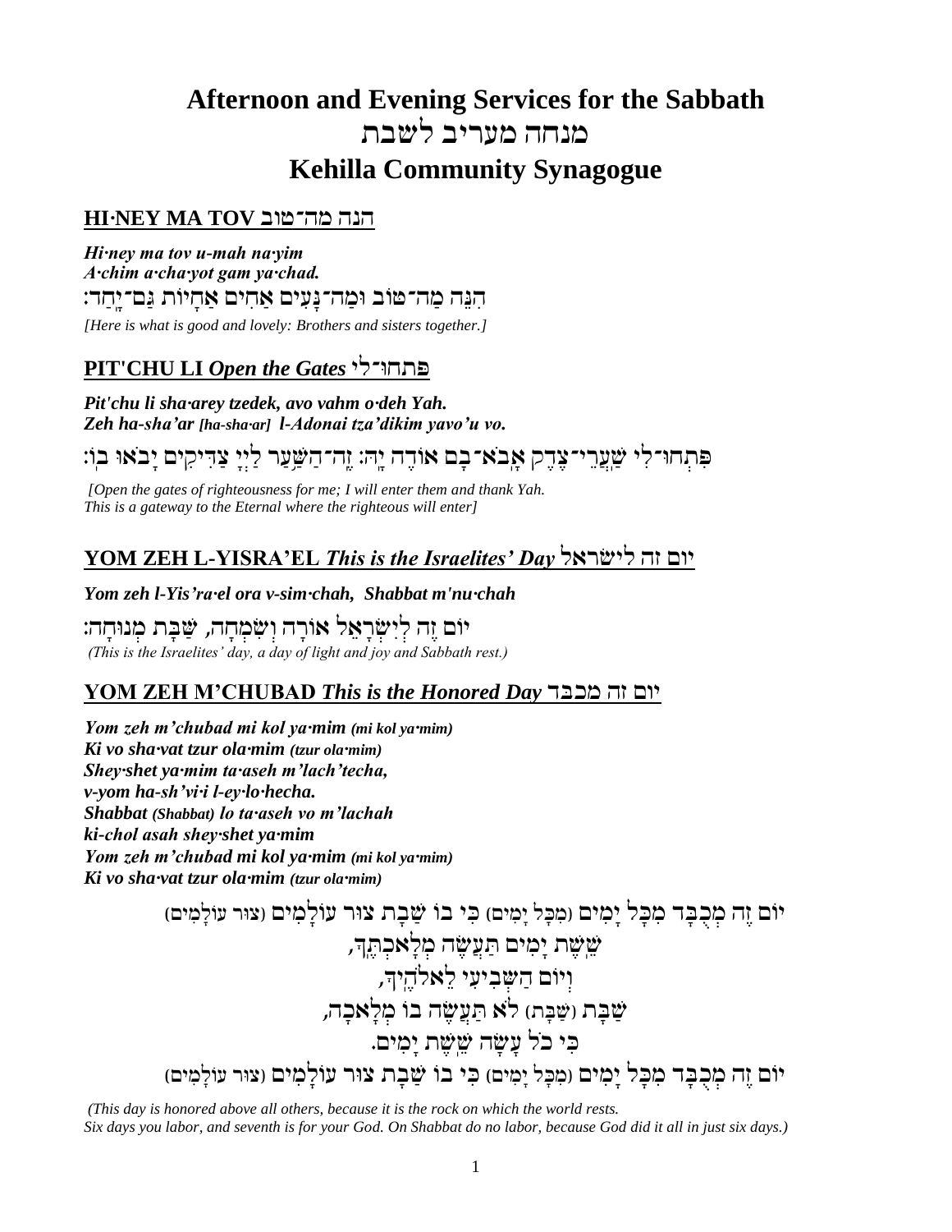# Afternoon and Evening Services for the Sabbath
# מנחה מעריב לשבת
# Kehilla Community Synagogue

## HI·NEY MA TOV הנה מה־טוב

***Hi·ney ma tov u-mah na·yim***
***A·chim a·cha·yot gam ya·chad.***
הִנֵּה מַה־טּוֹב וּמַה־נָּעִים אַחִים אַחָיוֹת גַּם־יָחַד׃
*[Here is what is good and lovely: Brothers and sisters together.]*

## PIT'CHU LI *Open the Gates* פתחו־לי

***Pit'chu li sha·arey tzedek, avo vahm o·deh Yah.***
***Zeh ha-sha'ar [ha-sha·ar] l-Adonai tza'dikim yavo'u vo.***

פִּתְחוּ־לִי שַׁעֲרֵי־צֶדֶק אָבֹא־בָם אוֹדֶה יָהּ׃ זֶה־הַשַּׁעַר לַיְיָ צַדִּיקִים יָבֹאוּ בוֹ׃

*[Open the gates of righteousness for me; I will enter them and thank Yah.*
*This is a gateway to the Eternal where the righteous will enter]*

## YOM ZEH L-YISRA'EL *This is the Israelites' Day* יום זה לישׂראל

***Yom zeh l-Yis'ra·el ora v-sim·chah, Shabbat m'nu·chah***

יוֹם זֶה לְיִשְׂרָאֵל אוֹרָה וְשִׂמְחָה, שַׁבָּת מְנוּחָה׃
*(This is the Israelites' day, a day of light and joy and Sabbath rest.)*

## YOM ZEH M'CHUBAD *This is the Honored Day* יום זה מכבד

***Yom zeh m'chubad mi kol ya·mim (mi kol ya·mim)***
***Ki vo sha·vat tzur ola·mim (tzur ola·mim)***
***Shey·shet ya·mim ta·aseh m'lach'techa,***
***v-yom ha-sh'vi·i l-ey·lo·hecha.***
***Shabbat (Shabbat) lo ta·aseh vo m'lachah***
***ki-chol asah shey·shet ya·mim***
***Yom zeh m'chubad mi kol ya·mim (mi kol ya·mim)***
***Ki vo sha·vat tzur ola·mim (tzur ola·mim)***

יוֹם זֶה מְכֻבָּד מִכָּל יָמִים (מִכָּל יָמִים) כִּי בוֹ שָׁבַת צוּר עוֹלָמִים (צוּר עוֹלָמִים)
שֵׁשֶׁת יָמִים תַּעֲשֶׂה מְלַאכְתֶּךָ,
וְיוֹם הַשְּׁבִיעִי לֵאלֹהֶיךָ,
שַׁבָּת (שַׁבָּת) לֹא תַעֲשֶׂה בוֹ מְלָאכָה,
כִּי כֹל עָשָׂה שֵׁשֶׁת יָמִים.
יוֹם זֶה מְכֻבָּד מִכָּל יָמִים (מִכָּל יָמִים) כִּי בוֹ שָׁבַת צוּר עוֹלָמִים (צוּר עוֹלָמִים)

*(This day is honored above all others, because it is the rock on which the world rests.*
*Six days you labor, and seventh is for your God. On Shabbat do no labor, because God did it all in just six days.)*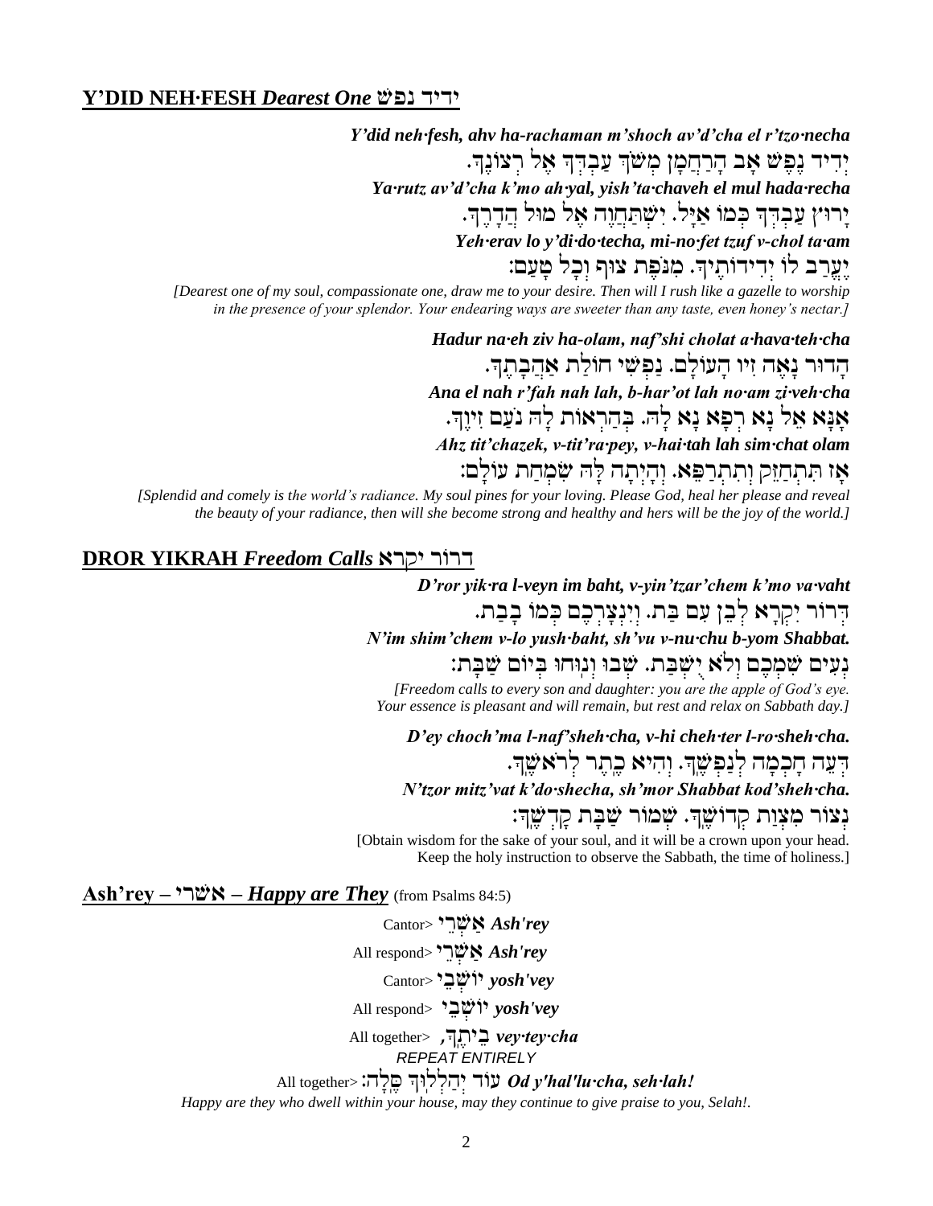## **Y'DID NEH·FESH** ***Dearest One*** **ידיד נפש**

***Y'did neh·fesh, ahv ha-rachaman m'shoch av'd'cha el r'tzo·necha***

יְדִיד נֶפֶשׁ אָב הָרַחֲמָן מְשׁוֹךְ עַבְדְּךָ אֶל רְצוֹנֶךָ.

***Ya·rutz av'd'cha k'mo ah·yal, yish'ta·chaveh el mul hada·recha***

יָרוּץ עַבְדְּךָ כְּמוֹ אַיָּל. יִשְׁתַּחֲוֶה אֶל מוּל הֲדָרֶךָ.

***Yeh·erav lo y'di·do·techa, mi-no·fet tzuf v-chol ta·am***

יֶעֱרַב לוֹ יְדִידוֹתֶיךָ. מִנֹּפֶת צוּף וְכָל טָעַם:

*[Dearest one of my soul, compassionate one, draw me to your desire. Then will I rush like a gazelle to worship in the presence of your splendor. Your endearing ways are sweeter than any taste, even honey's nectar.]*

***Hadur na·eh ziv ha-olam, naf'shi cholat a·hava·teh·cha***

הָדוּר נָאֶה זִיו הָעוֹלָם. נַפְשִׁי חוֹלַת אַהֲבָתֶךָ.

***Ana el nah r'fah nah lah, b-har'ot lah no·am zi·veh·cha***

אָנָּא אֵל נָא רְפָא נָא לָהּ. בְּהַרְאוֹת לָהּ נֹעַם זִיוֶךָ.

***Ahz tit'chazek, v-tit'ra·pey, v-hai·tah lah sim·chat olam***

אָז תִּתְחַזֵּק וְתִתְרַפֵּא. וְהָיְתָה לָּהּ שִׂמְחַת עוֹלָם:

*[Splendid and comely is the world's radiance. My soul pines for your loving. Please God, heal her please and reveal the beauty of your radiance, then will she become strong and healthy and hers will be the joy of the world.]*

## **DROR YIKRAH** ***Freedom Calls*** **דרור יקרא**

***D'ror yik·ra l-veyn im baht, v-yin'tzar'chem k'mo va·vaht***

דְּרוֹר יִקְרָא לְבֵן עִם בַּת. וְיִנְצָרְכֶם כְּמוֹ בָבַת.

***N'im shim'chem v-lo yush·baht, sh'vu v-nu·chu b-yom Shabbat.***

נְעִים שִׁמְכֶם וְלֹא יֻשְׁבַּת. שְׁבוּ וְנוּחוּ בְּיוֹם שַׁבָּת:

*[Freedom calls to every son and daughter: you are the apple of God's eye. Your essence is pleasant and will remain, but rest and relax on Sabbath day.]*

***D'ey choch'ma l-naf'sheh·cha, v-hi cheh·ter l-ro·sheh·cha.***

דְּעֵה חָכְמָה לְנַפְשֶׁךָ. וְהִיא כֶתֶר לְרֹאשֶׁךָ.

***N'tzor mitz'vat k'do·shecha, sh'mor Shabbat kod'sheh·cha.***

נְצוֹר מִצְוַת קְדוֹשֶׁךָ. שְׁמוֹר שַׁבַּת קָדְשֶׁךָ:

[Obtain wisdom for the sake of your soul, and it will be a crown upon your head. Keep the holy instruction to observe the Sabbath, the time of holiness.]

## **Ash'rey – אשרי –** ***Happy are They*** (from Psalms 84:5)

Cantor> אַשְׁרֵי ***Ash'rey***

All respond> אַשְׁרֵי ***Ash'rey***

Cantor> יוֹשְׁבֵי ***yosh'vey***

All respond> יוֹשְׁבֵי ***yosh'vey***

All together> בֵיתֶךָ, ***vey·tey·cha***

*REPEAT ENTIRELY*

All together> עוֹד יְהַלְלוּךָ סֶּלָה: ***Od y'hal'lu·cha, seh·lah!***

*Happy are they who dwell within your house, may they continue to give praise to you, Selah!.*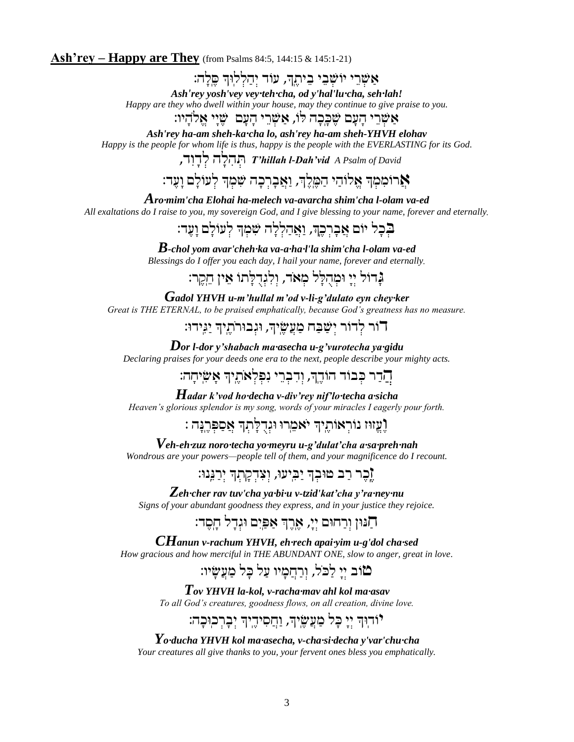**Ash'rey – Happy are They** (from Psalms 84:5, 144:15 & 145:1-21)

אַשְׁרֵי יוֹשְׁבֵי בֵיתֶךָ, עוֹד יְהַלְלוּךָ סֶּלָה:

***Ash'rey yosh'vey vey·teh·cha, od y'hal'lu·cha, seh·lah!***

*Happy are they who dwell within your house, may they continue to give praise to you.*

אַשְׁרֵי הָעָם שֶׁכָּכָה לּוֹ, אַשְׁרֵי הָעָם שֶׁיְיָ אֱלֹהָיו:

***Ash'rey ha-am sheh-ka·cha lo, ash'rey ha-am sheh-YHVH elohav***

*Happy is the people for whom life is thus, happy is the people with the EVERLASTING for its God.*

תְּהִלָּה לְדָוִד, ***T'hillah l-Dah'vid*** *A Psalm of David*

אֲרוֹמִמְךָ אֱלוֹהַי הַמֶּלֶךְ, וַאֲבָרְכָה שִׁמְךָ לְעוֹלָם וָעֶד:

***Aro·mim'cha Elohai ha-melech va-avarcha shim'cha l-olam va-ed***

*All exaltations do I raise to you, my sovereign God, and I give blessing to your name, forever and eternally.*

בְּכָל יוֹם אֲבָרְכֶךָּ, וַאֲהַלְלָה שִׁמְךָ לְעוֹלָם וָעֶד:

***B-chol yom avar'cheh·ka va-a·ha·l'la shim'cha l-olam va-ed***

*Blessings do I offer you each day, I hail your name, forever and eternally.*

גָּדוֹל יְיָ וּמְהֻלָּל מְאֹד, וְלִגְדֻלָּתוֹ אֵין חֵקֶר:

***Gadol YHVH u-m'hullal m'od v-li-g'dulato eyn chey·ker***

*Great is THE ETERNAL, to be praised emphatically, because God's greatness has no measure.*

דּוֹר לְדוֹר יְשַׁבַּח מַעֲשֶׂיךָ, וּגְבוּרֹתֶיךָ יַגִּידוּ:

***Dor l-dor y'shabach ma·asecha u-g'vurotecha ya·gidu***

*Declaring praises for your deeds one era to the next, people describe your mighty acts.*

הֲדַר כְּבוֹד הוֹדֶךָ, וְדִבְרֵי נִפְלְאֹתֶיךָ אָשִׂיחָה:

***Hadar k'vod ho·decha v-div'rey nif'lo·techa a·sicha***

*Heaven's glorious splendor is my song, words of your miracles I eagerly pour forth.*

וֶעֱזוּז נוֹרְאוֹתֶיךָ יֹאמֵרוּ וּגְדֻלָּתְךָ אֲסַפְּרֶנָּה :

***Veh-eh·zuz noro·techa yo·meyru u-g'dulat'cha a·sa·preh·nah***

*Wondrous are your powers—people tell of them, and your magnificence do I recount.*

זֵכֶר רַב טוּבְךָ יַבִּיעוּ, וְצִדְקָתְךָ יְרַנֵּנוּ:

***Zeh·cher rav tuv'cha ya·bi·u v-tzid'kat'cha y'ra·ney·nu***

*Signs of your abundant goodness they express, and in your justice they rejoice.*

חַנּוּן וְרַחוּם יְיָ, אֶרֶךְ אַפַּיִם וּגְדָל חָסֶד:

***CHanun v-rachum YHVH, eh·rech apai·yim u-g'dol cha·sed***

*How gracious and how merciful in THE ABUNDANT ONE, slow to anger, great in love.*

טוֹב יְיָ לַכֹּל, וְרַחֲמָיו עַל כָּל מַעֲשָׂיו:

***Tov YHVH la-kol, v-racha·mav ahl kol ma·asav***

*To all God's creatures, goodness flows, on all creation, divine love.*

יוֹדוּךָ יְיָ כָּל מַעֲשֶׂיךָ, וַחֲסִידֶיךָ יְבָרְכוּכָה:

***Yo·ducha YHVH kol ma·asecha, v-cha·si·decha y'var'chu·cha***

*Your creatures all give thanks to you, your fervent ones bless you emphatically.*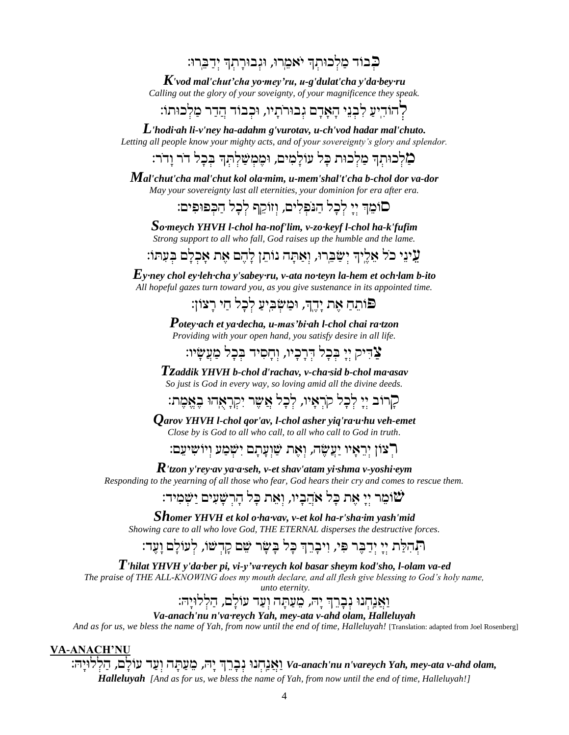כְּבוֹד מַלְכוּתְךָ יֹאמֵרוּ, וּגְבוּרָתְךָ יְדַבֵּרוּ:

***K**'vod mal'chut'cha yo·mey'ru, u-g'dulat'cha y'da·bey·ru*

*Calling out the glory of your soveignty, of your magnificence they speak.*

לְהוֹדִיעַ לִבְנֵי הָאָדָם גְּבוּרֹתָיו, וּכְבוֹד הֲדַר מַלְכוּתוֹ:

***L**'hodi·ah li-v'ney ha-adahm g'vurotav, u-ch'vod hadar mal'chuto.*

*Letting all people know your mighty acts, and of your sovereignty's glory and splendor.*

מַלְכוּתְךָ מַלְכוּת כָּל עוֹלָמִים, וּמֶמְשַׁלְתְּךָ בְּכָל דּוֹר וָדֹר:

***M**al'chut'cha mal'chut kol ola·mim, u-mem'shal't'cha b-chol dor va-dor*

*May your sovereignty last all eternities, your dominion for era after era.*

סוֹמֵךְ יְיָ לְכָל הַנֹּפְלִים, וְזוֹקֵף לְכָל הַכְּפוּפִים:

***S**o·meych YHVH l-chol ha-nof'lim, v-zo·keyf l-chol ha-k'fufim*

*Strong support to all who fall, God raises up the humble and the lame.*

עֵינֵי כֹל אֵלֶיךָ יְשַׂבֵּרוּ, וְאַתָּה נוֹתֵן לָהֶם אֶת אָכְלָם בְּעִתּוֹ:

***E**y·ney chol ey·leh·cha y'sabey·ru, v-ata no·teyn la-hem et och·lam b-ito*

*All hopeful gazes turn toward you, as you give sustenance in its appointed time.*

פּוֹתֵחַ אֶת יָדֶךָ, וּמַשְׂבִּיעַ לְכָל חַי רָצוֹן:

***P**otey·ach et ya·decha, u-mas'bi·ah l-chol chai ra·tzon*

*Providing with your open hand, you satisfy desire in all life.*

צַדִּיק יְיָ בְּכָל דְּרָכָיו, וְחָסִיד בְּכָל מַעֲשָׂיו:

***Tz**addik YHVH b-chol d'rachav, v-cha·sid b-chol ma·asav*

*So just is God in every way, so loving amid all the divine deeds.*

קָרוֹב יְיָ לְכָל קֹרְאָיו, לְכֹל אֲשֶׁר יִקְרָאֻהוּ בֶאֱמֶת:

***Q**arov YHVH l-chol qor'av, l-chol asher yiq'ra·u·hu veh-emet*

*Close by is God to all who call, to all who call to God in truth.*

רְצוֹן יְרֵאָיו יַעֲשֶׂה, וְאֶת שַׁוְעָתָם יִשְׁמַע וְיוֹשִׁיעֵם:

***R**'tzon y'rey·av ya·a·seh, v-et shav'atam yi·shma v-yoshi·eym*

*Responding to the yearning of all those who fear, God hears their cry and comes to rescue them.*

שׁוֹמֵר יְיָ אֶת כָּל אֹהֲבָיו, וְאֵת כָּל הָרְשָׁעִים יַשְׁמִיד:

***Sh**omer YHVH et kol o·ha·vav, v-et kol ha-r'sha·im yash'mid*

*Showing care to all who love God, THE ETERNAL disperses the destructive forces.*

תְּהִלַּת יְיָ יְדַבֶּר פִּי, וִיבָרֵךְ כָּל בָּשָׂר שֵׁם קָדְשׁוֹ, לְעוֹלָם וָעֶד:

***T**'hilat YHVH y'da·ber pi, vi-y'va·reych kol basar sheym kod'sho, l-olam va-ed*

*The praise of THE ALL-KNOWING does my mouth declare, and all flesh give blessing to God's holy name, unto eternity.*

וַאֲנַחְנוּ נְבָרֵךְ יָהּ, מֵעַתָּה וְעַד עוֹלָם, הַלְלוּיָהּ:

***Va-anach'nu n'va·reych Yah, mey-ata v-ahd olam, Halleluyah***

*And as for us, we bless the name of Yah, from now until the end of time, Halleluyah!* [Translation: adapted from Joel Rosenberg]

## VA-ANACH'NU

וַאֲנַחְנוּ נְבָרֵךְ יָהּ, מֵעַתָּה וְעַד עוֹלָם, הַלְלוּיָהּ: ***Va-anach'nu n'vareych Yah, mey-ata v-ahd olam, Halleluyah*** *[And as for us, we bless the name of Yah, from now until the end of time, Halleluyah!]*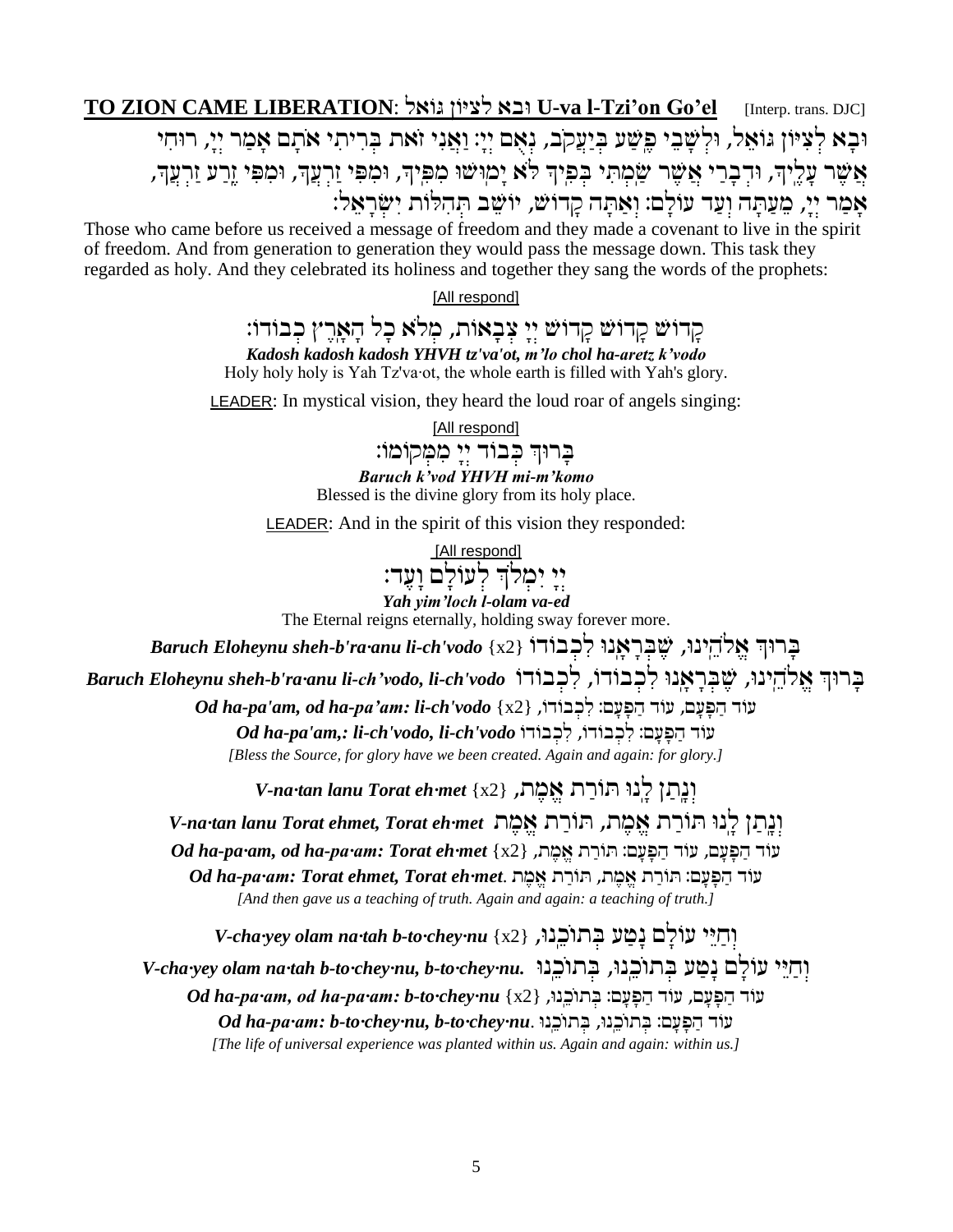**TO ZION CAME LIBERATION**: ובא לציון גּוֹאל **U-va l-Tzi'on Go'el** [Interp. trans. DJC]

וּבָא לְצִיּוֹן גּוֹאֵל, וּלְשָׁבֵי פֶשַׁע בְּיַעֲקֹב, נְאֻם יְיָ: וַאֲנִי זֹאת בְּרִיתִי אוֹתָם אָמַר יְיָ, רוּחִי אֲשֶׁר עָלֶיךָ, וּדְבָרַי אֲשֶׁר שַׂמְתִּי בְּפִיךָ לֹא יָמוּשׁוּ מִפִּיךָ, וּמִפִּי זַרְעֲךָ, וּמִפִּי זֶרַע זַרְעֲךָ, אָמַר יְיָ, מֵעַתָּה וְעַד עוֹלָם: וְאַתָּה קָדוֹשׁ, יוֹשֵׁב תְּהִלּוֹת יִשְׂרָאֵל:

Those who came before us received a message of freedom and they made a covenant to live in the spirit of freedom. And from generation to generation they would pass the message down. This task they regarded as holy. And they celebrated its holiness and together they sang the words of the prophets:

[All respond]

קָדוֹשׁ קָדוֹשׁ קָדוֹשׁ יְיָ צְבָאוֹת, מְלֹא כָל הָאָרֶץ כְּבוֹדוֹ:

***Kadosh kadosh kadosh YHVH tz'va'ot, m'lo chol ha-aretz k'vodo***

Holy holy holy is Yah Tz'va·ot, the whole earth is filled with Yah's glory.

LEADER: In mystical vision, they heard the loud roar of angels singing:

[All respond]

בָּרוּךְ כְּבוֹד יְיָ מִמְּקוֹמוֹ:

***Baruch k'vod YHVH mi-m'komo***

Blessed is the divine glory from its holy place.

LEADER: And in the spirit of this vision they responded:

[All respond]

יְיָ יִמְלֹךְ לְעוֹלָם וָעֶד:

***Yah yim'loch l-olam va-ed***

The Eternal reigns eternally, holding sway forever more.

***Baruch Eloheynu sheh-b'ra·anu li-ch'vodo*** {x2} בָּרוּךְ אֱלֹהֵינוּ, שֶׁבְּרָאָנוּ לִכְבוֹדוֹ

***Baruch Eloheynu sheh-b'ra·anu li-ch'vodo, li-ch'vodo*** בָּרוּךְ אֱלֹהֵינוּ, שֶׁבְּרָאָנוּ לִכְבוֹדוֹ, לִכְבוֹדוֹ

***Od ha-pa'am, od ha-pa'am: li-ch'vodo*** {x2} עוֹד הַפַּעַם, עוֹד הַפַּעַם: לִכְבוֹדוֹ,

***Od ha-pa'am,: li-ch'vodo, li-ch'vodo*** עוֹד הַפַּעַם: לִכְבוֹדוֹ, לִכְבוֹדוֹ

*[Bless the Source, for glory have we been created. Again and again: for glory.]*

***V-na·tan lanu Torat eh·met*** {x2} וְנָתַן לָנוּ תּוֹרַת אֱמֶת,

***V-na·tan lanu Torat ehmet, Torat eh·met*** וְנָתַן לָנוּ תּוֹרַת אֱמֶת, תּוֹרַת אֱמֶת

***Od ha-pa·am, od ha-pa·am: Torat eh·met*** {x2} עוֹד הַפַּעַם, עוֹד הַפַּעַם: תּוֹרַת אֱמֶת,

***Od ha-pa·am: Torat ehmet, Torat eh·met.*** עוֹד הַפַּעַם: תּוֹרַת אֱמֶת, תּוֹרַת אֱמֶת.

*[And then gave us a teaching of truth. Again and again: a teaching of truth.]*

***V-cha·yey olam na·tah b-to·chey·nu*** {x2} וְחַיֵּי עוֹלָם נָטַע בְּתוֹכֵנוּ,

***V-cha·yey olam na·tah b-to·chey·nu, b-to·chey·nu.*** וְחַיֵּי עוֹלָם נָטַע בְּתוֹכֵנוּ, בְּתוֹכֵנוּ

***Od ha-pa·am, od ha-pa·am: b-to·chey·nu*** {x2} עוֹד הַפַּעַם, עוֹד הַפַּעַם: בְּתוֹכֵנוּ,

***Od ha-pa·am: b-to·chey·nu, b-to·chey·nu.*** עוֹד הַפַּעַם: בְּתוֹכֵנוּ, בְּתוֹכֵנוּ.

*[The life of universal experience was planted within us. Again and again: within us.]*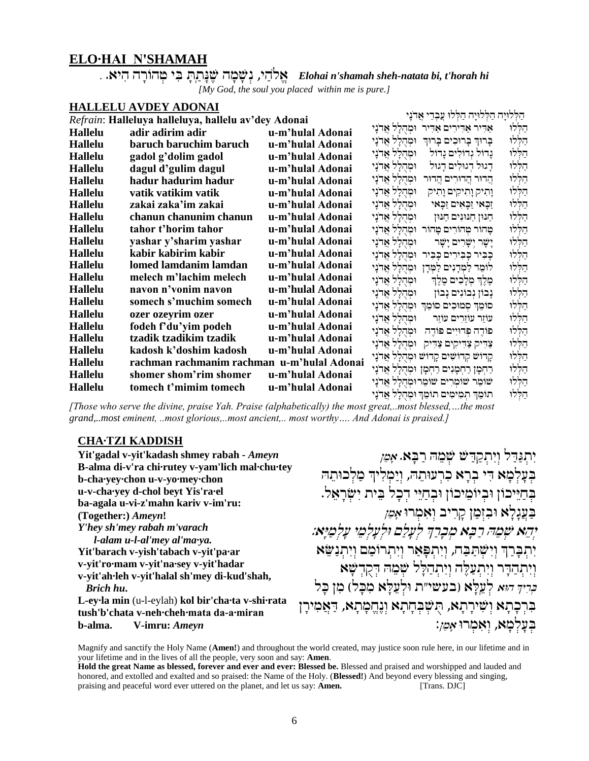## ELO·HAI N'SHAMAH

*Elohai n'shamah sheh-natata bi, t'horah hi* אֱלֹהַי, נְשָׁמָה שֶׁנָּתַתָּ בִּי טְהוֹרָה הִיא. .

*[My God, the soul you placed within me is pure.]*

## HALLELU AVDEY ADONAI

*Refrain*: **Halleluya halleluya, hallelu av'dey Adonai**

הַלְלוּיָה הַלְלוּיָה הַלְלוּ עַבְדֵי אֲדֹנָי

| | | | |
|---|---|---|---|
| **Hallelu** | **adir adirim adir** | **u-m'hulal Adonai** | הַלְלוּ אַדִּיר אַדִּירִים אַדִּיר וּמְהֻלָּל אֲדֹנָי |
| **Hallelu** | **baruch baruchim baruch** | **u-m'hulal Adonai** | הַלְלוּ בָּרוּךְ בְּרוּכִים בָּרוּךְ וּמְהֻלָּל אֲדֹנָי |
| **Hallelu** | **gadol g'dolim gadol** | **u-m'hulal Adonai** | הַלְלוּ גָּדוֹל גְּדוֹלִים גָּדוֹל וּמְהֻלָּל אֲדֹנָי |
| **Hallelu** | **dagul d'gulim dagul** | **u-m'hulal Adonai** | הַלְלוּ דָּגוּל דְּגוּלִים דָּגוּל וּמְהֻלָּל אֲדֹנָי |
| **Hallelu** | **hadur hadurim hadur** | **u-m'hulal Adonai** | הַלְלוּ הָדוּר הֲדוּרִים הָדוּר וּמְהֻלָּל אֲדֹנָי |
| **Hallelu** | **vatik vatikim vatik** | **u-m'hulal Adonai** | הַלְלוּ וָתִיק וָתִיקִים וָתִיק וּמְהֻלָּל אֲדֹנָי |
| **Hallelu** | **zakai zaka'im zakai** | **u-m'hulal Adonai** | הַלְלוּ זַכַּאי זַכָּאִים זַכַּאי וּמְהֻלָּל אֲדֹנָי |
| **Hallelu** | **chanun chanunim chanun** | **u-m'hulal Adonai** | הַלְלוּ חַנּוּן חַנּוּנִים חַנּוּן וּמְהֻלָּל אֲדֹנָי |
| **Hallelu** | **tahor t'horim tahor** | **u-m'hulal Adonai** | הַלְלוּ טָהוֹר טְהוֹרִים טָהוֹר וּמְהֻלָּל אֲדֹנָי |
| **Hallelu** | **yashar y'sharim yashar** | **u-m'hulal Adonai** | הַלְלוּ יָשָׁר יְשָׁרִים יָשָׁר וּמְהֻלָּל אֲדֹנָי |
| **Hallelu** | **kabir kabirim kabir** | **u-m'hulal Adonai** | הַלְלוּ כַּבִּיר כַּבִּירִים כַּבִּיר וּמְהֻלָּל אֲדֹנָי |
| **Hallelu** | **lomed lamdanim lamdan** | **u-m'hulal Adonai** | הַלְלוּ לוֹמֵד לַמְדָנִים לַמְדָן וּמְהֻלָּל אֲדֹנָי |
| **Hallelu** | **melech m'lachim melech** | **u-m'hulal Adonai** | הַלְלוּ מֶלֶךְ מְלָכִים מֶלֶךְ וּמְהֻלָּל אֲדֹנָי |
| **Hallelu** | **navon n'vonim navon** | **u-m'hulal Adonai** | הַלְלוּ נָבוֹן נְבוֹנִים נָבוֹן וּמְהֻלָּל אֲדֹנָי |
| **Hallelu** | **somech s'muchim somech** | **u-m'hulal Adonai** | הַלְלוּ סוֹמֵךְ סְמוּכִים סוֹמֵךְ וּמְהֻלָּל אֲדֹנָי |
| **Hallelu** | **ozer ozeyrim ozer** | **u-m'hulal Adonai** | הַלְלוּ עוֹזֵר עוֹזְרִים עוֹזֵר וּמְהֻלָּל אֲדֹנָי |
| **Hallelu** | **fodeh f'du'yim podeh** | **u-m'hulal Adonai** | הַלְלוּ פּוֹדֶה פְּדוּיִים פּוֹדֶה וּמְהֻלָּל אֲדֹנָי |
| **Hallelu** | **tzadik tzadikim tzadik** | **u-m'hulal Adonai** | הַלְלוּ צַדִּיק צַדִּיקִים צַדִּיק וּמְהֻלָּל אֲדֹנָי |
| **Hallelu** | **kadosh k'doshim kadosh** | **u-m'hulal Adonai** | הַלְלוּ קָדוֹשׁ קְדוֹשִׁים קָדוֹשׁ וּמְהֻלָּל אֲדֹנָי |
| **Hallelu** | **rachman rachmanim rachman** | **u-m'hulal Adonai** | הַלְלוּ רַחְמָן רַחְמָנִים רַחְמָן וּמְהֻלָּל אֲדֹנָי |
| **Hallelu** | **shomer shom'rim shomer** | **u-m'hulal Adonai** | הַלְלוּ שׁוֹמֵר שׁוֹמְרִים שׁוֹמֵר וּמְהֻלָּל אֲדֹנָי |
| **Hallelu** | **tomech t'mimim tomech** | **u-m'hulal Adonai** | הַלְלוּ תּוֹמֵךְ תְּמִימִים תּוֹמֵךְ וּמְהֻלָּל אֲדֹנָי |

*[Those who serve the divine, praise Yah. Praise (alphabetically) the most great,..most blessed,…the most grand,..most eminent, ..most glorious,..most ancient,.. most worthy…. And Adonai is praised.]*

## CHA·TZI KADDISH

**Yit'gadal v-yit'kadash shmey rabah -** ***Ameyn***
**B-alma di-v'ra chi·rutey v-yam'lich mal·chu·tey**
**b-cha·yey·chon u-v-yo·mey·chon**
**u-v-cha·yey d-chol beyt Yis'ra·el**
**ba-agala u-vi-z'mahn kariv v-im'ru:**
**(Together:)** ***Ameyn*****!**
***Y'hey sh'mey rabah m'varach***
***l-alam u-l-al'mey al'ma·ya.***
**Yit'barach v-yish'tabach v-yit'pa·ar**
**v-yit'ro·mam v-yit'na·sey v-yit'hadar**
**v-yit'ah·leh v-yit'halal sh'mey di-kud'shah,**
***Brich hu*****.**
**L-ey·la min** (u-l-eylah) **kol bir'cha·ta v-shi·rata**
**tush'b'chata v-neh·cheh·mata da-a·miran**
**b-alma. V-imru:** ***Ameyn***

יִתְגַּדַּל וְיִתְקַדַּשׁ שְׁמֵהּ רַבָּא. *אָמֵן*
בְּעָלְמָא דִּי בְרָא כִרְעוּתֵהּ, וְיַמְלִיךְ מַלְכוּתֵהּ
בְּחַיֵּיכוֹן וּבְיוֹמֵיכוֹן וּבְחַיֵּי דְכָל בֵּית יִשְׂרָאֵל.
בַּעֲגָלָא וּבִזְמַן קָרִיב וְאִמְרוּ *אָמֵן*
*יְהֵא שְׁמֵהּ רַבָּא מְבָרַךְ לְעָלַם וּלְעָלְמֵי עָלְמַיָּא:*
יִתְבָּרַךְ וְיִשְׁתַּבַּח, וְיִתְפָּאַר וְיִתְרוֹמַם וְיִתְנַשֵּׂא
וְיִתְהַדָּר וְיִתְעַלֶּה וְיִתְהַלָּל שְׁמֵהּ דְּקֻדְשָׁא
*בְּרִיךְ הוּא* לְעֵלָּא (בעשי״ת וּלְעֵלָּא מִכָּל) מִן כָּל
בִּרְכָתָא וְשִׁירָתָא, תֻּשְׁבְּחָתָא וְנֶחֱמָתָא, דַּאֲמִירָן
בְּעָלְמָא, וְאִמְרוּ *אָמֵן:*

Magnify and sanctify the Holy Name (**Amen!**) and throughout the world created, may justice soon rule here, in our lifetime and in your lifetime and in the lives of all the people, very soon and say: **Amen**.
**Hold the great Name as blessed, forever and ever and ever: Blessed be.** Blessed and praised and worshipped and lauded and honored, and extolled and exalted and so praised: the Name of the Holy. (**Blessed!**) And beyond every blessing and singing, praising and peaceful word ever uttered on the planet, and let us say: **Amen.** [Trans. DJC]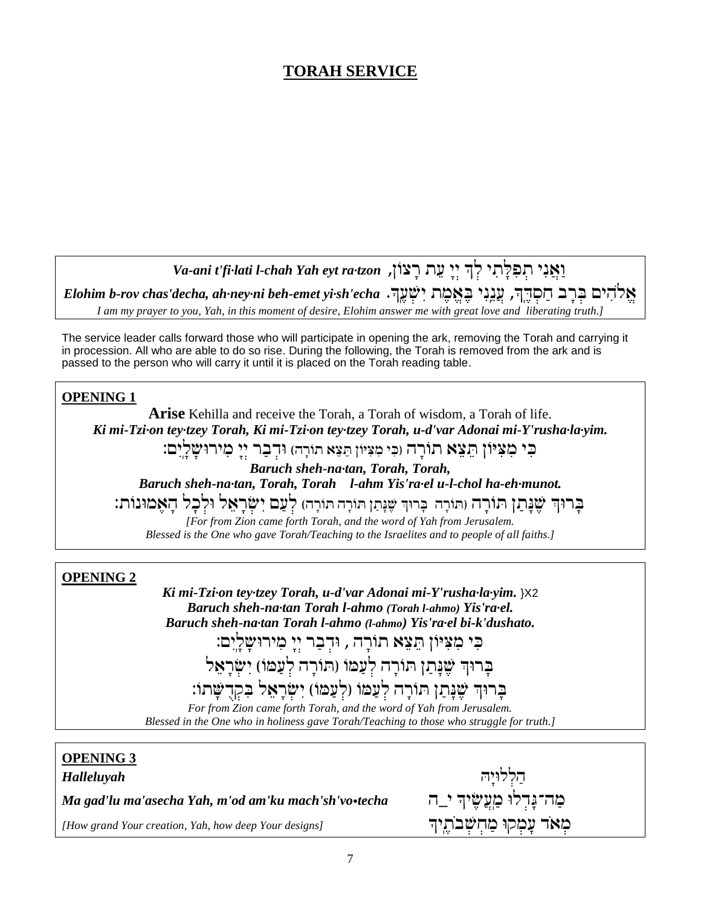# TORAH SERVICE

***Va-ani t'fi·lati l-chah Yah eyt ra·tzon,*** וַאֲנִי תְפִלָּתִי לְךָ יְיָ עֵת רָצוֹן,
***Elohim b-rov chas'decha, ah·ney·ni beh-emet yi·sh'echa.*** אֱלֹהִים בְּרָב חַסְדֶּךָ, עֲנֵנִי בֶּאֱמֶת יִשְׁעֶךָ.
*I am my prayer to you, Yah, in this moment of desire, Elohim answer me with great love and liberating truth.]*

The service leader calls forward those who will participate in opening the ark, removing the Torah and carrying it in procession. All who are able to do so rise. During the following, the Torah is removed from the ark and is passed to the person who will carry it until it is placed on the Torah reading table.

**OPENING 1**

**Arise** Kehilla and receive the Torah, a Torah of wisdom, a Torah of life.
***Ki mi-Tzi·on tey·tzey Torah, Ki mi-Tzi·on tey·tzey Torah, u-d'var Adonai mi-Y'rusha·la·yim.***
כִּי מִצִּיּוֹן תֵּצֵא תוֹרָה (כִּי מִצִּיּוֹן תֵּצֵא תוֹרָה) וּדְבַר יְיָ מִירוּשָׁלָיִם:
***Baruch sheh-na·tan, Torah, Torah,***
***Baruch sheh-na·tan, Torah, Torah l-ahm Yis'ra·el u-l-chol ha-eh·munot.***
בָּרוּךְ שֶׁנָּתַן תּוֹרָה (תּוֹרָה בָּרוּךְ שֶׁנָּתַן תּוֹרָה תּוֹרָה) לְעַם יִשְׂרָאֵל וּלְכָל הָאֱמוּנוֹת:
*[For from Zion came forth Torah, and the word of Yah from Jerusalem.*
*Blessed is the One who gave Torah/Teaching to the Israelites and to people of all faiths.]*

**OPENING 2**

***Ki mi-Tzi·on tey·tzey Torah, u-d'var Adonai mi-Y'rusha·la·yim.*** }X2
***Baruch sheh-na·tan Torah l-ahmo (Torah l-ahmo) Yis'ra·el.***
***Baruch sheh-na·tan Torah l-ahmo (l-ahmo) Yis'ra·el bi-k'dushato.***
כִּי מִצִּיּוֹן תֵּצֵא תוֹרָה , וּדְבַר יְיָ מִירוּשָׁלָיִם:
בָּרוּךְ שֶׁנָּתַן תּוֹרָה לְעַמּוֹ (תּוֹרָה לְעַמּוֹ) יִשְׂרָאֵל
בָּרוּךְ שֶׁנָּתַן תּוֹרָה לְעַמּוֹ (לְעַמּוֹ) יִשְׂרָאֵל בִּקְדֻשָּׁתוֹ:
*For from Zion came forth Torah, and the word of Yah from Jerusalem.*
*Blessed in the One who in holiness gave Torah/Teaching to those who struggle for truth.]*

**OPENING 3**

***Halleluyah*** הַלְלוּיָהּ

***Ma gad'lu ma'asecha Yah, m'od am'ku mach'sh'vo•techa*** מַה־גָּדְלוּ מַעֲשֶׂיךָ י_ה

*[How grand Your creation, Yah, how deep Your designs]* מְאֹד עָמְקוּ מַחְשְׁבֹתֶיךָ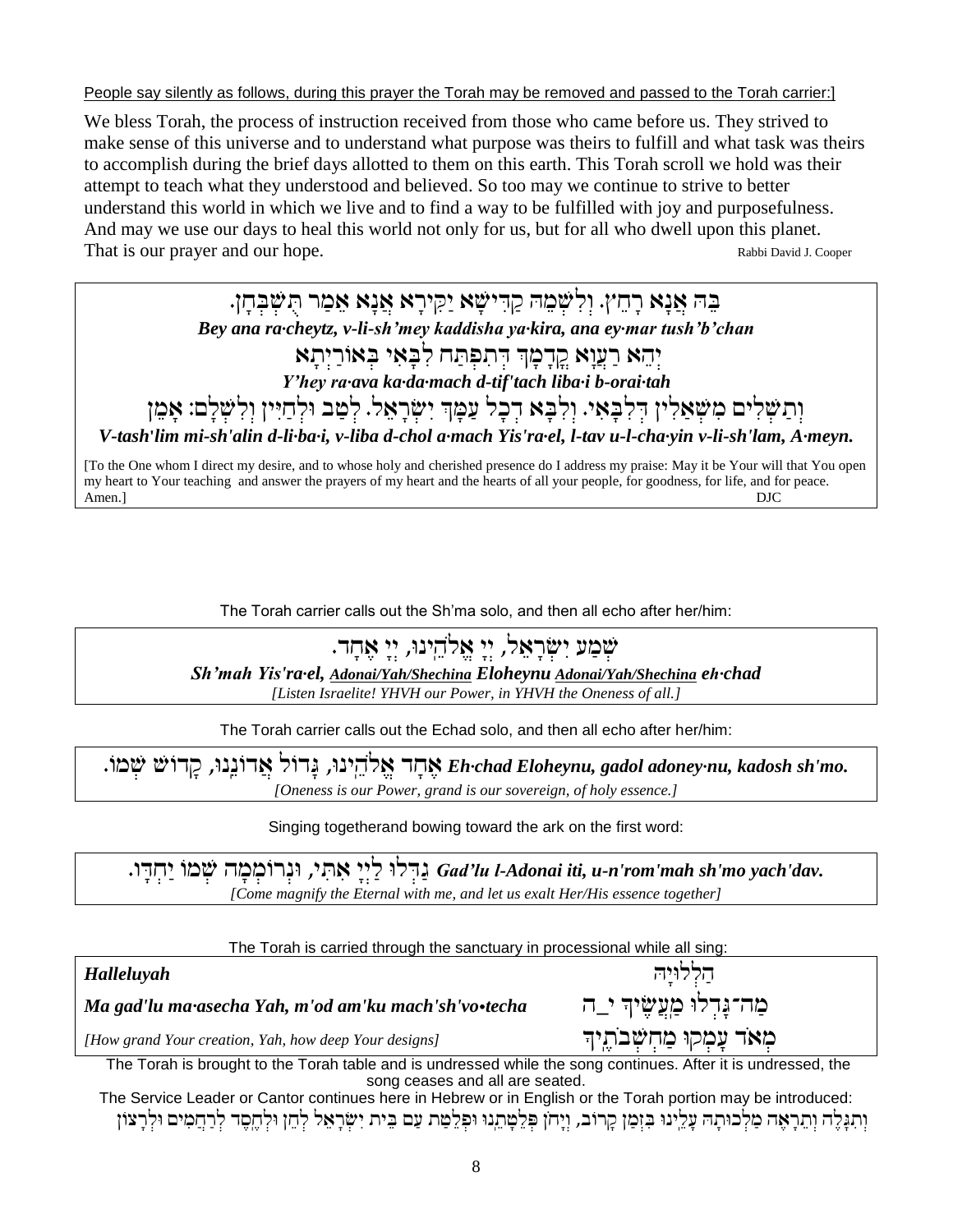People say silently as follows, during this prayer the Torah may be removed and passed to the Torah carrier:]

We bless Torah, the process of instruction received from those who came before us. They strived to make sense of this universe and to understand what purpose was theirs to fulfill and what task was theirs to accomplish during the brief days allotted to them on this earth. This Torah scroll we hold was their attempt to teach what they understood and believed. So too may we continue to strive to better understand this world in which we live and to find a way to be fulfilled with joy and purposefulness. And may we use our days to heal this world not only for us, but for all who dwell upon this planet. That is our prayer and our hope. Rabbi David J. Cooper

בֵּהּ אֲנָא רָחֵיץ. וְלִשְׁמֵהּ קַדִּישָׁא יַקִּירָא אֲנָא אֵמַר תֻּשְׁבְּחָן.

***Bey ana ra·cheytz, v-li-sh'mey kaddisha ya·kira, ana ey·mar tush'b'chan***

יְהֵא רַעֲוָא קֳדָמָךְ דְּתִפְתַּח לִבָּאִי בְּאוֹרַיְתָא

***Y'hey ra·ava ka·da·mach d-tif'tach liba·i b-orai·tah***

וְתַשְׁלִים מִשְׁאֲלִין דְּלִבָּאִי. וְלִבָּא דְכָל עַמָּךְ יִשְׂרָאֵל. לְטַב וּלְחַיִּין וְלִשְׁלָם: אָמֵן

***V-tash'lim mi-sh'alin d-li·ba·i, v-liba d-chol a·mach Yis'ra·el, l-tav u-l-cha·yin v-li-sh'lam, A·meyn.***

[To the One whom I direct my desire, and to whose holy and cherished presence do I address my praise: May it be Your will that You open my heart to Your teaching and answer the prayers of my heart and the hearts of all your people, for goodness, for life, and for peace. Amen.] DJC

The Torah carrier calls out the Sh'ma solo, and then all echo after her/him:

שְׁמַע יִשְׂרָאֵל, יְיָ אֱלֹהֵינוּ, יְיָ אֶחָד.

***Sh'mah Yis'ra·el, Adonai/Yah/Shechina Eloheynu Adonai/Yah/Shechina eh·chad***

*[Listen Israelite! YHVH our Power, in YHVH the Oneness of all.]*

The Torah carrier calls out the Echad solo, and then all echo after her/him:

אֶחָד אֱלֹהֵינוּ, גָּדוֹל אֲדוֹנֵנוּ, קָדוֹשׁ שְׁמוֹ. ***Eh·chad Eloheynu, gadol adoney·nu, kadosh sh'mo.***

*[Oneness is our Power, grand is our sovereign, of holy essence.]*

Singing togetherand bowing toward the ark on the first word:

גַּדְּלוּ לַייָ אִתִּי, וּנְרוֹמְמָה שְׁמוֹ יַחְדָּו. ***Gad'lu l-Adonai iti, u-n'rom'mah sh'mo yach'dav.***

*[Come magnify the Eternal with me, and let us exalt Her/His essence together]*

The Torah is carried through the sanctuary in processional while all sing:

| | |
|---|---|
| ***Halleluyah*** | הַלְלוּיָה |
| ***Ma gad'lu ma·asecha Yah, m'od am'ku mach'sh'vo•techa*** | מַה־גָּדְלוּ מַעֲשֶׂיךָ י_ה |
| *[How grand Your creation, Yah, how deep Your designs]* | מְאֹד עָמְקוּ מַחְשְׁבֹתֶיךָ |

The Torah is brought to the Torah table and is undressed while the song continues. After it is undressed, the song ceases and all are seated.

The Service Leader or Cantor continues here in Hebrew or in English or the Torah portion may be introduced:

וְתִגָּלֶה וְתֵרָאֶה מַלְכוּתָהּ עָלֵינוּ בִּזְמַן קָרוֹב, וְיָחֹן פְּלֵטָתֵנוּ וּפְלֵטַת עַם בֵּית יִשְׂרָאֵל לְחֵן וּלְחֶסֶד לְרַחֲמִים וּלְרָצוֹן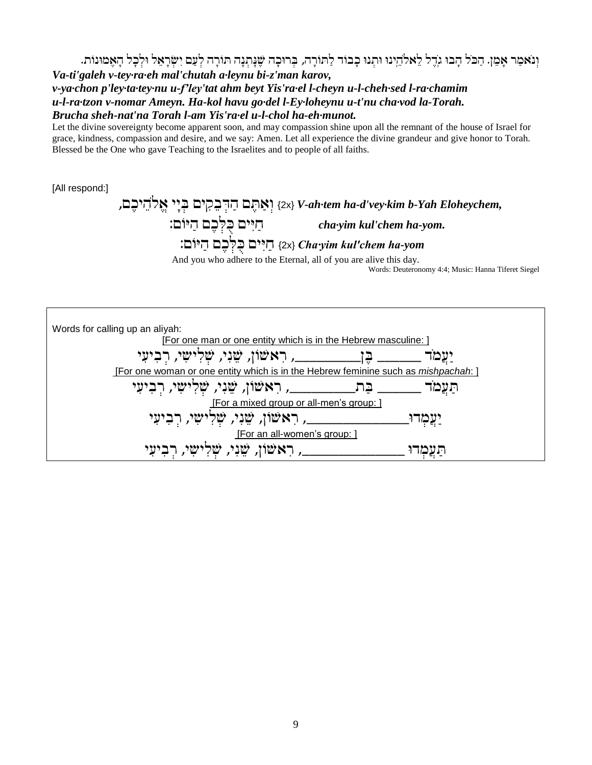וְנֹאמַר אָמֵן. הַכֹּל הָבוּ גֹדֶל לֵאלֹהֵינוּ וּתְנוּ כָבוֹד לַתּוֹרָה, בְּרוּכָה שֶׁנָּתְנָה תּוֹרָה לְעַם יִשְׂרָאֵל וּלְכָל הָאֱמוּנוֹת.

***Va-ti'galeh v-tey·ra·eh mal'chutah a·leynu bi-z'man karov,***
***v-ya·chon p'ley·ta·tey·nu u-f'ley'tat ahm beyt Yis'ra·el l-cheyn u-l-cheh·sed l-ra·chamim***
***u-l-ra·tzon v-nomar Ameyn. Ha-kol havu go·del l-Ey·loheynu u-t'nu cha·vod la-Torah.***
***Brucha sheh-nat'na Torah l-am Yis'ra·el u-l-chol ha-eh·munot.***

Let the divine sovereignty become apparent soon, and may compassion shine upon all the remnant of the house of Israel for grace, kindness, compassion and desire, and we say: Amen. Let all experience the divine grandeur and give honor to Torah. Blessed be the One who gave Teaching to the Israelites and to people of all faiths.

[All respond:]

{2x} וְאַתֶּם הַדְּבֵקִים בְּיָי אֱלֹהֵיכֶם, ***V-ah·tem ha-d'vey·kim b-Yah Eloheychem,***
חַיִּים כֻּלְּכֶם הַיּוֹם: ***cha·yim kul'chem ha-yom.***
{2x} חַיִּים כֻּלְּכֶם הַיּוֹם: ***Cha·yim kul'chem ha-yom***

And you who adhere to the Eternal, all of you are alive this day.

Words: Deuteronomy 4:4; Music: Hanna Tiferet Siegel

Words for calling up an aliyah:

[For one man or one entity which is in the Hebrew masculine: ]

יַעֲמֹד ______ בֶּן__________, רִאשׁוֹן, שֵׁנִי, שְׁלִישִׁי, רְבִיעִי

[For one woman or one entity which is in the Hebrew feminine such as *mishpachah*: ]

תַּעֲמֹד ______ בַּת__________, רִאשׁוֹן, שֵׁנִי, שְׁלִישִׁי, רְבִיעִי

[For a mixed group or all-men's group: ]

יַעַמְדוּ_______________, רִאשׁוֹן, שֵׁנִי, שְׁלִישִׁי, רְבִיעִי

[For an all-women's group: ]

תַּעֲמֹדוּ _______________, רִאשׁוֹן, שֵׁנִי, שְׁלִישִׁי, רְבִיעִי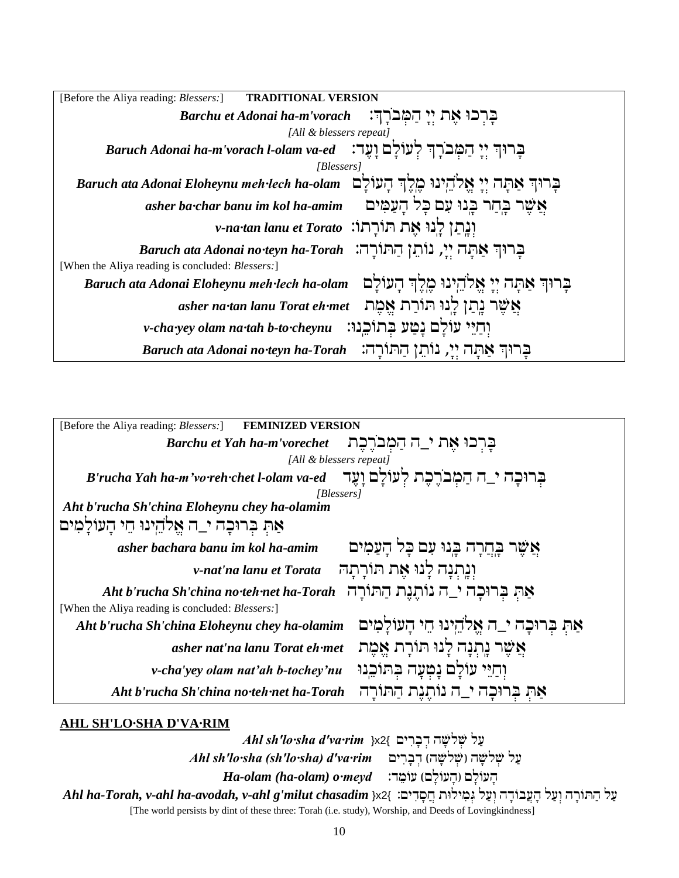[Before the Aliya reading: *Blessers:*] **TRADITIONAL VERSION**

***Barchu et Adonai ha-m'vorach*** בָּרְכוּ אֶת יְיָ הַמְבֹרָךְ:

*[All & blessers repeat]*

***Baruch Adonai ha-m'vorach l-olam va-ed*** בָּרוּךְ יְיָ הַמְבֹרָךְ לְעוֹלָם וָעֶד:

*[Blessers]*

***Baruch ata Adonai Eloheynu meh·lech ha-olam*** בָּרוּךְ אַתָּה יְיָ אֱלֹהֵינוּ מֶלֶךְ הָעוֹלָם

***asher ba·char banu im kol ha-amim*** אֲשֶׁר בָּחַר בָּנוּ עִם כָּל הָעַמִּים

***v-na·tan lanu et Torato*** וְנָתַן לָנוּ אֶת תּוֹרָתוֹ:

***Baruch ata Adonai no·teyn ha-Torah*** בָּרוּךְ אַתָּה יְיָ, נוֹתֵן הַתּוֹרָה:

[When the Aliya reading is concluded: *Blessers:*]

***Baruch ata Adonai Eloheynu meh·lech ha-olam*** בָּרוּךְ אַתָּה יְיָ אֱלֹהֵינוּ מֶלֶךְ הָעוֹלָם

***asher na·tan lanu Torat eh·met*** אֲשֶׁר נָתַן לָנוּ תּוֹרַת אֱמֶת

***v-cha·yey olam na·tah b-to·cheynu*** וְחַיֵּי עוֹלָם נָטַע בְּתוֹכֵנוּ:

***Baruch ata Adonai no·teyn ha-Torah*** בָּרוּךְ אַתָּה יְיָ, נוֹתֵן הַתּוֹרָה:

---

[Before the Aliya reading: *Blessers:*] **FEMINIZED VERSION**

***Barchu et Yah ha-m'vorechet*** בָּרְכוּ אֶת י_ה הַמְבֹרֶכֶת

*[All & blessers repeat]*

***B'rucha Yah ha-m'vo·reh·chet l-olam va-ed*** בְּרוּכָה י_ה הַמְבֹרֶכֶת לְעוֹלָם וָעֶד

*[Blessers]*

***Aht b'rucha Sh'china Eloheynu chey ha-olamim***

אַתְּ בְּרוּכָה י_ה אֱלֹהֵינוּ חֵי הָעוֹלָמִים

***asher bachara banu im kol ha-amim*** אֲשֶׁר בָּחֲרָה בָּנוּ עִם כָּל הָעַמִּים

***v-nat'na lanu et Torata*** וְנָתְנָה לָנוּ אֶת תּוֹרָתָהּ

***Aht b'rucha Sh'china no·teh·net ha-Torah*** אַתְּ בְּרוּכָה י_ה נוֹתֶנֶת הַתּוֹרָה

[When the Aliya reading is concluded: *Blessers:*]

***Aht b'rucha Sh'china Eloheynu chey ha-olamim*** אַתְּ בְּרוּכָה י_ה אֱלֹהֵינוּ חֵי הָעוֹלָמִים

***asher nat'na lanu Torat eh·met*** אֲשֶׁר נָתְנָה לָנוּ תּוֹרַת אֱמֶת

***v-cha'yey olam nat'ah b-tochey'nu*** וְחַיֵּי עוֹלָם נָטְעָה בְּתוֹכֵנוּ

***Aht b'rucha Sh'china no·teh·net ha-Torah*** אַתְּ בְּרוּכָה י_ה נוֹתֶנֶת הַתּוֹרָה

## AHL SH'LO·SHA D'VA·RIM

***Ahl sh'lo·sha d'va·rim*** }x2{ עַל שְׁלֹשָׁה דְבָרִים

***Ahl sh'lo·sha (sh'lo·sha) d'va·rim*** עַל שְׁלֹשָׁה (שְׁלֹשָׁה) דְבָרִים

***Ha-olam (ha-olam) o·meyd*** הָעוֹלָם (הָעוֹלָם) עוֹמֵד:

***Ahl ha-Torah, v-ahl ha-avodah, v-ahl g'milut chasadim*** }x2{ עַל הַתּוֹרָה וְעַל הָעֲבוֹדָה וְעַל גְּמִילוּת חֲסָדִים:

[The world persists by dint of these three: Torah (i.e. study), Worship, and Deeds of Lovingkindness]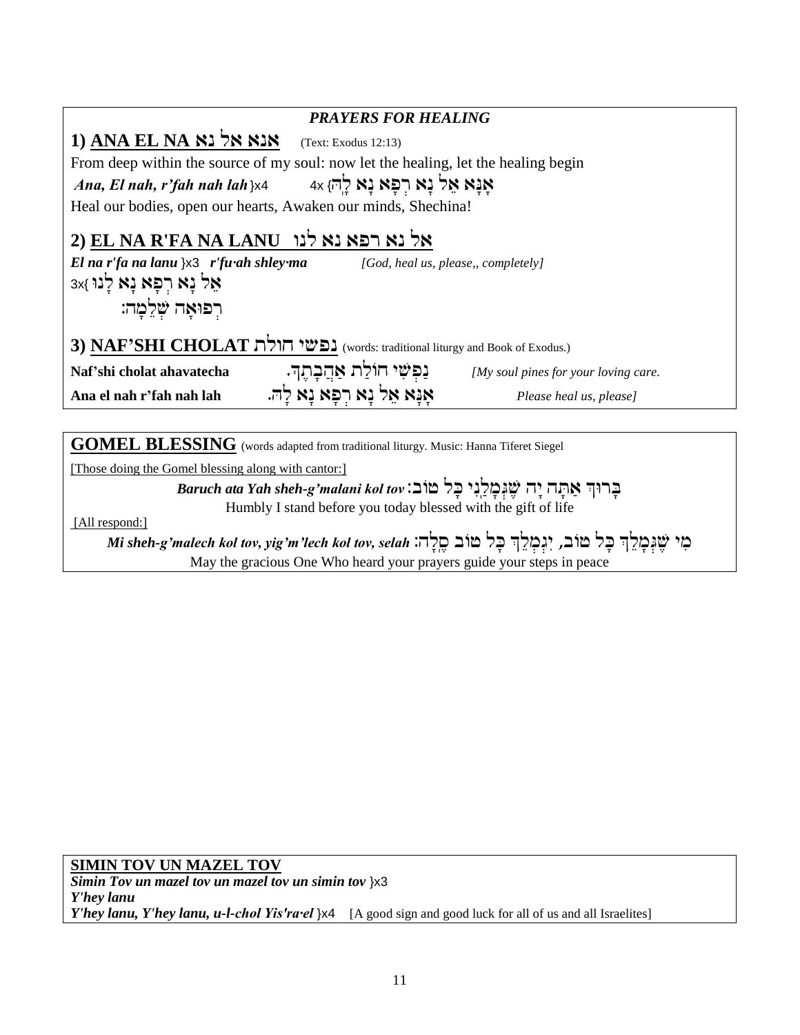## *PRAYERS FOR HEALING*

### 1) ANA EL NA אנא אל נא (Text: Exodus 12:13)

From deep within the source of my soul: now let the healing, let the healing begin

***Ana, El nah, r'fah nah lah*** }x4 אָנָּא אֵל נָא רְפָא נָא לָהּ{ 4x

Heal our bodies, open our hearts, Awaken our minds, Shechina!

### 2) EL NA R'FA NA LANU אל נא רפא נא לנו

***El na r'fa na lanu*** }x3 ***r'fu·ah shley·ma*** *[God, heal us, please,, completely]*

אֵל נָא רְפָא נָא לָנוּ{ 3x

רְפוּאָה שְׁלֵמָה:

### 3) NAF'SHI CHOLAT נפשי חולת (words: traditional liturgy and Book of Exodus.)

**Naf'shi cholat ahavatecha** נַפְשִׁי חוֹלַת אַהֲבָתֶךָ. *[My soul pines for your loving care.*

**Ana el nah r'fah nah lah** אָנָּא אֵל נָא רְפָא נָא לָהּ. *Please heal us, please]*

---

## GOMEL BLESSING (words adapted from traditional liturgy. Music: Hanna Tiferet Siegel

[Those doing the Gomel blessing along with cantor:]

***Baruch ata Yah sheh-g'malani kol tov*** :בָּרוּךְ אַתָּה יָה שֶׁגְּמָלַנִי כָּל טוֹב

Humbly I stand before you today blessed with the gift of life

[All respond:]

***Mi sheh-g'malech kol tov, yig'm'lech kol tov, selah*** :מִי שֶׁגְּמָלֵךְ כָּל טוֹב, יִגְמְלֵךְ כָּל טוֹב סֶלָה

May the gracious One Who heard your prayers guide your steps in peace

---

## SIMIN TOV UN MAZEL TOV

***Simin Tov un mazel tov un mazel tov un simin tov*** }x3

***Y'hey lanu***

***Y'hey lanu, Y'hey lanu, u-l-chol Yis'ra·el*** }x4 [A good sign and good luck for all of us and all Israelites]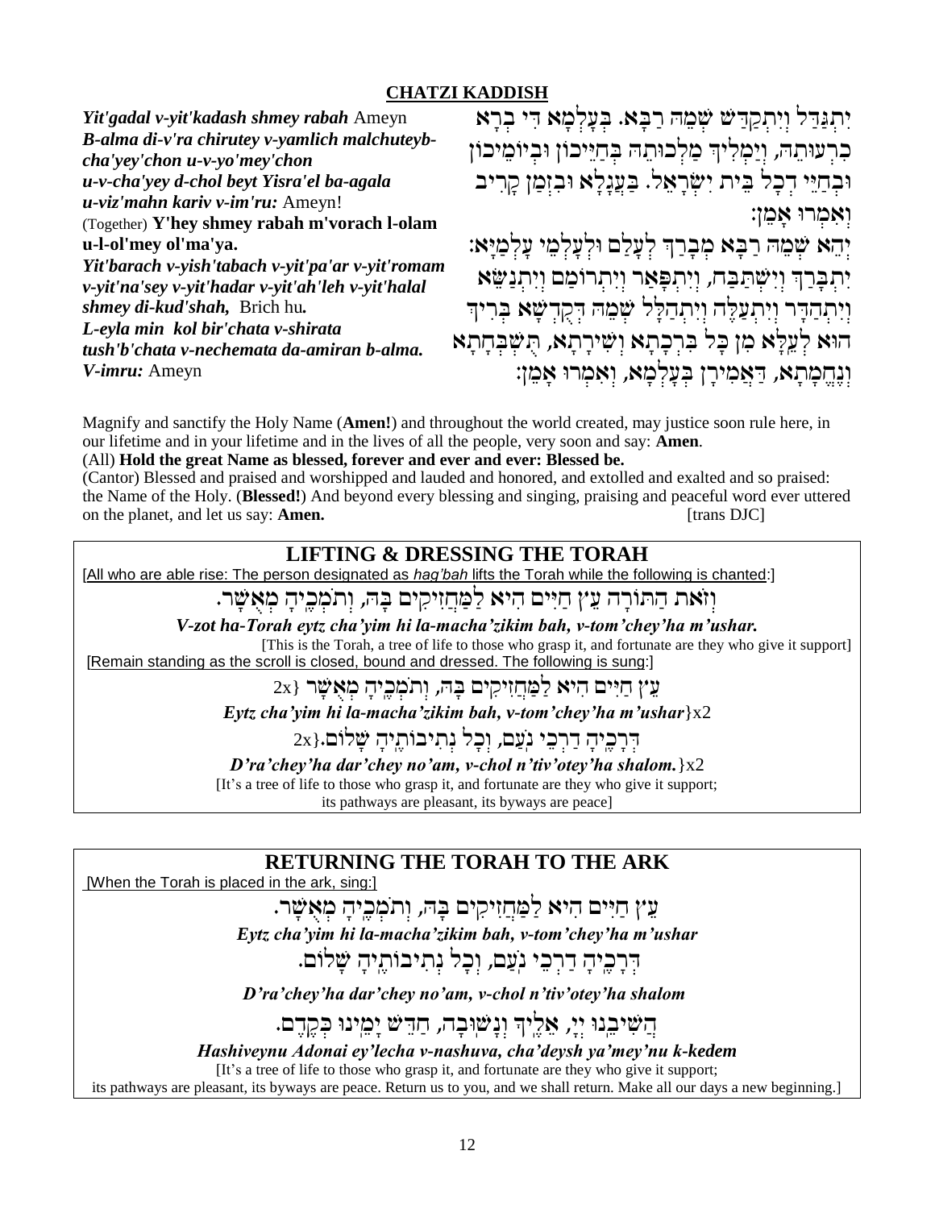## CHATZI KADDISH

*Yit'gadal v-yit'kadash shmey rabah* Ameyn
*B-alma di-v'ra chirutey v-yamlich malchuteyb-cha'yey'chon u-v-yo'mey'chon*
*u-v-cha'yey d-chol beyt Yisra'el ba-agala*
*u-viz'mahn kariv v-im'ru:* Ameyn!
(Together) **Y'hey shmey rabah m'vorach l-olam u-l-ol'mey ol'ma'ya.**
*Yit'barach v-yish'tabach v-yit'pa'ar v-yit'romam v-yit'na'sey v-yit'hadar v-yit'ah'leh v-yit'halal shmey di-kud'shah,* Brich hu*.*
*L-eyla min kol bir'chata v-shirata tush'b'chata v-nechemata da-amiran b-alma.*
*V-imru:* Ameyn

יִתְגַּדַּל וְיִתְקַדַּשׁ שְׁמֵהּ רַבָּא. בְּעָלְמָא דִּי בְרָא כִרְעוּתֵהּ, וְיַמְלִיךְ מַלְכוּתֵהּ בְּחַיֵּיכוֹן וּבְיוֹמֵיכוֹן וּבְחַיֵּי דְכָל בֵּית יִשְׂרָאֵל. בַּעֲגָלָא וּבִזְמַן קָרִיב וְאִמְרוּ אָמֵן:
יְהֵא שְׁמֵהּ רַבָּא מְבָרַךְ לְעָלַם וּלְעָלְמֵי עָלְמַיָּא:
יִתְבָּרַךְ וְיִשְׁתַּבַּח, וְיִתְפָּאַר וְיִתְרוֹמַם וְיִתְנַשֵּׂא וְיִתְהַדָּר וְיִתְעַלֶּה וְיִתְהַלָּל שְׁמֵהּ דְּקֻדְשָׁא בְּרִיךְ הוּא לְעֵלָּא מִן כָּל בִּרְכָתָא וְשִׁירָתָא, תֻּשְׁבְּחָתָא וְנֶחֱמָתָא, דַּאֲמִירָן בְּעָלְמָא, וְאִמְרוּ אָמֵן:

Magnify and sanctify the Holy Name (**Amen!**) and throughout the world created, may justice soon rule here, in our lifetime and in your lifetime and in the lives of all the people, very soon and say: **Amen**.
(All) **Hold the great Name as blessed, forever and ever and ever: Blessed be.**
(Cantor) Blessed and praised and worshipped and lauded and honored, and extolled and exalted and so praised: the Name of the Holy. (**Blessed!**) And beyond every blessing and singing, praising and peaceful word ever uttered on the planet, and let us say: **Amen.** [trans DJC]

## LIFTING & DRESSING THE TORAH

[All who are able rise: The person designated as *hag'bah* lifts the Torah while the following is chanted:]

וְזֹאת הַתּוֹרָה עֵץ חַיִּים הִיא לַמַּחֲזִיקִים בָּהּ, וְתֹמְכֶיהָ מְאֻשָּׁר.

***V-zot ha-Torah eytz cha'yim hi la-macha'zikim bah, v-tom'chey'ha m'ushar.***

[This is the Torah, a tree of life to those who grasp it, and fortunate are they who give it support]

[Remain standing as the scroll is closed, bound and dressed. The following is sung:]

עֵץ חַיִּים הִיא לַמַּחֲזִיקִים בָּהּ, וְתֹמְכֶיהָ מְאֻשָּׁר {2x

***Eytz cha'yim hi la-macha'zikim bah, v-tom'chey'ha m'ushar***}x2

דְּרָכֶיהָ דַרְכֵי נֹעַם, וְכָל נְתִיבוֹתֶיהָ שָׁלוֹם.{2x

***D'ra'chey'ha dar'chey no'am, v-chol n'tiv'otey'ha shalom.***}x2

[It's a tree of life to those who grasp it, and fortunate are they who give it support;
its pathways are pleasant, its byways are peace]

## RETURNING THE TORAH TO THE ARK

[When the Torah is placed in the ark, sing:]

עֵץ חַיִּים הִיא לַמַּחֲזִיקִים בָּהּ, וְתֹמְכֶיהָ מְאֻשָּׁר.

***Eytz cha'yim hi la-macha'zikim bah, v-tom'chey'ha m'ushar***

דְּרָכֶיהָ דַרְכֵי נֹעַם, וְכָל נְתִיבוֹתֶיהָ שָׁלוֹם.

***D'ra'chey'ha dar'chey no'am, v-chol n'tiv'otey'ha shalom***

הֲשִׁיבֵנוּ יְיָ, אֵלֶיךָ וְנָשׁוּבָה, חַדֵּשׁ יָמֵינוּ כְּקֶדֶם.

***Hashiveynu Adonai ey'lecha v-nashuva, cha'deysh ya'mey'nu k-kedem***

[It's a tree of life to those who grasp it, and fortunate are they who give it support;
its pathways are pleasant, its byways are peace. Return us to you, and we shall return. Make all our days a new beginning.]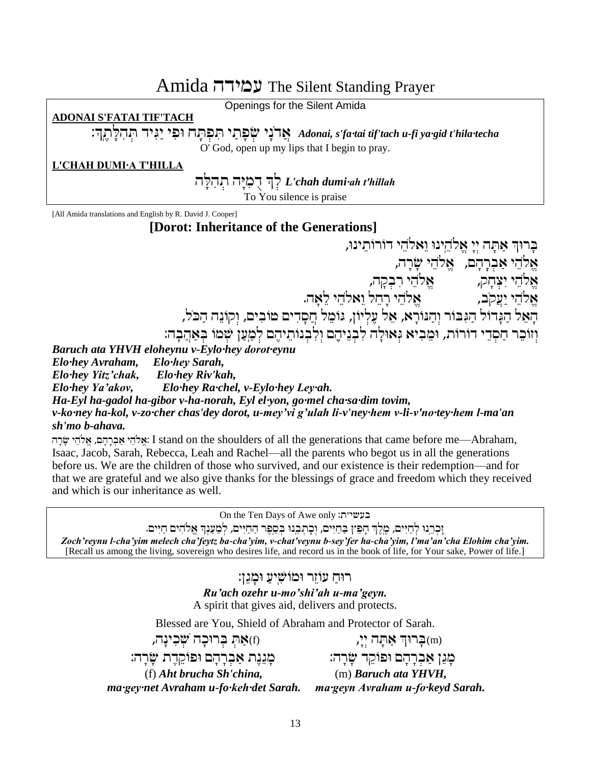# Amida עמידה The Silent Standing Prayer

Openings for the Silent Amida

**ADONAI S'FATAI TIF'TACH**

אֲדֹנָי שְׂפָתַי תִּפְתָּח וּפִי יַגִּיד תְּהִלָּתֶךָ: ***Adonai, s'fa·tai tif'tach u-fi ya·gid t'hila·techa***

O' God, open up my lips that I begin to pray.

**L'CHAH DUMI·A T'HILLA**

לְךָ דֻמִיָּה תְהִלָּה ***L'chah dumi·ah t'hillah***

To You silence is praise

[All Amida translations and English by R. David J. Cooper]

## [Dorot: Inheritance of the Generations]

בָּרוּךְ אַתָּה יְיָ אֱלֹהֵינוּ וֵאלֹהֵי דוֹרוֹתֵינוּ,
אֱלֹהֵי אַבְרָהָם, אֱלֹהֵי שָׂרָה,
אֱלֹהֵי יִצְחָק, אֱלֹהֵי רִבְקָה,
אֱלֹהֵי יַעֲקֹב, אֱלֹהֵי רָחֵל וֵאלֹהֵי לֵאָה.
הָאֵל הַגָּדוֹל הַגִּבּוֹר וְהַנּוֹרָא, אֵל עֶלְיוֹן, גּוֹמֵל חֲסָדִים טוֹבִים, וְקוֹנֵה הַכֹּל,
וְזוֹכֵר חַסְדֵי דוֹרוֹת, וּמֵבִיא גְּאוּלָּה לִבְנֵיהֶם וְלִבְנוֹתֵיהֶם לְמַעַן שְׁמוֹ בְּאַהֲבָה:

***Baruch ata YHVH eloheynu v-Eylo·hey dorot·eynu***
***Elo·hey Avraham, Elo·hey Sarah,***
***Elo·hey Yitz'chak, Elo·hey Riv'kah,***
***Elo·hey Ya'akov, Elo·hey Ra·chel, v-Eylo·hey Ley·ah.***
***Ha-Eyl ha-gadol ha-gibor v-ha-norah, Eyl el·yon, go·mel cha·sa·dim tovim,***
***v-ko·ney ha-kol, v-zo·cher chas'dey dorot, u-mey'vi g'ulah li-v'ney·hem v-li-v'no·tey·hem l-ma'an sh'mo b-ahava.***

אֱלֹהֵי אַבְרָהָם, אֱלֹהֵי שָׂרָה: I stand on the shoulders of all the generations that came before me—Abraham, Isaac, Jacob, Sarah, Rebecca, Leah and Rachel—all the parents who begot us in all the generations before us. We are the children of those who survived, and our existence is their redemption—and for that we are grateful and we also give thanks for the blessings of grace and freedom which they received and which is our inheritance as well.

On the Ten Days of Awe only :בעשי"ת

זָכְרֵנוּ לְחַיִּים, מֶלֶךְ חָפֵץ בַּחַיִּים, וְכָתְבֵנוּ בְּסֵפֶר הַחַיִּים, לְמַעַנְךָ אֱלֹהִים חַיִּים.

***Zoch'reynu l-cha'yim melech cha'feytz ba-cha'yim, v-chat'veynu b-sey'fer ha-cha'yim, l'ma'an'cha Elohim cha'yim.***
[Recall us among the living, sovereign who desires life, and record us in the book of life, for Your sake, Power of life.]

רוּחַ עוֹזֵר וּמוֹשִׁיעַ וּמָגֵן:

***Ru'ach ozehr u-mo'shi'ah u-ma'geyn.***

A spirit that gives aid, delivers and protects.

Blessed are You, Shield of Abraham and Protector of Sarah.

(m) בָּרוּךְ אַתָּה יְיָ,
מָגֵן אַבְרָהָם וּפוֹקֵד שָׂרָה:

(m) ***Baruch ata YHVH,***
***ma·geyn Avraham u-fo·keyd Sarah.***

(f) אַתְּ בְּרוּכָה שְׁכִינָה,
מְגִנַּת אַבְרָהָם וּפוֹקֶדֶת שָׂרָה:

(f) ***Aht brucha Sh'china,***
***ma·gey·net Avraham u-fo·keh·det Sarah.***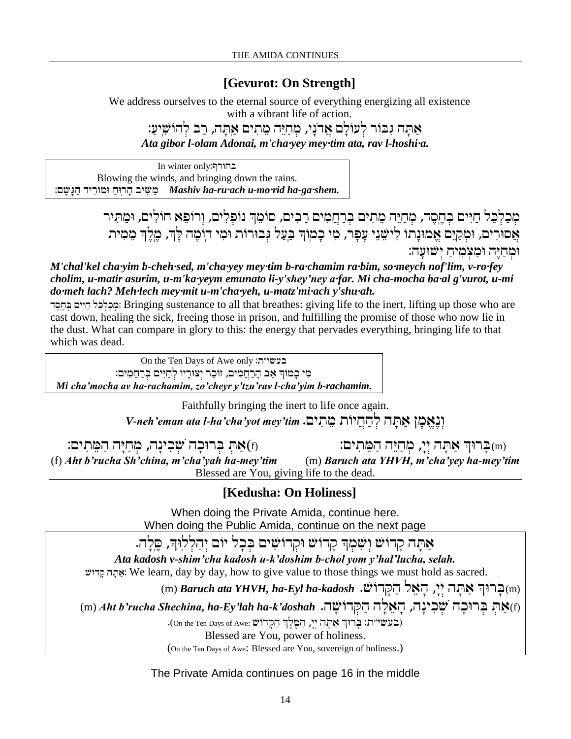## [Gevurot: On Strength]

We address ourselves to the eternal source of everything energizing all existence with a vibrant life of action.

אַתָּה גִּבּוֹר לְעוֹלָם אֲדֹנָי, מְחַיֵּה מֵתִים אַתָּה, רַב לְהוֹשִׁיעַ:

***Ata gibor l-olam Adonai, m'cha·yey mey·tim ata, rav l-hoshi·a.***

> In winter only:בחורף
> Blowing the winds, and bringing down the rains.
> מַשִּׁיב הָרוּחַ וּמוֹרִיד הַגָּשֶׁם: ***Mashiv ha-ru·ach u-mo·rid ha-ga·shem.***

מְכַלְכֵּל חַיִּים בְּחֶסֶד, מְחַיֵּה מֵתִים בְּרַחֲמִים רַבִּים, סוֹמֵךְ נוֹפְלִים, וְרוֹפֵא חוֹלִים, וּמַתִּיר אֲסוּרִים, וּמְקַיֵּם אֱמוּנָתוֹ לִישֵׁנֵי עָפָר, מִי כָמוֹךָ בַּעַל גְּבוּרוֹת וּמִי דוֹמֶה לָּךְ, מֶלֶךְ מֵמִית וּמְחַיֶּה וּמַצְמִיחַ יְשׁוּעָה:

***M'chal'kel cha·yim b-cheh·sed, m'cha·yey mey·tim b-ra·chamim ra·bim, so·meych nof'lim, v-ro·fey cholim, u-matir asurim, u-m'ka·yeym emunato li-y'shey'ney a·far. Mi cha-mocha ba·al g'vurot, u-mi do·meh lach? Meh·lech mey·mit u-m'cha·yeh, u-matz'mi·ach y'shu·ah.***

מְכַלְכֵּל חַיִּים בְּחֶסֶד: Bringing sustenance to all that breathes: giving life to the inert, lifting up those who are cast down, healing the sick, freeing those in prison, and fulfilling the promise of those who now lie in the dust. What can compare in glory to this: the energy that pervades everything, bringing life to that which was dead.

> On the Ten Days of Awe only :בעשי״ת
> מִי כָמוֹךָ אַב הָרַחֲמִים, זוֹכֵר יְצוּרָיו לְחַיִּים בְּרַחֲמִים:
> ***Mi cha'mocha av ha-rachamim, zo'cheyr y'tzu'rav l-cha'yim b-rachamim.***

Faithfully bringing the inert to life once again.

***V-neh'eman ata l-ha'cha'yot mey'tim.*** וְנֶאֱמָן אַתָּה לְהַחֲיוֹת מֵתִים.

(m)בָּרוּךְ אַתָּה יְיָ, מְחַיֵּה הַמֵּתִים:

(m) ***Baruch ata YHVH, m'cha'yey ha-mey'tim***

(f)אַתְּ בְּרוּכָה שְׁכִינָה, מְחַיָּה הַמֵּתִים:

(f) ***Aht b'rucha Sh'china, m'cha'yah ha-mey'tim***

Blessed are You, giving life to the dead.

## [Kedusha: On Holiness]

When doing the Private Amida, continue here.
When doing the Public Amida, continue on the next page

> אַתָּה קָדוֹשׁ וְשִׁמְךָ קָדוֹשׁ וּקְדוֹשִׁים בְּכָל יוֹם יְהַלְלוּךָ, סֶּלָה.
> ***Ata kadosh v-shim'cha kadosh u-k'doshim b-chol yom y'hal'lucha, selah.***
> אַתָּה קָדוֹשׁ: We learn, day by day, how to give value to those things we must hold as sacred.
> (m)בָּרוּךְ אַתָּה יְיָ, הָאֵל הַקָּדוֹשׁ. (m) ***Baruch ata YHVH, ha-Eyl ha-kadosh***
> (f)אַתְּ בְּרוּכָה שְׁכִינָה, הָאֵלָה הַקְּדוֹשָׁה. (m) ***Aht b'rucha Shechina, ha-Ey'lah ha-k'doshah***
> (בעשי״ת: בָּרוּךְ אַתָּה יְיָ, הַמֶּלֶךְ הַקָּדוֹשׁ :On the Ten Days of Awe).
> Blessed are You, power of holiness.
> (On the Ten Days of Awe: Blessed are You, sovereign of holiness.)

The Private Amida continues on page 16 in the middle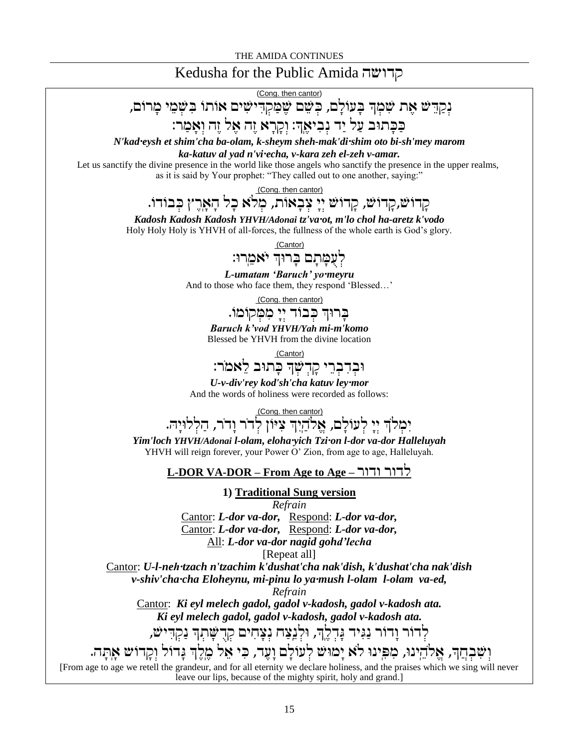## Kedusha for the Public Amida קדושה

(Cong. then cantor)

נְקַדֵּשׁ אֶת שִׁמְךָ בָּעוֹלָם, כְּשֵׁם שֶׁמַּקְדִּישִׁים אוֹתוֹ בִּשְׁמֵי מָרוֹם,
כַּכָּתוּב עַל יַד נְבִיאֶךָ: וְקָרָא זֶה אֶל זֶה וְאָמַר:

***N'kad·eysh et shim'cha ba-olam, k-sheym sheh-mak'di·shim oto bi-sh'mey marom***
***ka-katuv al yad n'vi·echa, v-kara zeh el-zeh v-amar.***

Let us sanctify the divine presence in the world like those angels who sanctify the presence in the upper realms, as it is said by Your prophet: "They called out to one another, saying:"

(Cong. then cantor)

קָדוֹשׁ,קָדוֹשׁ, קָדוֹשׁ יְיָ צְבָאוֹת, מְלֹא כָל הָאָרֶץ כְּבוֹדוֹ.

***Kadosh Kadosh Kadosh YHVH/Adonai tz'va·ot, m'lo chol ha-aretz k'vodo***

Holy Holy Holy is YHVH of all-forces, the fullness of the whole earth is God's glory.

(Cantor)

לְעֻמָּתָם בָּרוּךְ יֹאמֵרוּ:

***L-umatam 'Baruch' yo·meyru***

And to those who face them, they respond 'Blessed…'

(Cong. then cantor)

בָּרוּךְ כְּבוֹד יְיָ מִמְּקוֹמוֹ.

***Baruch k'vod YHVH/Yah mi-m'komo***

Blessed be YHVH from the divine location

(Cantor)

וּבְדִבְרֵי קָדְשְׁךָ כָּתוּב לֵאמֹר:

***U-v-div'rey kod'sh'cha katuv ley·mor***

And the words of holiness were recorded as follows:

(Cong. then cantor)

יִמְלֹךְ יְיָ לְעוֹלָם, אֱלֹהַיִךְ צִיּוֹן לְדֹר וָדֹר, הַלְלוּיָהּ.

***Yim'loch YHVH/Adonai l-olam, eloha·yich Tzi·on l-dor va-dor Halleluyah***

YHVH will reign forever, your Power O' Zion, from age to age, Halleluyah.

### L-DOR VA-DOR – From Age to Age – לדור ודור

**1) Traditional Sung version**

*Refrain*

Cantor: ***L-dor va-dor,*** Respond: ***L-dor va-dor,***
Cantor: ***L-dor va-dor,*** Respond: ***L-dor va-dor,***
All: ***L-dor va-dor nagid gohd'lecha***
[Repeat all]

Cantor: ***U-l-neh·tzach n'tzachim k'dushat'cha nak'dish, k'dushat'cha nak'dish***
***v-shiv'cha·cha Eloheynu, mi-pinu lo ya·mush l-olam l-olam va-ed,***

*Refrain*

Cantor: ***Ki eyl melech gadol, gadol v-kadosh, gadol v-kadosh ata.***
***Ki eyl melech gadol, gadol v-kadosh, gadol v-kadosh ata.***

לְדוֹר וָדוֹר נַגִּיד גָּדְלֶךָ, וּלְנֵצַח נְצָחִים קְדֻשָּׁתְךָ נַקְדִּישׁ,
וְשִׁבְחֲךָ, אֱלֹהֵינוּ, מִפִּינוּ לֹא יָמוּשׁ לְעוֹלָם וָעֶד, כִּי אֵל מֶלֶךְ גָּדוֹל וְקָדוֹשׁ אָתָּה.

[From age to age we retell the grandeur, and for all eternity we declare holiness, and the praises which we sing will never leave our lips, because of the mighty spirit, holy and grand.]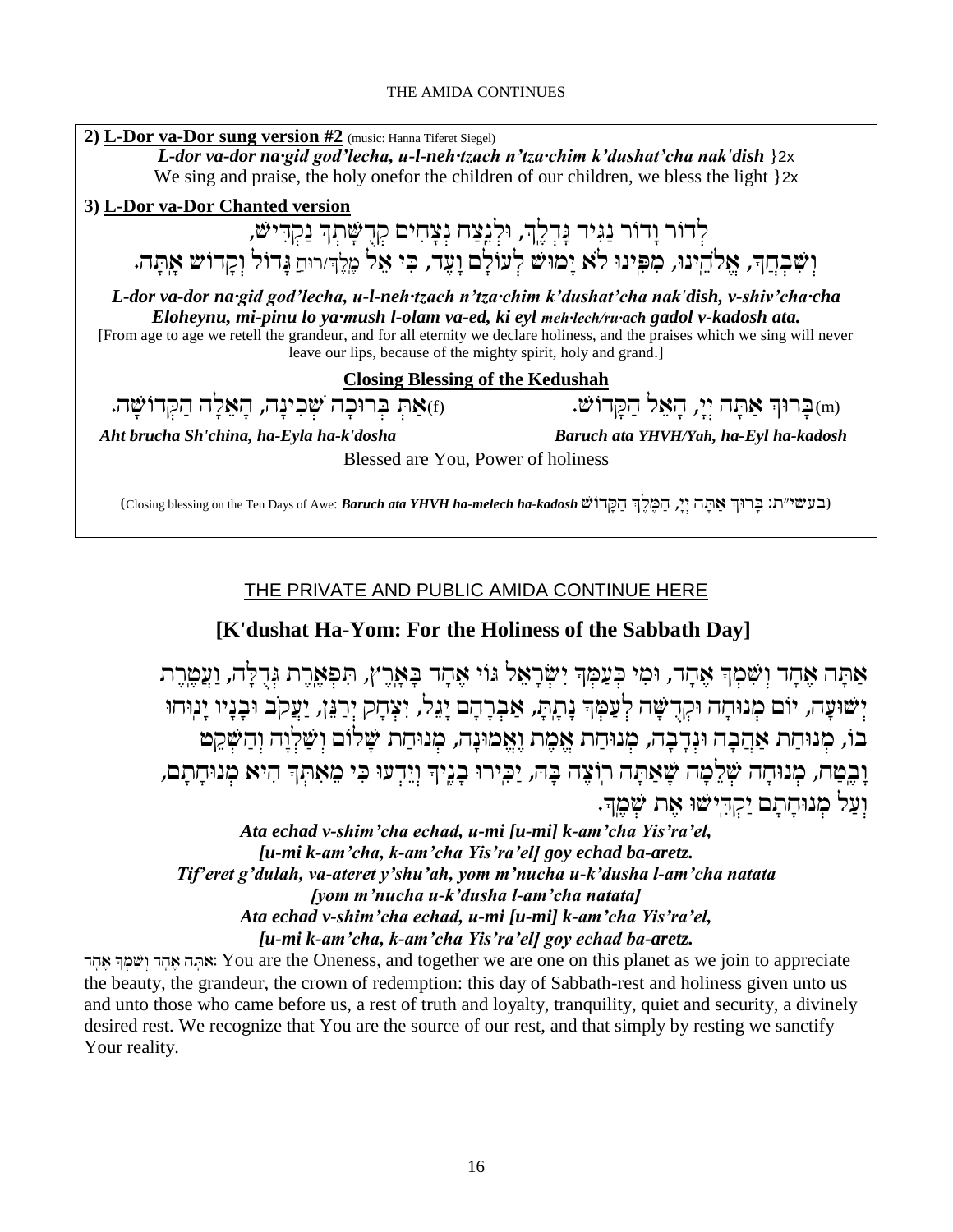**2) L-Dor va-Dor sung version #2** (music: Hanna Tiferet Siegel)

*L-dor va-dor na·gid god'lecha, u-l-neh·tzach n'tza·chim k'dushat'cha nak'dish* }2x

We sing and praise, the holy onefor the children of our children, we bless the light }2x

**3) L-Dor va-Dor Chanted version**

לְדוֹר וָדוֹר נַגִּיד גָּדְלֶךָ, וּלְנֵצַח נְצָחִים קְדֻשָּׁתְךָ נַקְדִּישׁ, וְשִׁבְחֲךָ, אֱלֹהֵינוּ, מִפִּינוּ לֹא יָמוּשׁ לְעוֹלָם וָעֶד, כִּי אֵל מֶלֶךְ/רוּחַ גָּדוֹל וְקָדוֹשׁ אָתָּה.

***L-dor va-dor na·gid god'lecha, u-l-neh·tzach n'tza·chim k'dushat'cha nak'dish, v-shiv'cha·cha Eloheynu, mi-pinu lo ya·mush l-olam va-ed, ki eyl meh·lech/ru·ach gadol v-kadosh ata.***

[From age to age we retell the grandeur, and for all eternity we declare holiness, and the praises which we sing will never leave our lips, because of the mighty spirit, holy and grand.]

**Closing Blessing of the Kedushah**

(m)בָּרוּךְ אַתָּה יְיָ, הָאֵל הַקָּדוֹשׁ.

***Baruch ata YHVH/Yah, ha-Eyl ha-kadosh***

(f)אַתְּ בְּרוּכָה שְׁכִינָה, הָאֵלָה הַקְּדוֹשָׁה.

***Aht brucha Sh'china, ha-Eyla ha-k'dosha***

Blessed are You, Power of holiness

(Closing blessing on the Ten Days of Awe: ***Baruch ata YHVH ha-melech ha-kadosh*** בעשי״ת: בָּרוּךְ אַתָּה יְיָ, הַמֶּלֶךְ הַקָּדוֹשׁ)

THE PRIVATE AND PUBLIC AMIDA CONTINUE HERE

## [K'dushat Ha-Yom: For the Holiness of the Sabbath Day]

אַתָּה אֶחָד וְשִׁמְךָ אֶחָד, וּמִי כְּעַמְּךָ יִשְׂרָאֵל גּוֹי אֶחָד בָּאָרֶץ, תִּפְאֶרֶת גְּדֻלָּה, וַעֲטֶרֶת יְשׁוּעָה, יוֹם מְנוּחָה וּקְדֻשָּׁה לְעַמְּךָ נָתָתָּ, אַבְרָהָם יָגֵל, יִצְחָק יְרַנֵּן, יַעֲקֹב וּבָנָיו יָנוּחוּ בוֹ, מְנוּחַת אַהֲבָה וּנְדָבָה, מְנוּחַת אֱמֶת וֶאֱמוּנָה, מְנוּחַת שָׁלוֹם וְשַׁלְוָה וְהַשְׁקֵט וָבֶטַח, מְנוּחָה שְׁלֵמָה שָׁאַתָּה רוֹצֶה בָּהּ, יַכִּירוּ בָנֶיךָ וְיֵדְעוּ כִּי מֵאִתְּךָ הִיא מְנוּחָתָם, וְעַל מְנוּחָתָם יַקְדִּישׁוּ אֶת שְׁמֶךָ.

***Ata echad v-shim'cha echad, u-mi [u-mi] k-am'cha Yis'ra'el,***
***[u-mi k-am'cha, k-am'cha Yis'ra'el] goy echad ba-aretz.***
***Tif'eret g'dulah, va-ateret y'shu'ah, yom m'nucha u-k'dusha l-am'cha natata***
***[yom m'nucha u-k'dusha l-am'cha natata]***
***Ata echad v-shim'cha echad, u-mi [u-mi] k-am'cha Yis'ra'el,***
***[u-mi k-am'cha, k-am'cha Yis'ra'el] goy echad ba-aretz.***

אַתָּה אֶחָד וְשִׁמְךָ אֶחָד: You are the Oneness, and together we are one on this planet as we join to appreciate the beauty, the grandeur, the crown of redemption: this day of Sabbath-rest and holiness given unto us and unto those who came before us, a rest of truth and loyalty, tranquility, quiet and security, a divinely desired rest. We recognize that You are the source of our rest, and that simply by resting we sanctify Your reality.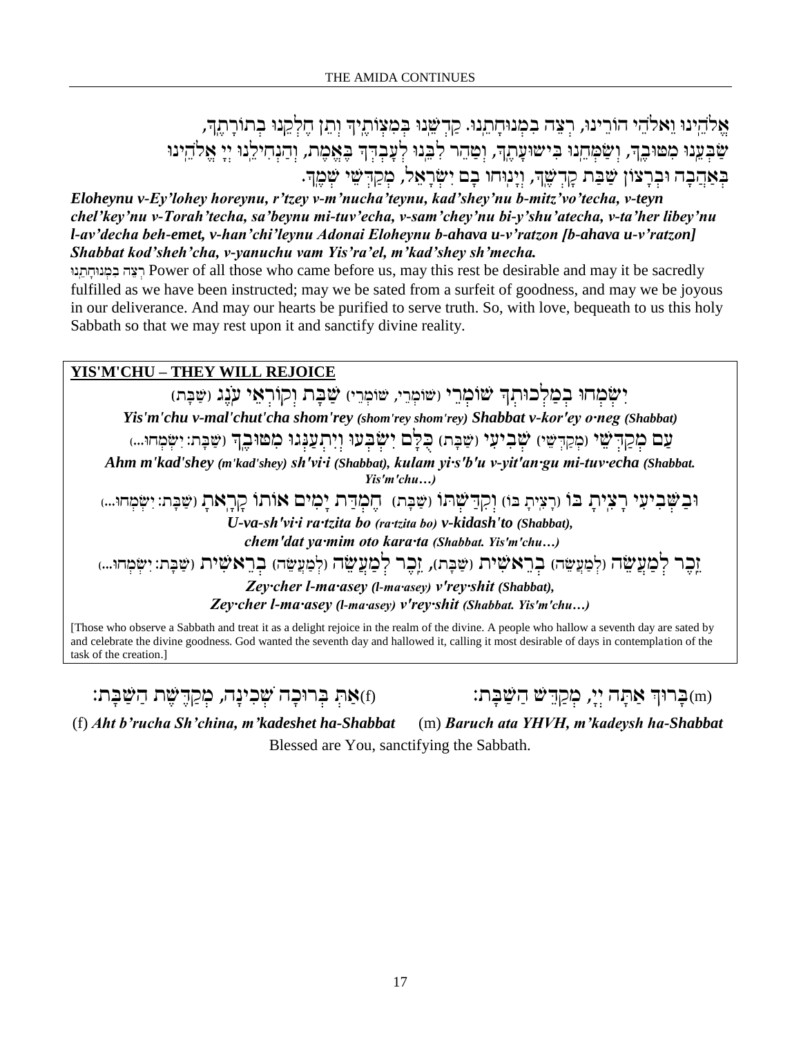אֱלֹהֵינוּ וֵאלֹהֵי הוֹרֵינוּ, רְצֵה בִמְנוּחָתֵנוּ. קַדְּשֵׁנוּ בְּמִצְוֹתֶיךָ וְתֵן חֶלְקֵנוּ בְּתוֹרָתֶךָ, שַׂבְּעֵנוּ מִטּוּבֶךָ, וְשַׂמְּחֵנוּ בִּישׁוּעָתֶךָ, וְטַהֵר לִבֵּנוּ לְעָבְדְּךָ בֶּאֱמֶת, וְהַנְחִילֵנוּ יְיָ אֱלֹהֵינוּ בְּאַהֲבָה וּבְרָצוֹן שַׁבַּת קָדְשֶׁךָ, וְיָנוּחוּ בָם יִשְׂרָאֵל, מְקַדְּשֵׁי שְׁמֶךָ.

***Eloheynu v-Ey'lohey horeynu, r'tzey v-m'nucha'teynu, kad'shey'nu b-mitz'vo'techa, v-teyn chel'key'nu v-Torah'techa, sa'beynu mi-tuv'echa, v-sam'chey'nu bi-y'shu'atecha, v-ta'her libey'nu l-av'decha beh-emet, v-han'chi'leynu Adonai Eloheynu b-ahava u-v'ratzon [b-ahava u-v'ratzon] Shabbat kod'sheh'cha, v-yanuchu vam Yis'ra'el, m'kad'shey sh'mecha.***

רְצֵה בִמְנוּחָתֵנוּ Power of all those who came before us, may this rest be desirable and may it be sacredly fulfilled as we have been instructed; may we be sated from a surfeit of goodness, and may we be joyous in our deliverance. And may our hearts be purified to serve truth. So, with love, bequeath to us this holy Sabbath so that we may rest upon it and sanctify divine reality.

## YIS'M'CHU – THEY WILL REJOICE

יִשְׂמְחוּ בְמַלְכוּתְךָ שׁוֹמְרֵי (שׁוֹמְרֵי, שׁוֹמְרֵי) שַׁבָּת וְקוֹרְאֵי עֹנֶג (שַׁבָּת)

***Yis'm'chu v-mal'chut'cha shom'rey** (shom'rey shom'rey) **Shabbat v-kor'ey o·neg** (Shabbat)*

עַם מְקַדְּשֵׁי (מְקַדְּשֵׁי) שְׁבִיעִי (שַׁבָּת) כֻּלָּם יִשְׂבְּעוּ וְיִתְעַנְּגוּ מִטּוּבֶךָ (שַׁבָּת: יִשְׂמְחוּ...)

***Ahm m'kad'shey** (m'kad'shey) **sh'vi·i** (Shabbat), **kulam yi·s'b'u v-yit'an·gu mi-tuv·echa** (Shabbat. Yis'm'chu…)*

וּבַשְּׁבִיעִי רָצִיתָ בּוֹ (רָצִיתָ בּוֹ) וְקִדַּשְׁתּוֹ (שַׁבָּת) חֶמְדַּת יָמִים אוֹתוֹ קָרָאתָ (שַׁבָּת: יִשְׂמְחוּ...)

***U-va-sh'vi·i ra·tzita bo** (ra·tzita bo) **v-kidash'to** (Shabbat),*
***chem'dat ya·mim oto kara·ta** (Shabbat. Yis'm'chu…)*

זֵכֶר לְמַעֲשֵׂה (לְמַעֲשֵׂה) בְרֵאשִׁית (שַׁבָּת), זֵכֶר לְמַעֲשֵׂה (לְמַעֲשֵׂה) בְרֵאשִׁית (שַׁבָּת: יִשְׂמְחוּ...)

***Zey·cher l-ma·asey** (l-ma·asey) **v'rey·shit** (Shabbat),*
***Zey·cher l-ma·asey** (l-ma·asey) **v'rey·shit** (Shabbat. Yis'm'chu…)*

[Those who observe a Sabbath and treat it as a delight rejoice in the realm of the divine. A people who hallow a seventh day are sated by and celebrate the divine goodness. God wanted the seventh day and hallowed it, calling it most desirable of days in contemplation of the task of the creation.]

(m)בָּרוּךְ אַתָּה יְיָ, מְקַדֵּשׁ הַשַּׁבָּת: (f)אַתְּ בְּרוּכָה שְׁכִינָה, מְקַדֶּשֶׁת הַשַּׁבָּת:

(f) ***Aht b'rucha Sh'china, m'kadeshet ha-Shabbat*** (m) ***Baruch ata YHVH, m'kadeysh ha-Shabbat***

Blessed are You, sanctifying the Sabbath.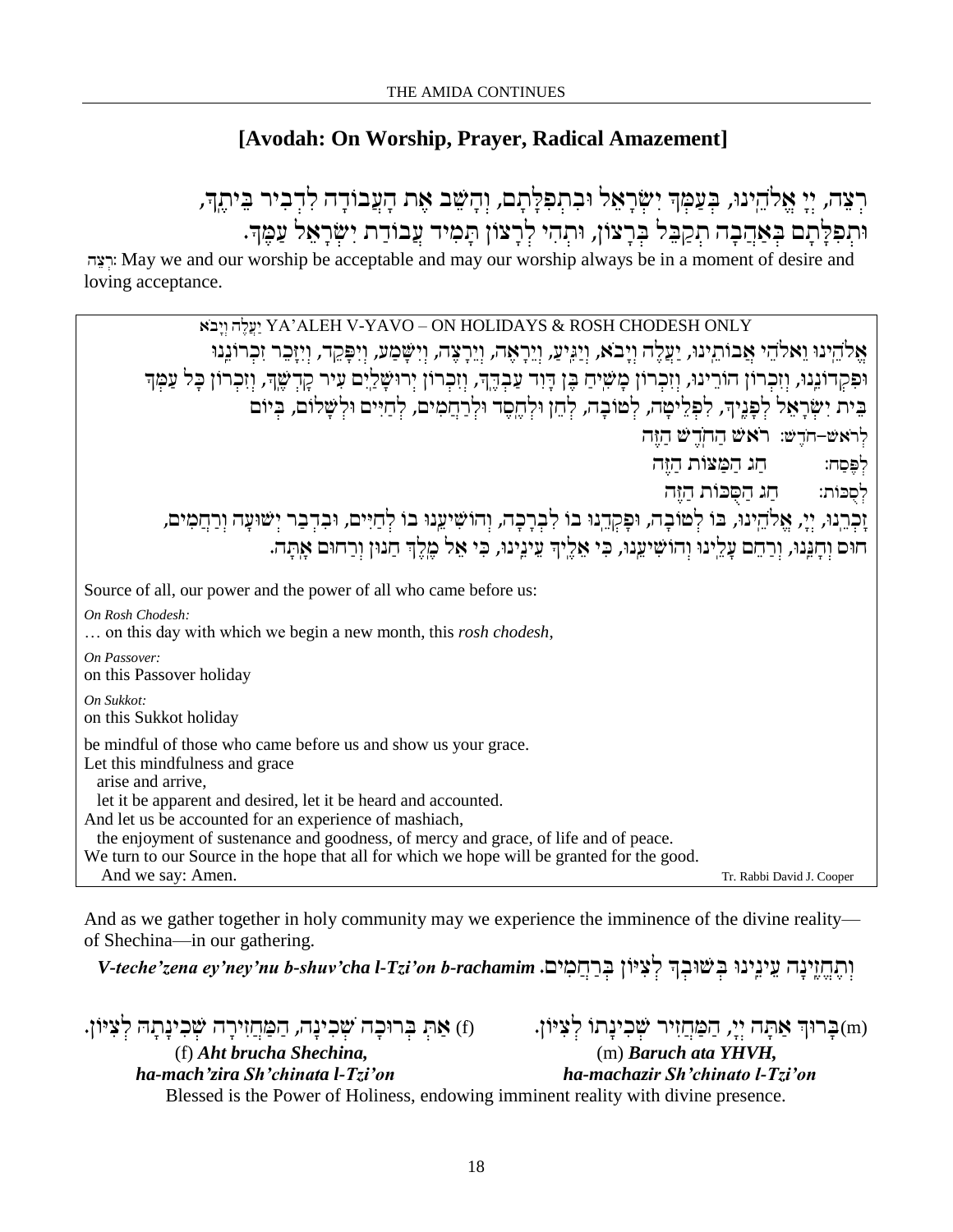## [Avodah: On Worship, Prayer, Radical Amazement]

רְצֵה, יְיָ אֱלֹהֵינוּ, בְּעַמְּךָ יִשְׂרָאֵל וּבִתְפִלָּתָם, וְהָשֵׁב אֶת הָעֲבוֹדָה לִדְבִיר בֵּיתֶךָ, וּתְפִלָּתָם בְּאַהֲבָה תְקַבֵּל בְּרָצוֹן, וּתְהִי לְרָצוֹן תָּמִיד עֲבוֹדַת יִשְׂרָאֵל עַמֶּךָ.

רְצֵה: May we and our worship be acceptable and may our worship always be in a moment of desire and loving acceptance.

---

יַעֲלֶה וְיָבֹא YA'ALEH V-YAVO – ON HOLIDAYS & ROSH CHODESH ONLY

אֱלֹהֵינוּ וֵאלֹהֵי אֲבוֹתֵינוּ, יַעֲלֶה וְיָבֹא, וְיַגִּיעַ, וְיֵרָאֶה, וְיֵרָצֶה, וְיִשָּׁמַע, וְיִפָּקֵד, וְיִזָּכֵר זִכְרוֹנֵנוּ וּפִקְדוֹנֵנוּ, וְזִכְרוֹן הוֹרֵינוּ, וְזִכְרוֹן מָשִׁיחַ בֶּן דָּוִד עַבְדֶּךָ, וְזִכְרוֹן יְרוּשָׁלַיִם עִיר קָדְשֶׁךָ, וְזִכְרוֹן כָּל עַמְּךָ בֵּית יִשְׂרָאֵל לְפָנֶיךָ, לִפְלֵיטָה, לְטוֹבָה, לְחֵן וּלְחֶסֶד וּלְרַחֲמִים, לְחַיִּים וּלְשָׁלוֹם, בְּיוֹם

לְרֹאשׁ–חֹדֶשׁ: רֹאשׁ הַחֹדֶשׁ הַזֶּה

לְפֶסַח: חַג הַמַּצּוֹת הַזֶּה

לְסֻכּוֹת: חַג הַסֻּכּוֹת הַזֶּה

זָכְרֵנוּ, יְיָ, אֱלֹהֵינוּ, בּוֹ לְטוֹבָה, וּפָקְדֵנוּ בוֹ לִבְרָכָה, וְהוֹשִׁיעֵנוּ בוֹ לְחַיִּים, וּבִדְבַר יְשׁוּעָה וְרַחֲמִים, חוּס וְחָנֵּנוּ, וְרַחֵם עָלֵינוּ וְהוֹשִׁיעֵנוּ, כִּי אֵלֶיךָ עֵינֵינוּ, כִּי אֵל מֶלֶךְ חַנּוּן וְרַחוּם אָתָּה.

Source of all, our power and the power of all who came before us:

*On Rosh Chodesh:*
… on this day with which we begin a new month, this *rosh chodesh*,

*On Passover:*
on this Passover holiday

*On Sukkot:*
on this Sukkot holiday

be mindful of those who came before us and show us your grace.
Let this mindfulness and grace
  arise and arrive,
  let it be apparent and desired, let it be heard and accounted.
And let us be accounted for an experience of mashiach,
  the enjoyment of sustenance and goodness, of mercy and grace, of life and of peace.
We turn to our Source in the hope that all for which we hope will be granted for the good.
  And we say: Amen.

Tr. Rabbi David J. Cooper

---

And as we gather together in holy community may we experience the imminence of the divine reality—of Shechina—in our gathering.

**וְתֶחֱזֶינָה עֵינֵינוּ בְּשׁוּבְךָ לְצִיּוֹן בְּרַחֲמִים.** ***V-teche'zena ey'ney'nu b-shuv'cha l-Tzi'on b-rachamim***

(m) בָּרוּךְ אַתָּה יְיָ, הַמַּחֲזִיר שְׁכִינָתוֹ לְצִיּוֹן.
(m) ***Baruch ata YHVH,***
***ha-machazir Sh'chinato l-Tzi'on***

(f) אַתְּ בְּרוּכָה שְׁכִינָה, הַמַּחֲזִירָה שְׁכִינָתָהּ לְצִיּוֹן.
(f) ***Aht brucha Shechina,***
***ha-mach'zira Sh'chinata l-Tzi'on***

Blessed is the Power of Holiness, endowing imminent reality with divine presence.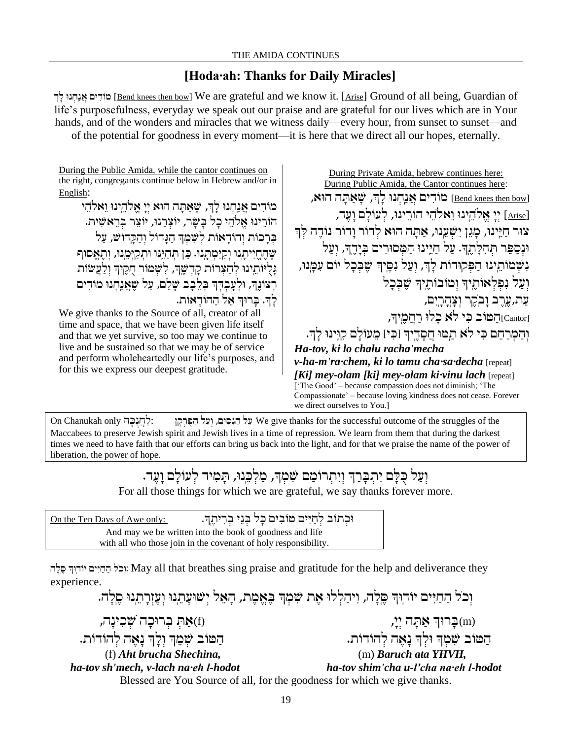## [Hoda·ah: Thanks for Daily Miracles]

מוֹדִים אֲנַחְנוּ לָךְ [Bend knees then bow] We are grateful and we know it. [Arise] Ground of all being, Guardian of life's purposefulness, everyday we speak out our praise and are grateful for our lives which are in Your hands, and of the wonders and miracles that we witness daily—every hour, from sunset to sunset—and of the potential for goodness in every moment—it is here that we direct all our hopes, eternally.

During Private Amida, hebrew continues here:
During Public Amida, the Cantor continues here:

[Bend knees then bow] מוֹדִים אֲנַחְנוּ לָךְ, שָׁאַתָּה הוּא,
[Arise] יְיָ אֱלֹהֵינוּ וֵאלֹהֵי הוֹרֵינוּ, לְעוֹלָם וָעֶד,
צוּר חַיֵּינוּ, מָגֵן יִשְׁעֵנוּ, אַתָּה הוּא לְדוֹר וָדוֹר נוֹדֶה לְּךָ וּנְסַפֵּר תְּהִלָּתֶךָ. עַל חַיֵּינוּ הַמְּסוּרִים בְּיָדֶךָ, וְעַל נִשְׁמוֹתֵינוּ הַפְּקוּדוֹת לָךְ, וְעַל נִסֶּיךָ שֶׁבְּכָל יוֹם עִמָּנוּ, וְעַל נִפְלְאוֹתֶיךָ וְטוֹבוֹתֶיךָ שֶׁבְּכָל עֵת, עֶרֶב וָבֹקֶר וְצָהֳרָיִם,
[Cantor]הַטּוֹב כִּי לֹא כָלוּ רַחֲמֶיךָ,
וְהַמְרַחֵם כִּי לֹא תַמּוּ חֲסָדֶיךָ [כִּי] מֵעוֹלָם קִוִּינוּ לָךְ.

***Ha-tov, ki lo chalu racha'mecha***
***v-ha-m'ra·chem, ki lo tamu cha·sa·decha*** [repeat]
***[Ki] mey-olam [ki] mey-olam ki·vinu lach*** [repeat]

['The Good' – because compassion does not diminish; 'The Compassionate' – because loving kindness does not cease. Forever we direct ourselves to You.]

During the Public Amida, while the cantor continues on the right, congregants continue below in Hebrew and/or in English:

מוֹדִים אֲנַחְנוּ לָךְ, שָׁאַתָּה הוּא יְיָ אֱלֹהֵינוּ וֵאלֹהֵי הוֹרֵינוּ אֱלֹהֵי כָל בָּשָׂר, יוֹצְרֵנוּ, יוֹצֵר בְּרֵאשִׁית. בְּרָכוֹת וְהוֹדָאוֹת לְשִׁמְךָ הַגָּדוֹל וְהַקָּדוֹשׁ, עַל שֶׁהֶחֱיִיתָנוּ וְקִיַּמְתָּנוּ. כֵּן תְּחַיֵּנוּ וּתְקַיְּמֵנוּ, וְתֶאֱסוֹף גָּלֻיּוֹתֵינוּ לְחַצְרוֹת קָדְשֶׁךָ, לִשְׁמוֹר חֻקֶּיךָ וְלַעֲשׂוֹת רְצוֹנֶךָ, וּלְעָבְדְּךָ בְּלֵבָב שָׁלֵם, עַל שֶׁאֲנַחְנוּ מוֹדִים לָךְ. בָּרוּךְ אֵל הַהוֹדָאוֹת.

We give thanks to the Source of all, creator of all time and space, that we have been given life itself and that we yet survive, so too may we continue to live and be sustained so that we may be of service and perform wholeheartedly our life's purposes, and for this we express our deepest gratitude.

On Chanukah only לַחֲנֻכָּה: עַל הַנִּסִּים, וְעַל הַפֻּרְקָן We give thanks for the successful outcome of the struggles of the Maccabees to preserve Jewish spirit and Jewish lives in a time of repression. We learn from them that during the darkest times we need to have faith that our efforts can bring us back into the light, and for that we praise the name of the power of liberation, the power of hope.

וְעַל כֻּלָּם יִתְבָּרַךְ וְיִתְרוֹמַם שִׁמְךָ, מַלְכֵּנוּ, תָּמִיד לְעוֹלָם וָעֶד.

For all those things for which we are grateful, we say thanks forever more.

On the Ten Days of Awe only: וּכְתוֹב לְחַיִּים טוֹבִים כָּל בְּנֵי בְרִיתֶךָ.
And may we be written into the book of goodness and life with all who those join in the covenant of holy responsibility.

וְכֹל הַחַיִּים יוֹדוּךָ סֶּלָה: May all that breathes sing praise and gratitude for the help and deliverance they experience.

וְכֹל הַחַיִּים יוֹדוּךָ סֶּלָה, וִיהַלְלוּ אֶת שִׁמְךָ בֶּאֱמֶת, הָאֵל יְשׁוּעָתֵנוּ וְעֶזְרָתֵנוּ סֶלָה.

(m)בָּרוּךְ אַתָּה יְיָ,
הַטּוֹב שִׁמְךָ וּלְךָ נָאֶה לְהוֹדוֹת.
(m) ***Baruch ata YHVH,***
***ha-tov shim'cha u-l'cha na·eh l-hodot***

(f)אַתְּ בְּרוּכָה שְׁכִינָה,
הַטּוֹב שְׁמֵךְ וְלָךְ נָאֶה לְהוֹדוֹת.
(f) ***Aht brucha Shechina,***
***ha-tov sh'mech, v-lach na·eh l-hodot***

Blessed are You Source of all, for the goodness for which we give thanks.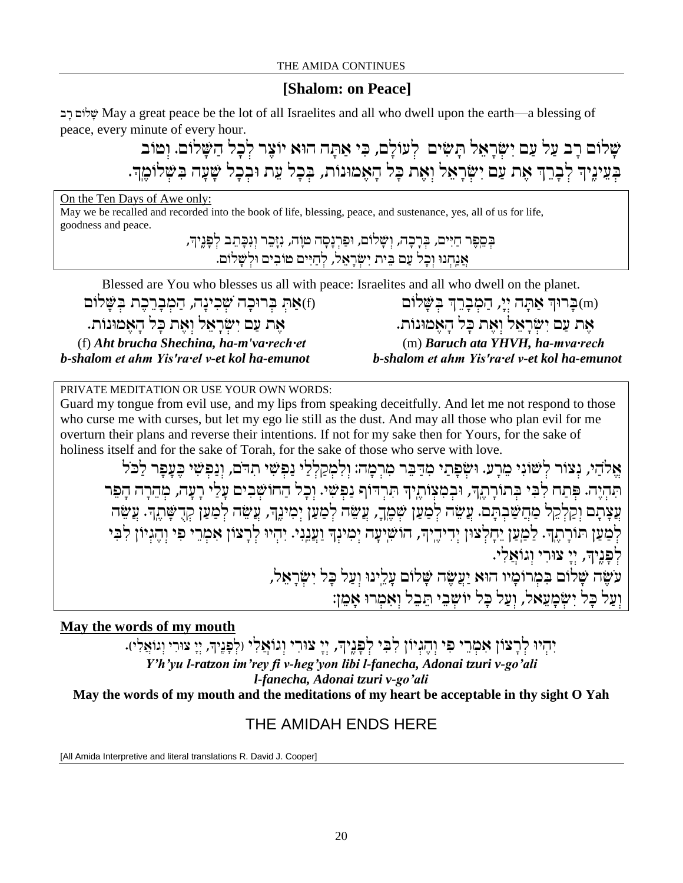## [Shalom: on Peace]

שָׁלוֹם רָב May a great peace be the lot of all Israelites and all who dwell upon the earth—a blessing of peace, every minute of every hour.

שָׁלוֹם רָב עַל עַם יִשְׂרָאֵל תָּשִׂים לְעוֹלָם, כִּי אַתָּה הוּא יוֹצֵר לְכָל הַשָּׁלוֹם. וְטוֹב בְּעֵינֶיךָ לְבָרֵךְ אֶת עַם יִשְׂרָאֵל וְאֶת כָּל הָאֱמוּנוֹת, בְּכָל עֵת וּבְכָל שָׁעָה בִּשְׁלוֹמֶךָ.

<u>On the Ten Days of Awe only:</u>
May we be recalled and recorded into the book of life, blessing, peace, and sustenance, yes, all of us for life, goodness and peace.

בְּסֵפֶר חַיִּים, בְּרָכָה, וְשָׁלוֹם, וּפַרְנָסָה טוֹבָה, נִזָּכֵר וְנִכָּתֵב לְפָנֶיךָ,
אֲנַחְנוּ וְכָל עַם בֵּית יִשְׂרָאֵל, לְחַיִּים טוֹבִים וּלְשָׁלוֹם.

Blessed are You who blesses us all with peace: Israelites and all who dwell on the planet.

(m)בָּרוּךְ אַתָּה יְיָ, הַמְבָרֵךְ בְּשָׁלוֹם
אֶת עַם יִשְׂרָאֵל וְאֶת כָּל הָאֱמוּנוֹת.

(m) ***Baruch ata YHVH, ha-mva·rech b-shalom et ahm Yis'ra·el v-et kol ha-emunot***

(f)אַתְּ בְּרוּכָה שְׁכִינָה, הַמְבָרֶכֶת בְּשָׁלוֹם
אֶת עַם יִשְׂרָאֵל וְאֶת כָּל הָאֱמוּנוֹת.

(f) ***Aht brucha Shechina, ha-m'va·rech·et b-shalom et ahm Yis'ra·el v-et kol ha-emunot***

PRIVATE MEDITATION OR USE YOUR OWN WORDS:
Guard my tongue from evil use, and my lips from speaking deceitfully. And let me not respond to those who curse me with curses, but let my ego lie still as the dust. And may all those who plan evil for me overturn their plans and reverse their intentions. If not for my sake then for Yours, for the sake of holiness itself and for the sake of Torah, for the sake of those who serve with love.

אֱלֹהַי, נְצוֹר לְשׁוֹנִי מֵרָע. וּשְׂפָתַי מִדַּבֵּר מִרְמָה: וְלִמְקַלְלַי נַפְשִׁי תִדֹּם, וְנַפְשִׁי כֶּעָפָר לַכֹּל תִּהְיֶה. פְּתַח לִבִּי בְּתוֹרָתֶךָ, וּבְמִצְוֹתֶיךָ תִּרְדּוֹף נַפְשִׁי. וְכָל הַחוֹשְׁבִים עָלַי רָעָה, מְהֵרָה הָפֵר עֲצָתָם וְקַלְקֵל מַחֲשַׁבְתָּם. עֲשֵׂה לְמַעַן שְׁמֶךָ, עֲשֵׂה לְמַעַן יְמִינֶךָ, עֲשֵׂה לְמַעַן קְדֻשָּׁתֶךָ. עֲשֵׂה לְמַעַן תּוֹרָתֶךָ. לְמַעַן יֵחָלְצוּן יְדִידֶיךָ, הוֹשִׁיעָה יְמִינְךָ וַעֲנֵנִי. יִהְיוּ לְרָצוֹן אִמְרֵי פִי וְהֶגְיוֹן לִבִּי לְפָנֶיךָ, יְיָ צוּרִי וְגוֹאֲלִי.
עֹשֶׂה שָׁלוֹם בִּמְרוֹמָיו הוּא יַעֲשֶׂה שָׁלוֹם עָלֵינוּ וְעַל כָּל יִשְׂרָאֵל,
וְעַל כָּל יִשְׁמָעֵאל, וְעַל כָּל יוֹשְׁבֵי תֵבֵל וְאִמְרוּ אָמֵן:

**<u>May the words of my mouth</u>**

יִהְיוּ לְרָצוֹן אִמְרֵי פִי וְהֶגְיוֹן לִבִּי לְפָנֶיךָ, יְיָ צוּרִי וְגוֹאֲלִי (לְפָנֶיךָ, יְיָ צוּרִי וְגוֹאֲלִי).

***Y'h'yu l-ratzon im'rey fi v-heg'yon libi l-fanecha, Adonai tzuri v-go'ali***
***l-fanecha, Adonai tzuri v-go'ali***

**May the words of my mouth and the meditations of my heart be acceptable in thy sight O Yah**

## THE AMIDAH ENDS HERE

[All Amida Interpretive and literal translations R. David J. Cooper]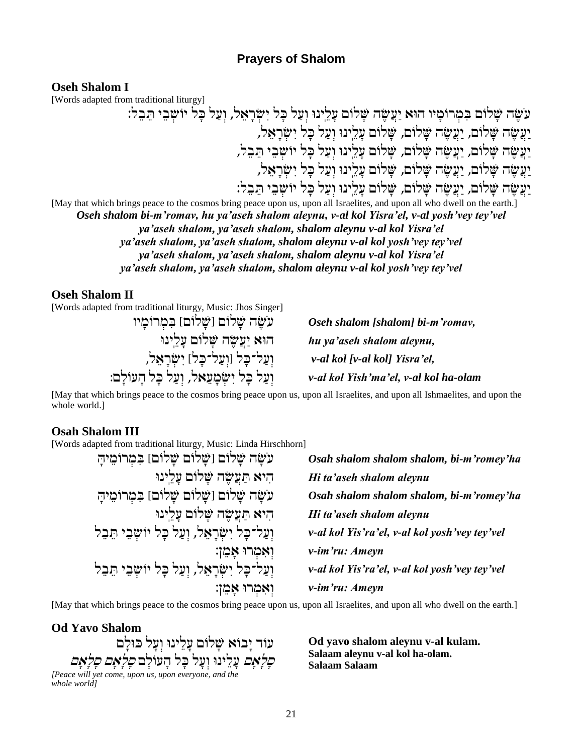## Prayers of Shalom

### Oseh Shalom I

[Words adapted from traditional liturgy]

עֹשֶׂה שָׁלוֹם בִּמְרוֹמָיו הוּא יַעֲשֶׂה שָׁלוֹם עָלֵינוּ וְעַל כָּל יִשְׂרָאֵל, וְעַל כָּל יוֹשְׁבֵי תֵּבֵל:
יַעֲשֶׂה שָׁלוֹם, יַעֲשֶׂה שָׁלוֹם, שָׁלוֹם עָלֵינוּ וְעַל כָּל יִשְׂרָאֵל,
יַעֲשֶׂה שָׁלוֹם, יַעֲשֶׂה שָׁלוֹם, שָׁלוֹם עָלֵינוּ וְעַל כָּל יוֹשְׁבֵי תֵּבֵל,
יַעֲשֶׂה שָׁלוֹם, יַעֲשֶׂה שָׁלוֹם, שָׁלוֹם עָלֵינוּ וְעַל כָּל יִשְׂרָאֵל,
יַעֲשֶׂה שָׁלוֹם, יַעֲשֶׂה שָׁלוֹם, שָׁלוֹם עָלֵינוּ וְעַל כָּל יוֹשְׁבֵי תֵּבֵל:

[May that which brings peace to the cosmos bring peace upon us, upon all Israelites, and upon all who dwell on the earth.]

***Oseh shalom bi-m'romav, hu ya'aseh shalom aleynu, v-al kol Yisra'el, v-al yosh'vey tey'vel***
***ya'aseh shalom, ya'aseh shalom, shalom aleynu v-al kol Yisra'el***
***ya'aseh shalom, ya'aseh shalom, shalom aleynu v-al kol yosh'vey tey'vel***
***ya'aseh shalom, ya'aseh shalom, shalom aleynu v-al kol Yisra'el***
***ya'aseh shalom, ya'aseh shalom, shalom aleynu v-al kol yosh'vey tey'vel***

### Oseh Shalom II

[Words adapted from traditional liturgy, Music: Jhos Singer]

עֹשֶׂה שָׁלוֹם [שָׁלוֹם] בִּמְרוֹמָיו
הוּא יַעֲשֶׂה שָׁלוֹם עָלֵינוּ
וְעַל־כָּל [וְעַל־כָּל] יִשְׂרָאֵל,
וְעַל כָּל יִשְׁמָעֵאל, וְעַל כָּל הָעוֹלָם:

***Oseh shalom [shalom] bi-m'romav,***
***hu ya'aseh shalom aleynu,***
***v-al kol [v-al kol] Yisra'el,***
***v-al kol Yish'ma'el, v-al kol ha-olam***

[May that which brings peace to the cosmos bring peace upon us, upon all Israelites, and upon all Ishmaelites, and upon the whole world.]

### Osah Shalom III

[Words adapted from traditional liturgy, Music: Linda Hirschhorn]

עֹשָׂה שָׁלוֹם [שָׁלוֹם שָׁלוֹם] בִּמְרוֹמֶיהָ
הִיא תַּעֲשֶׂה שָׁלוֹם עָלֵינוּ
עֹשָׂה שָׁלוֹם [שָׁלוֹם שָׁלוֹם] בִּמְרוֹמֶיהָ
הִיא תַּעֲשֶׂה שָׁלוֹם עָלֵינוּ
וְעַל־כָּל יִשְׂרָאֵל, וְעַל כָּל יוֹשְׁבֵי תֵּבֵל
וְאִמְרוּ אָמֵן:
וְעַל־כָּל יִשְׂרָאֵל, וְעַל כָּל יוֹשְׁבֵי תֵּבֵל
וְאִמְרוּ אָמֵן:

***Osah shalom shalom shalom, bi-m'romey'ha***
***Hi ta'aseh shalom aleynu***
***Osah shalom shalom shalom, bi-m'romey'ha***
***Hi ta'aseh shalom aleynu***
***v-al kol Yis'ra'el, v-al kol yosh'vey tey'vel***
***v-im'ru: Ameyn***
***v-al kol Yis'ra'el, v-al kol yosh'vey tey'vel***
***v-im'ru: Ameyn***

[May that which brings peace to the cosmos bring peace upon us, upon all Israelites, and upon all who dwell on the earth.]

### Od Yavo Shalom

עוֹד יָבוֹא שָׁלוֹם עָלֵינוּ וְעַל כּוּלָּם
*סָלָאם* עָלֵינוּ וְעַל כָּל הָעוֹלָם *סָלָאם סָלָאם*

*[Peace will yet come, upon us, upon everyone, and the whole world]*

**Od yavo shalom aleynu v-al kulam.**
**Salaam aleynu v-al kol ha-olam.**
**Salaam Salaam**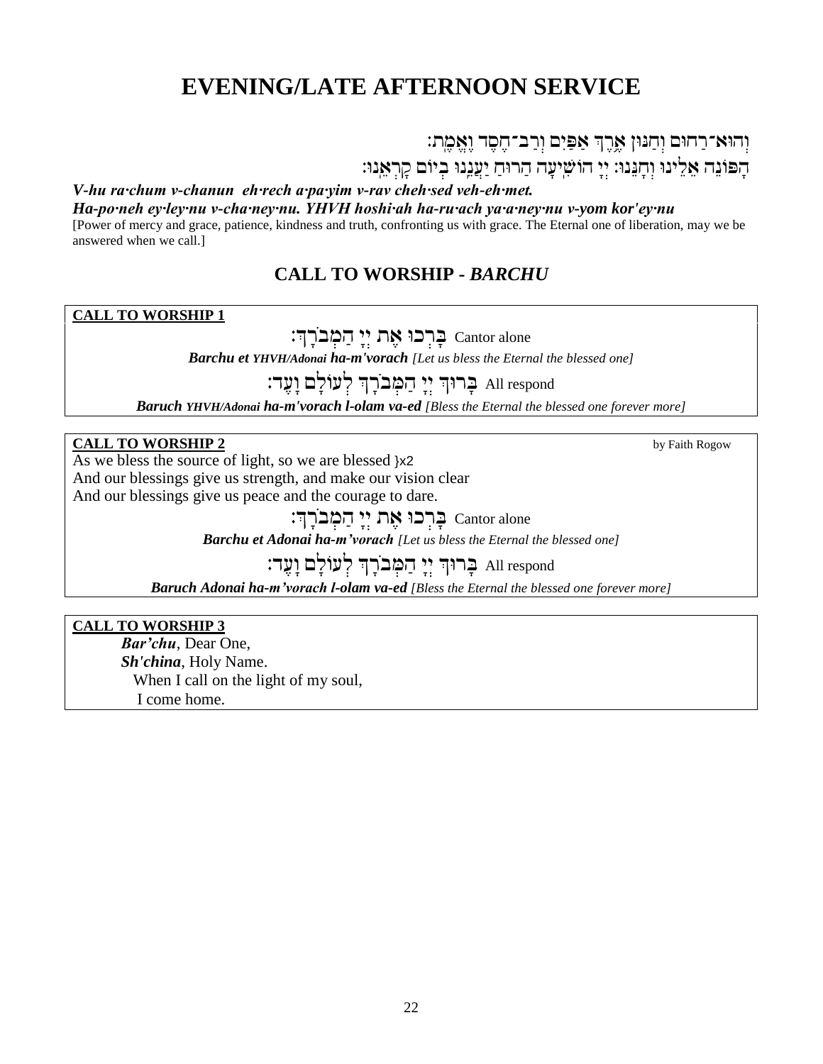# EVENING/LATE AFTERNOON SERVICE

וְהוּא־רַחוּם וְחַנּוּן אֶרֶךְ אַפַּיִם וְרַב־חֶסֶד וֶאֱמֶת:

הָפּוֹנֶה אֵלֵינוּ וְחָנֵּנוּ: יְיָ הוֹשִׁיעָה הָרוּחַ יַעֲנֵנוּ בְיוֹם קָרְאֵנוּ:

***V-hu ra·chum v-chanun eh·rech a·pa·yim v-rav cheh·sed veh-eh·met.***
***Ha-po·neh ey·ley·nu v-cha·ney·nu. YHVH hoshi·ah ha-ru·ach ya·a·ney·nu v-yom kor'ey·nu***

[Power of mercy and grace, patience, kindness and truth, confronting us with grace. The Eternal one of liberation, may we be answered when we call.]

## CALL TO WORSHIP - *BARCHU*

**CALL TO WORSHIP 1**

Cantor alone בָּרְכוּ אֶת יְיָ הַמְבֹרָךְ:

***Barchu et YHVH/Adonai ha-m'vorach*** *[Let us bless the Eternal the blessed one]*

All respond בָּרוּךְ יְיָ הַמְּבֹרָךְ לְעוֹלָם וָעֶד:

***Baruch YHVH/Adonai ha-m'vorach l-olam va-ed*** *[Bless the Eternal the blessed one forever more]*

**CALL TO WORSHIP 2** by Faith Rogow

As we bless the source of light, so we are blessed }x2
And our blessings give us strength, and make our vision clear
And our blessings give us peace and the courage to dare.

Cantor alone בָּרְכוּ אֶת יְיָ הַמְבֹרָךְ:

***Barchu et Adonai ha-m'vorach*** *[Let us bless the Eternal the blessed one]*

All respond בָּרוּךְ יְיָ הַמְּבֹרָךְ לְעוֹלָם וָעֶד:

***Baruch Adonai ha-m'vorach l-olam va-ed*** *[Bless the Eternal the blessed one forever more]*

**CALL TO WORSHIP 3**

***Bar'chu***, Dear One,
***Sh'china***, Holy Name.
When I call on the light of my soul,
I come home.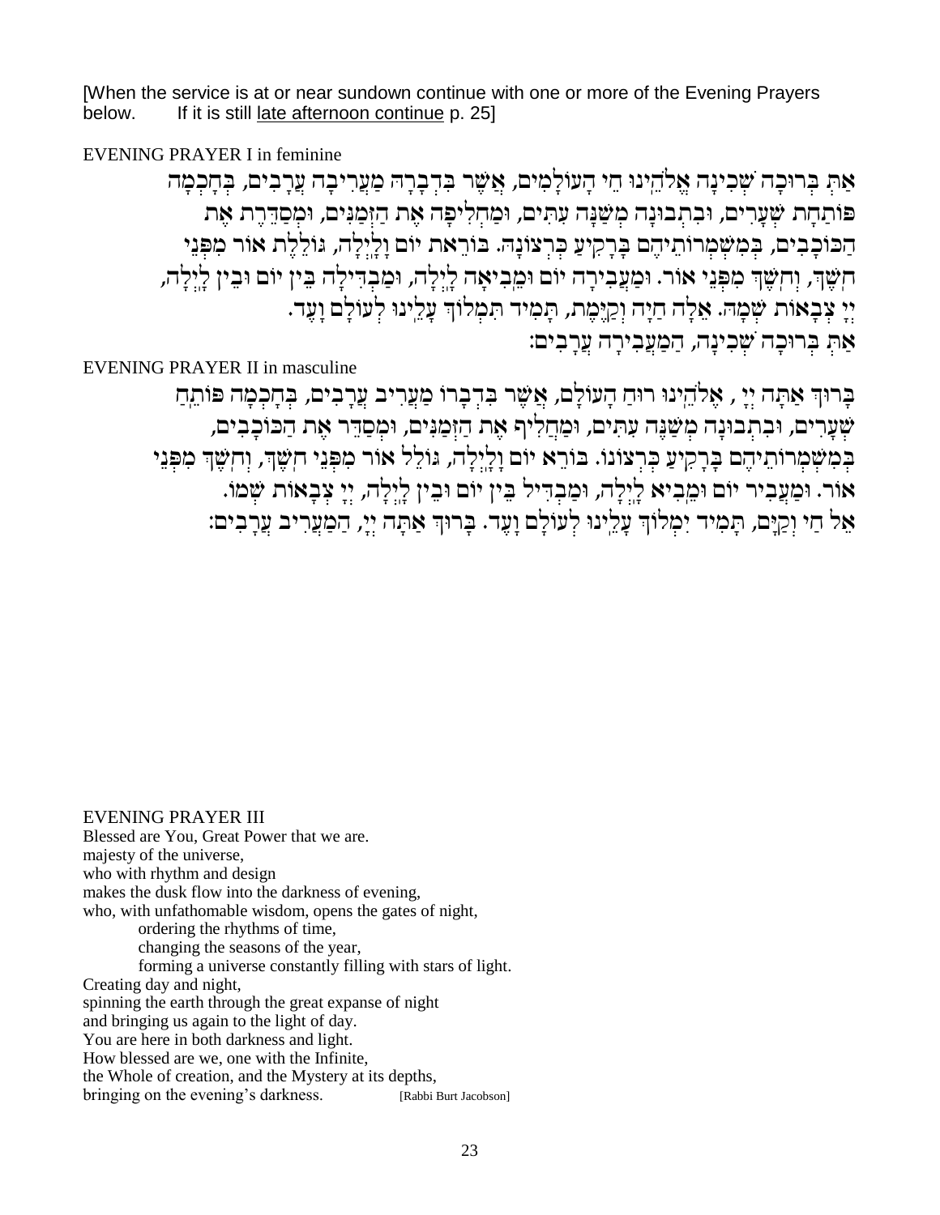[When the service is at or near sundown continue with one or more of the Evening Prayers below. If it is still late afternoon continue p. 25]

EVENING PRAYER I in feminine

אַתְּ בְּרוּכָה שְׁכִינָה אֱלֹהֵינוּ חֵי הָעוֹלָמִים, אֲשֶׁר בִּדְבָרָהּ מַעֲרִיבָה עֲרָבִים, בְּחָכְמָה פּוֹתַחַת שְׁעָרִים, וּבִתְבוּנָה מְשַׁנָּה עִתִּים, וּמַחְלִיפָה אֶת הַזְּמַנִּים, וּמְסַדֶּרֶת אֶת הַכּוֹכָבִים, בְּמִשְׁמְרוֹתֵיהֶם בָּרָקִיעַ כִּרְצוֹנָהּ. בּוֹרֵאת יוֹם וָלָיְלָה, גּוֹלֶלֶת אוֹר מִפְּנֵי חֹשֶׁךְ, וְחֹשֶׁךְ מִפְּנֵי אוֹר. וּמַעֲבִירָה יוֹם וּמְבִיאָה לָיְלָה, וּמַבְדִּילָה בֵּין יוֹם וּבֵין לָיְלָה, יְיָ צְבָאוֹת שְׁמָהּ. אֵלָה חַיָּה וְקַיֶּמֶת, תָּמִיד תִּמְלוֹךְ עָלֵינוּ לְעוֹלָם וָעֶד.
אַתְּ בְּרוּכָה שְׁכִינָה, הַמַּעֲבִירָה עֲרָבִים:

EVENING PRAYER II in masculine

בָּרוּךְ אַתָּה יְיָ , אֱלֹהֵינוּ רוּחַ הָעוֹלָם, אֲשֶׁר בִּדְבָרוֹ מַעֲרִיב עֲרָבִים, בְּחָכְמָה פּוֹתֵחַ שְׁעָרִים, וּבִתְבוּנָה מְשַׁנֶּה עִתִּים, וּמַחֲלִיף אֶת הַזְּמַנִּים, וּמְסַדֵּר אֶת הַכּוֹכָבִים, בְּמִשְׁמְרוֹתֵיהֶם בָּרָקִיעַ כִּרְצוֹנוֹ. בּוֹרֵא יוֹם וָלָיְלָה, גּוֹלֵל אוֹר מִפְּנֵי חֹשֶׁךְ, וְחֹשֶׁךְ מִפְּנֵי אוֹר. וּמַעֲבִיר יוֹם וּמֵבִיא לָיְלָה, וּמַבְדִּיל בֵּין יוֹם וּבֵין לָיְלָה, יְיָ צְבָאוֹת שְׁמוֹ. אֵל חַי וְקַיָּם, תָּמִיד יִמְלוֹךְ עָלֵינוּ לְעוֹלָם וָעֶד. בָּרוּךְ אַתָּה יְיָ, הַמַּעֲרִיב עֲרָבִים:

EVENING PRAYER III

Blessed are You, Great Power that we are.
majesty of the universe,
who with rhythm and design
makes the dusk flow into the darkness of evening,
who, with unfathomable wisdom, opens the gates of night,
ordering the rhythms of time,
changing the seasons of the year,
forming a universe constantly filling with stars of light.
Creating day and night,
spinning the earth through the great expanse of night
and bringing us again to the light of day.
You are here in both darkness and light.
How blessed are we, one with the Infinite,
the Whole of creation, and the Mystery at its depths,
bringing on the evening's darkness. [Rabbi Burt Jacobson]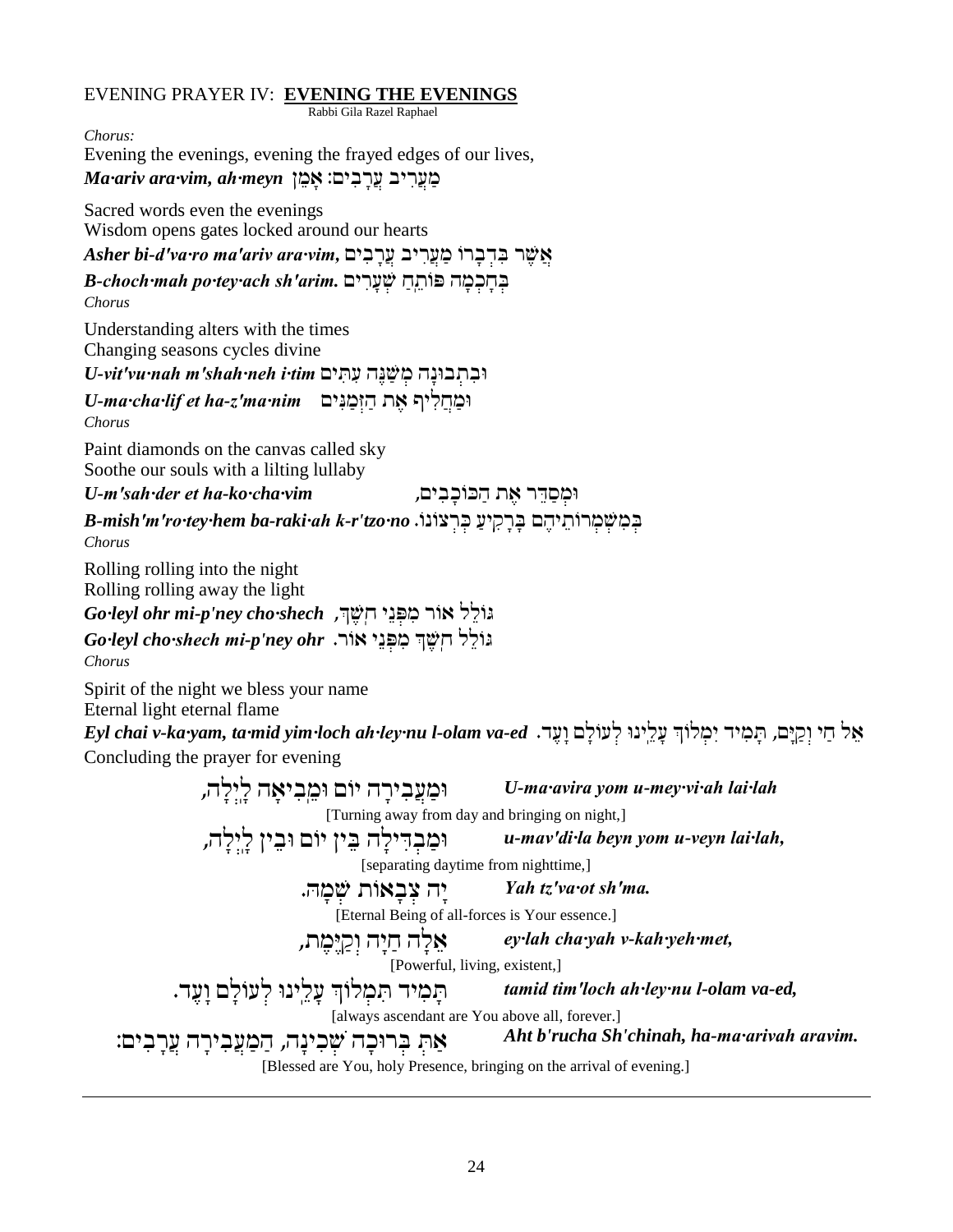EVENING PRAYER IV: **EVENING THE EVENINGS**

Rabbi Gila Razel Raphael

*Chorus:*

Evening the evenings, evening the frayed edges of our lives,

***Ma·ariv ara·vim, ah·meyn*** מַעֲרִיב עֲרָבִים: אָמֵן

Sacred words even the evenings

Wisdom opens gates locked around our hearts

***Asher bi-d'va·ro ma'ariv ara·vim,*** אֲשֶׁר בִּדְבָרוֹ מַעֲרִיב עֲרָבִים

***B-choch·mah po·tey·ach sh'arim.*** בְּחָכְמָה פּוֹתֵחַ שְׁעָרִים

*Chorus*

Understanding alters with the times

Changing seasons cycles divine

***U-vit'vu·nah m'shah·neh i·tim*** וּבִתְבוּנָה מְשַׁנֶּה עִתִּים

***U-ma·cha·lif et ha-z'ma·nim*** וּמַחֲלִיף אֶת הַזְּמַנִּים

*Chorus*

Paint diamonds on the canvas called sky

Soothe our souls with a lilting lullaby

***U-m'sah·der et ha-ko·cha·vim*** וּמְסַדֵּר אֶת הַכּוֹכָבִים,

***B-mish'm'ro·tey·hem ba-raki·ah k-r'tzo·no.*** בְּמִשְׁמְרוֹתֵיהֶם בָּרָקִיעַ כִּרְצוֹנוֹ.

*Chorus*

Rolling rolling into the night

Rolling rolling away the light

***Go·leyl ohr mi-p'ney cho·shech*** גּוֹלֵל אוֹר מִפְּנֵי חֹשֶׁךְ,

***Go·leyl cho·shech mi-p'ney ohr*** גּוֹלֵל חֹשֶׁךְ מִפְּנֵי אוֹר.

*Chorus*

Spirit of the night we bless your name

Eternal light eternal flame

***Eyl chai v-ka·yam, ta·mid yim·loch ah·ley·nu l-olam va-ed*** אֵל חַי וְקַיָּם, תָּמִיד יִמְלוֹךְ עָלֵינוּ לְעוֹלָם וָעֶד.

Concluding the prayer for evening

וּמַעֲבִירָה יוֹם וּמְבִיאָה לָיְלָה, ***U-ma·avira yom u-mey·vi·ah lai·lah***

[Turning away from day and bringing on night,]

וּמַבְדִּילָה בֵּין יוֹם וּבֵין לָיְלָה, ***u-mav'di·la beyn yom u-veyn lai·lah,***

[separating daytime from nighttime,]

יָהּ צְבָאוֹת שְׁמָהּ. ***Yah tz'va·ot sh'ma.***

[Eternal Being of all-forces is Your essence.]

אֵלָה חַיָּה וְקַיֶּמֶת, ***ey·lah cha·yah v-kah·yeh·met,***

[Powerful, living, existent,]

תָּמִיד תִּמְלוֹךְ עָלֵינוּ לְעוֹלָם וָעֶד. ***tamid tim'loch ah·ley·nu l-olam va-ed,***

[always ascendant are You above all, forever.]

אַתְּ בְּרוּכָה שְׁכִינָה, הַמַּעֲבִירָה עֲרָבִים: ***Aht b'rucha Sh'chinah, ha-ma·arivah aravim.***

[Blessed are You, holy Presence, bringing on the arrival of evening.]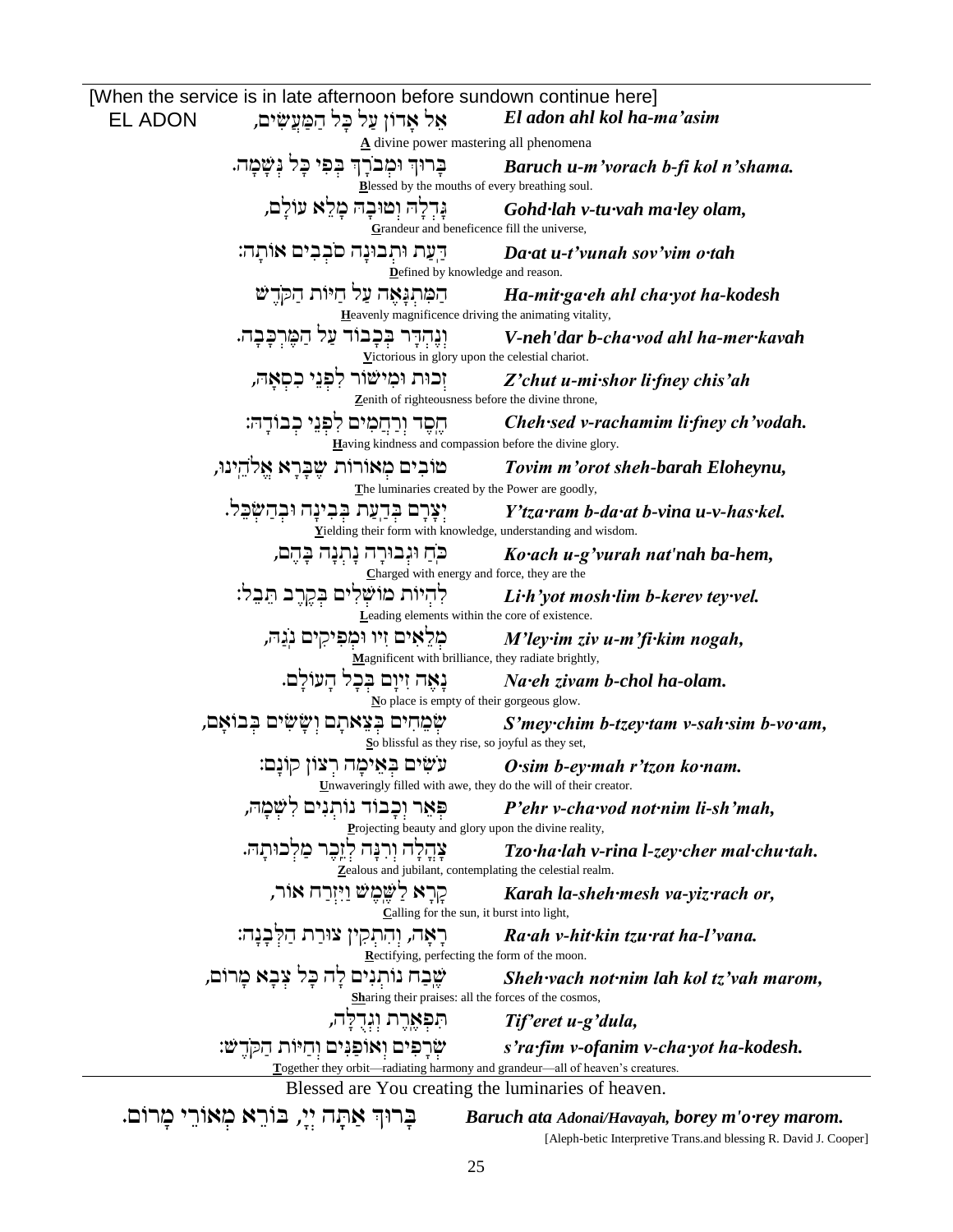[When the service is in late afternoon before sundown continue here]

EL ADON

| | |
|---|---|
| אֵל אָדוֹן עַל כָּל הַמַּעֲשִׂים, | ***El adon ahl kol ha-ma'asim*** |
| | **A** divine power mastering all phenomena |
| בָּרוּךְ וּמְבֹרָךְ בְּפִי כָּל נְשָׁמָה. | ***Baruch u-m'vorach b-fi kol n'shama.*** |
| | **B**lessed by the mouths of every breathing soul. |
| גָּדְלוֹ וְטוּבוֹ מָלֵא עוֹלָם, | ***Gohd·lah v-tu·vah ma·ley olam,*** |
| | **G**randeur and beneficence fill the universe, |
| דַּעַת וּתְבוּנָה סֹבְבִים אוֹתוֹ: | ***Da·at u-t'vunah sov'vim o·tah*** |
| | **D**efined by knowledge and reason. |
| הַמִּתְגָּאֶה עַל חַיּוֹת הַקֹּדֶשׁ | ***Ha-mit·ga·eh ahl cha·yot ha-kodesh*** |
| | **H**eavenly magnificence driving the animating vitality, |
| וְנֶהְדָּר בְּכָבוֹד עַל הַמֶּרְכָּבָה. | ***V-neh'dar b-cha·vod ahl ha-mer·kavah*** |
| | **V**ictorious in glory upon the celestial chariot. |
| זְכוּת וּמִישׁוֹר לִפְנֵי כִסְאוֹ, | ***Z'chut u-mi·shor li·fney chis'ah*** |
| | **Z**enith of righteousness before the divine throne, |
| חֶסֶד וְרַחֲמִים לִפְנֵי כְבוֹדוֹ: | ***Cheh·sed v-rachamim li·fney ch'vodah.*** |
| | **H**aving kindness and compassion before the divine glory. |
| טוֹבִים מְאוֹרוֹת שֶׁבָּרָא אֱלֹהֵינוּ, | ***Tovim m'orot sheh-barah Eloheynu,*** |
| | **T**he luminaries created by the Power are goodly, |
| יְצָרָם בְּדַעַת בְּבִינָה וּבְהַשְׂכֵּל. | ***Y'tza·ram b-da·at b-vina u-v-has·kel.*** |
| | **Y**ielding their form with knowledge, understanding and wisdom. |
| כֹּחַ וּגְבוּרָה נָתַן בָּהֶם, | ***Ko·ach u-g'vurah nat'nah ba-hem,*** |
| | **C**harged with energy and force, they are the |
| לִהְיוֹת מוֹשְׁלִים בְּקֶרֶב תֵּבֵל: | ***Li·h'yot mosh·lim b-kerev tey·vel.*** |
| | **L**eading elements within the core of existence. |
| מְלֵאִים זִיו וּמְפִיקִים נֹגַהּ, | ***M'ley·im ziv u-m'fi·kim nogah,*** |
| | **M**agnificent with brilliance, they radiate brightly, |
| נָאֶה זִיוָם בְּכָל הָעוֹלָם. | ***Na·eh zivam b-chol ha-olam.*** |
| | **N**o place is empty of their gorgeous glow. |
| שְׂמֵחִים בְּצֵאתָם וְשָׂשִׂים בְּבוֹאָם, | ***S'mey·chim b-tzey·tam v-sah·sim b-vo·am,*** |
| | **S**o blissful as they rise, so joyful as they set, |
| עֹשִׂים בְּאֵימָה רְצוֹן קוֹנָם: | ***O·sim b-ey·mah r'tzon ko·nam.*** |
| | **U**nwaveringly filled with awe, they do the will of their creator. |
| פְּאֵר וְכָבוֹד נוֹתְנִים לִשְׁמוֹ, | ***P'ehr v-cha·vod not·nim li-sh'mah,*** |
| | **P**rojecting beauty and glory upon the divine reality, |
| צָהֳלָה וְרִנָּה לְזֵכֶר מַלְכוּתוֹ. | ***Tzo·ha·lah v-rina l-zey·cher mal·chu·tah.*** |
| | **Z**ealous and jubilant, contemplating the celestial realm. |
| קָרָא לַשֶּׁמֶשׁ וַיִּזְרַח אוֹר, | ***Karah la-sheh·mesh va-yiz·rach or,*** |
| | **C**alling for the sun, it burst into light, |
| רָאָה וְהִתְקִין צוּרַת הַלְּבָנָה: | ***Ra·ah v-hit·kin tzu·rat ha-l'vana.*** |
| | **R**ectifying, perfecting the form of the moon. |
| שֶׁבַח נוֹתְנִים לוֹ כָּל צְבָא מָרוֹם, | ***Sheh·vach not·nim lah kol tz'vah marom,*** |
| | **Sh**aring their praises: all the forces of the cosmos, |
| תִּפְאֶרֶת וּגְדֻלָּה, | ***Tif'eret u-g'dula,*** |
| שְׂרָפִים וְאוֹפַנִּים וְחַיּוֹת הַקֹּדֶשׁ: | ***s'ra·fim v-ofanim v-cha·yot ha-kodesh.*** |
| | **T**ogether they orbit—radiating harmony and grandeur—all of heaven's creatures. |

Blessed are You creating the luminaries of heaven.

בָּרוּךְ אַתָּה יְיָ, בּוֹרֵא מְאוֹרֵי מָרוֹם. ***Baruch ata Adonai/Havayah, borey m'o·rey marom.***

[Aleph-betic Interpretive Trans.and blessing R. David J. Cooper]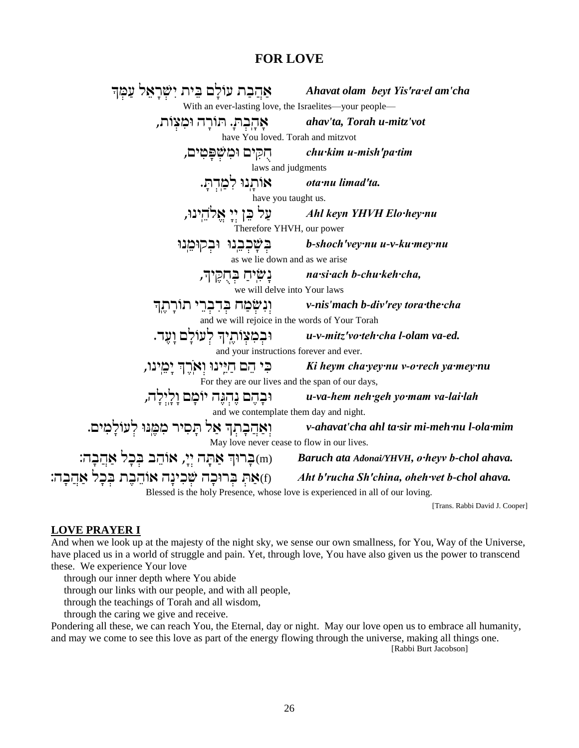## FOR LOVE

אַהֲבַת עוֹלָם בֵּית יִשְׂרָאֵל עַמְּךָ — ***Ahavat olam beyt Yis'ra·el am'cha***

With an ever-lasting love, the Israelites—your people—

אָהָבְתָּ. תּוֹרָה וּמִצְוֹת, — ***ahav'ta, Torah u-mitz'vot***

have You loved. Torah and mitzvot

חֻקִּים וּמִשְׁפָּטִים, — ***chu·kim u-mish'pa·tim***

laws and judgments

אוֹתָנוּ לִמַּדְתָּ. — ***ota·nu limad'ta.***

have you taught us.

עַל כֵּן יְיָ אֱלֹהֵינוּ, — ***Ahl keyn YHVH Elo·hey·nu***

Therefore YHVH, our power

בְּשָׁכְבֵנוּ וּבְקוּמֵנוּ — ***b-shoch'vey·nu u-v-ku·mey·nu***

as we lie down and as we arise

נָשִׂיחַ בְּחֻקֶּיךָ, — ***na·si·ach b-chu·keh·cha,***

we will delve into Your laws

וְנִשְׂמַח בְּדִבְרֵי תוֹרָתֶךָ — ***v-nis'mach b-div'rey tora·the·cha***

and we will rejoice in the words of Your Torah

וּבְמִצְוֹתֶיךָ לְעוֹלָם וָעֶד. — ***u-v-mitz'vo·teh·cha l-olam va-ed.***

and your instructions forever and ever.

כִּי הֵם חַיֵּינוּ וְאֹרֶךְ יָמֵינוּ, — ***Ki heym cha·yey·nu v-o·rech ya·mey·nu***

For they are our lives and the span of our days,

וּבָהֶם נֶהְגֶּה יוֹמָם וָלָיְלָה, — ***u-va-hem neh·geh yo·mam va-lai·lah***

and we contemplate them day and night.

וְאַהֲבָתְךָ אַל תָּסִיר מִמֶּנּוּ לְעוֹלָמִים. — ***v-ahavat'cha ahl ta·sir mi-meh·nu l-ola·mim***

May love never cease to flow in our lives.

(m)בָּרוּךְ אַתָּה יְיָ, אוֹהֵב בְּכָל אַהֲבָה: — ***Baruch ata Adonai/YHVH, o·heyv b-chol ahava.***

(f)אַתְּ בְּרוּכָה שְׁכִינָה אוֹהֶבֶת בְּכָל אַהֲבָה: — ***Aht b'rucha Sh'china, oheh·vet b-chol ahava.***

Blessed is the holy Presence, whose love is experienced in all of our loving.

[Trans. Rabbi David J. Cooper]

### LOVE PRAYER I

And when we look up at the majesty of the night sky, we sense our own smallness, for You, Way of the Universe, have placed us in a world of struggle and pain. Yet, through love, You have also given us the power to transcend these. We experience Your love

through our inner depth where You abide
through our links with our people, and with all people,
through the teachings of Torah and all wisdom,
through the caring we give and receive.

Pondering all these, we can reach You, the Eternal, day or night. May our love open us to embrace all humanity, and may we come to see this love as part of the energy flowing through the universe, making all things one.

[Rabbi Burt Jacobson]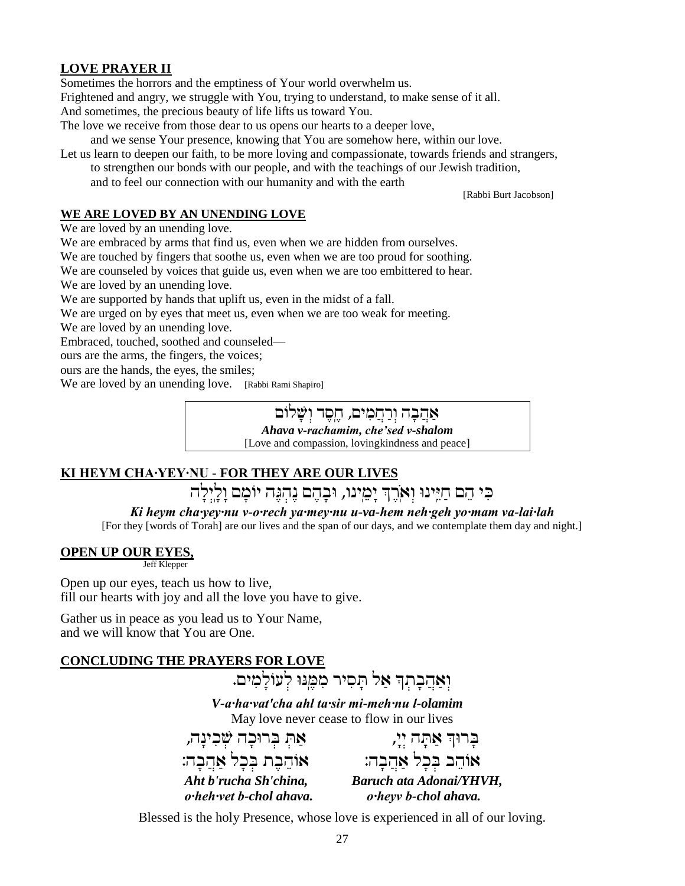## LOVE PRAYER II

Sometimes the horrors and the emptiness of Your world overwhelm us.
Frightened and angry, we struggle with You, trying to understand, to make sense of it all.
And sometimes, the precious beauty of life lifts us toward You.
The love we receive from those dear to us opens our hearts to a deeper love,
and we sense Your presence, knowing that You are somehow here, within our love.
Let us learn to deepen our faith, to be more loving and compassionate, towards friends and strangers,
to strengthen our bonds with our people, and with the teachings of our Jewish tradition,
and to feel our connection with our humanity and with the earth

[Rabbi Burt Jacobson]

## WE ARE LOVED BY AN UNENDING LOVE

We are loved by an unending love.
We are embraced by arms that find us, even when we are hidden from ourselves.
We are touched by fingers that soothe us, even when we are too proud for soothing.
We are counseled by voices that guide us, even when we are too embittered to hear.
We are loved by an unending love.
We are supported by hands that uplift us, even in the midst of a fall.
We are urged on by eyes that meet us, even when we are too weak for meeting.
We are loved by an unending love.
Embraced, touched, soothed and counseled—
ours are the arms, the fingers, the voices;
ours are the hands, the eyes, the smiles;
We are loved by an unending love. [Rabbi Rami Shapiro]

אַהֲבָה וְרַחֲמִים, חֶסֶד וְשָׁלוֹם
***Ahava v-rachamim, che'sed v-shalom***
[Love and compassion, lovingkindness and peace]

## KI HEYM CHA·YEY·NU - FOR THEY ARE OUR LIVES

כִּי הֵם חַיֵּינוּ וְאֹרֶךְ יָמֵינוּ, וּבָהֶם נֶהְגֶּה יוֹמָם וָלָיְלָה

***Ki heym cha·yey·nu v-o·rech ya·mey·nu u-va-hem neh·geh yo·mam va-lai·lah***
[For they [words of Torah] are our lives and the span of our days, and we contemplate them day and night.]

## OPEN UP OUR EYES,

Jeff Klepper

Open up our eyes, teach us how to live,
fill our hearts with joy and all the love you have to give.

Gather us in peace as you lead us to Your Name,
and we will know that You are One.

## CONCLUDING THE PRAYERS FOR LOVE

וְאַהֲבָתְךָ אַל תָּסִיר מִמֶּנּוּ לְעוֹלָמִים.

***V-a·ha·vat'cha ahl ta·sir mi-meh·nu l-olamim***
May love never cease to flow in our lives

בָּרוּךְ אַתָּה יְיָ,
אוֹהֵב בְּכָל אַהֲבָה:
***Baruch ata Adonai/YHVH,***
***o·heyv b-chol ahava.***

אַתְּ בְּרוּכָה שְׁכִינָה,
אוֹהֶבֶת בְּכָל אַהֲבָה:
***Aht b'rucha Sh'china,***
***o·heh·vet b-chol ahava.***

Blessed is the holy Presence, whose love is experienced in all of our loving.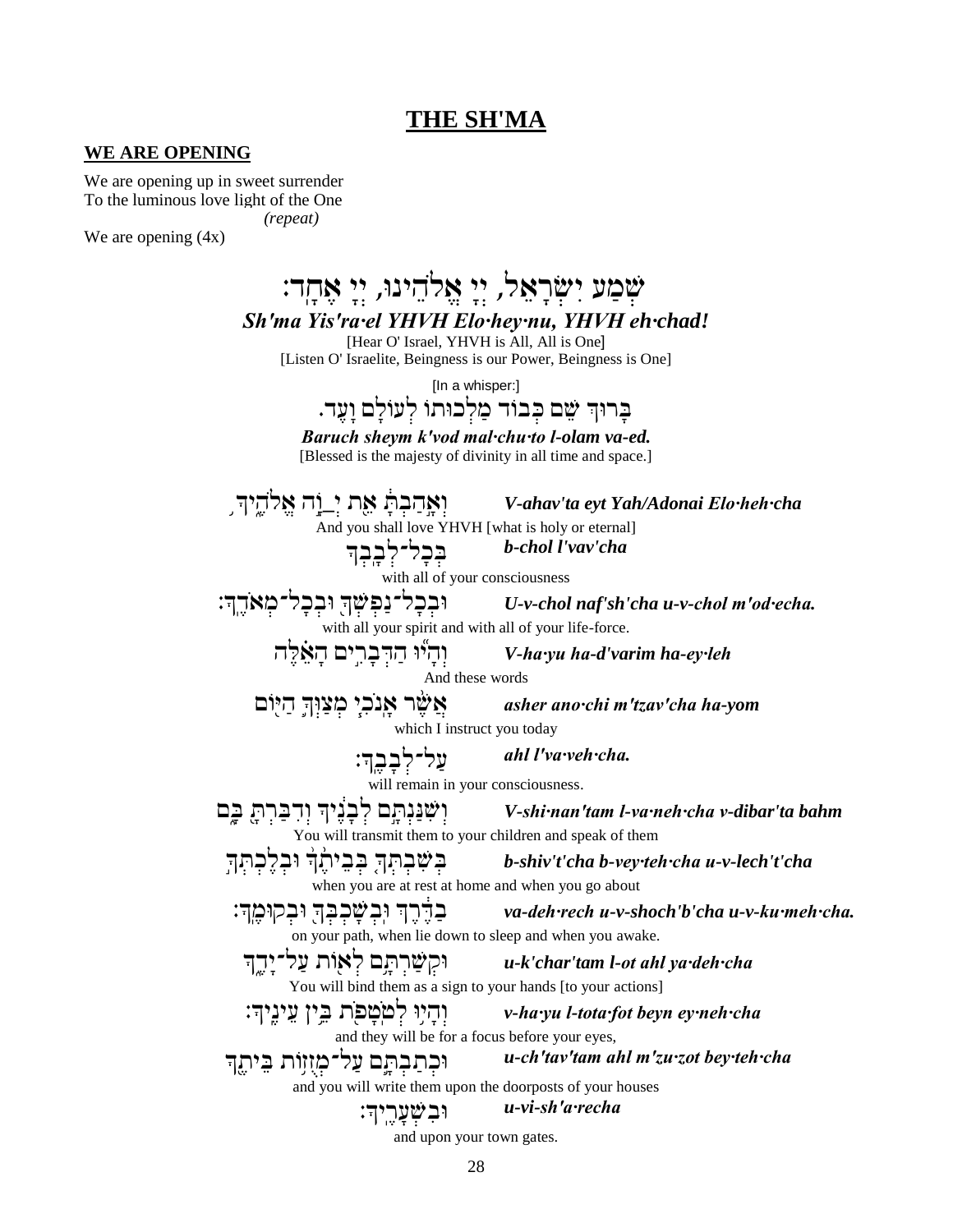# THE SH'MA

**WE ARE OPENING**

We are opening up in sweet surrender
To the luminous love light of the One
*(repeat)*
We are opening (4x)

שְׁמַע יִשְׂרָאֵל, יְיָ אֱלֹהֵינוּ, יְיָ אֶחָד:

***Sh'ma Yis'ra·el YHVH Elo·hey·nu, YHVH eh·chad!***

[Hear O' Israel, YHVH is All, All is One]
[Listen O' Israelite, Beingness is our Power, Beingness is One]

[In a whisper:]

בָּרוּךְ שֵׁם כְּבוֹד מַלְכוּתוֹ לְעוֹלָם וָעֶד.

***Baruch sheym k'vod mal·chu·to l-olam va-ed.***

[Blessed is the majesty of divinity in all time and space.]

וְאָהַבְתָּ אֵת יְ_וָה אֱלֹהֶיךָ — ***V-ahav'ta eyt Yah/Adonai Elo·heh·cha***
And you shall love YHVH [what is holy or eternal]

בְּכָל־לְבָבְךָ — ***b-chol l'vav'cha***
with all of your consciousness

וּבְכָל־נַפְשְׁךָ וּבְכָל־מְאֹדֶךָ: — ***U-v-chol naf'sh'cha u-v-chol m'od·echa.***
with all your spirit and with all of your life-force.

וְהָיוּ הַדְּבָרִים הָאֵלֶּה — ***V-ha·yu ha-d'varim ha-ey·leh***
And these words

אֲשֶׁר אָנֹכִי מְצַוְּךָ הַיּוֹם — ***asher ano·chi m'tzav'cha ha-yom***
which I instruct you today

עַל־לְבָבֶךָ: — ***ahl l'va·veh·cha.***
will remain in your consciousness.

וְשִׁנַּנְתָּם לְבָנֶיךָ וְדִבַּרְתָּ בָּם — ***V-shi·nan'tam l-va·neh·cha v-dibar'ta bahm***
You will transmit them to your children and speak of them

בְּשִׁבְתְּךָ בְּבֵיתֶךָ וּבְלֶכְתְּךָ — ***b-shiv't'cha b-vey·teh·cha u-v-lech't'cha***
when you are at rest at home and when you go about

בַדֶּרֶךְ וּבְשָׁכְבְּךָ וּבְקוּמֶךָ: — ***va-deh·rech u-v-shoch'b'cha u-v-ku·meh·cha.***
on your path, when lie down to sleep and when you awake.

וּקְשַׁרְתָּם לְאוֹת עַל־יָדֶךָ — ***u-k'char'tam l-ot ahl ya·deh·cha***
You will bind them as a sign to your hands [to your actions]

וְהָיוּ לְטֹטָפֹת בֵּין עֵינֶיךָ: — ***v-ha·yu l-tota·fot beyn ey·neh·cha***
and they will be for a focus before your eyes,

וּכְתַבְתָּם עַל־מְזֻזוֹת בֵּיתֶךָ — ***u-ch'tav'tam ahl m'zu·zot bey·teh·cha***
and you will write them upon the doorposts of your houses

וּבִשְׁעָרֶיךָ: — ***u-vi-sh'a·recha***
and upon your town gates.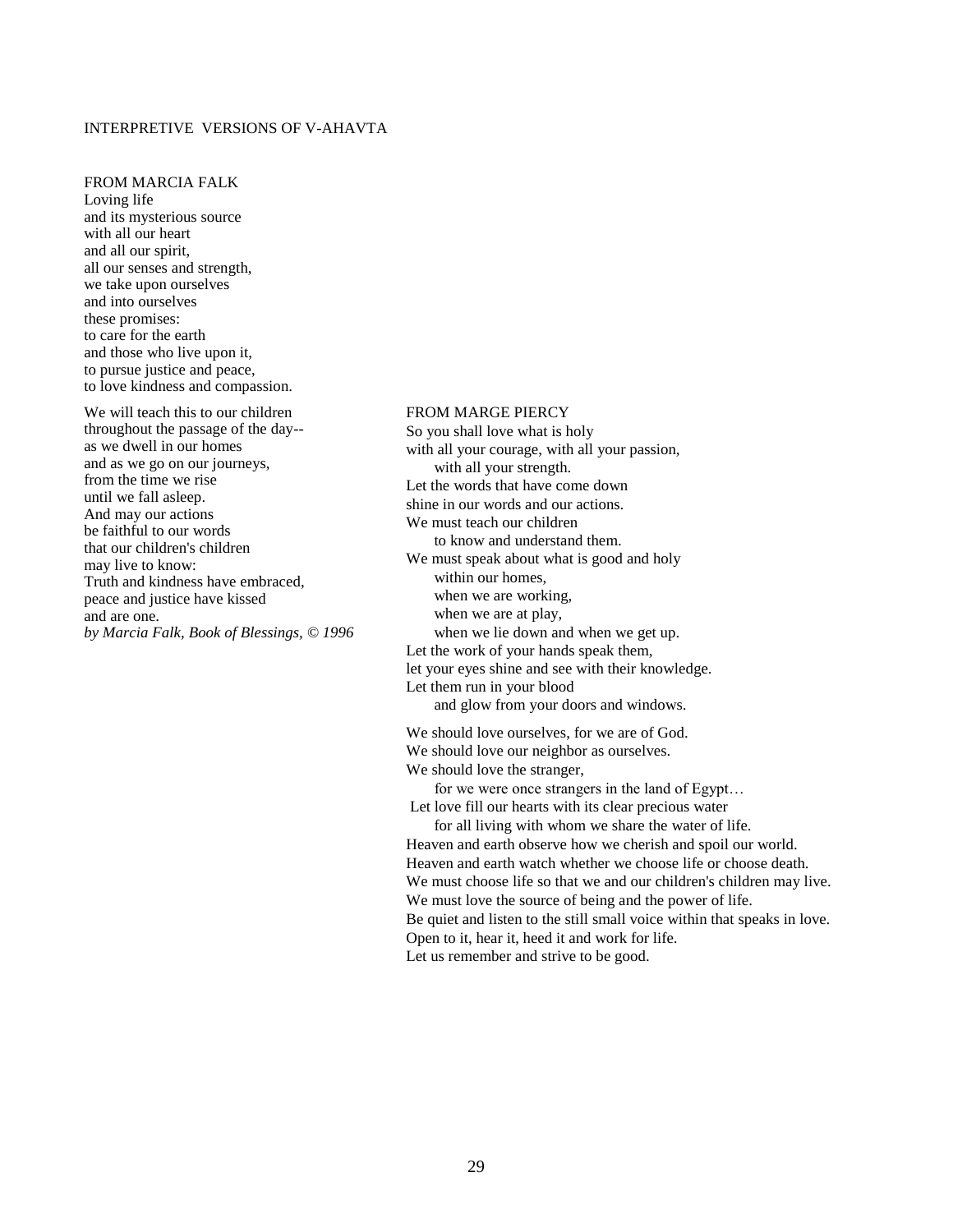## INTERPRETIVE VERSIONS OF V-AHAVTA

### FROM MARCIA FALK

Loving life  
and its mysterious source  
with all our heart  
and all our spirit,  
all our senses and strength,  
we take upon ourselves  
and into ourselves  
these promises:  
to care for the earth  
and those who live upon it,  
to pursue justice and peace,  
to love kindness and compassion.

We will teach this to our children  
throughout the passage of the day--  
as we dwell in our homes  
and as we go on our journeys,  
from the time we rise  
until we fall asleep.  
And may our actions  
be faithful to our words  
that our children's children  
may live to know:  
Truth and kindness have embraced,  
peace and justice have kissed  
and are one.  
*by Marcia Falk, Book of Blessings, © 1996*

### FROM MARGE PIERCY

So you shall love what is holy  
with all your courage, with all your passion,  
with all your strength.  
Let the words that have come down  
shine in our words and our actions.  
We must teach our children  
to know and understand them.  
We must speak about what is good and holy  
within our homes,  
when we are working,  
when we are at play,  
when we lie down and when we get up.  
Let the work of your hands speak them,  
let your eyes shine and see with their knowledge.  
Let them run in your blood  
and glow from your doors and windows.

We should love ourselves, for we are of God.  
We should love our neighbor as ourselves.  
We should love the stranger,  
for we were once strangers in the land of Egypt…  
Let love fill our hearts with its clear precious water  
for all living with whom we share the water of life.  
Heaven and earth observe how we cherish and spoil our world.  
Heaven and earth watch whether we choose life or choose death.  
We must choose life so that we and our children's children may live.  
We must love the source of being and the power of life.  
Be quiet and listen to the still small voice within that speaks in love.  
Open to it, hear it, heed it and work for life.  
Let us remember and strive to be good.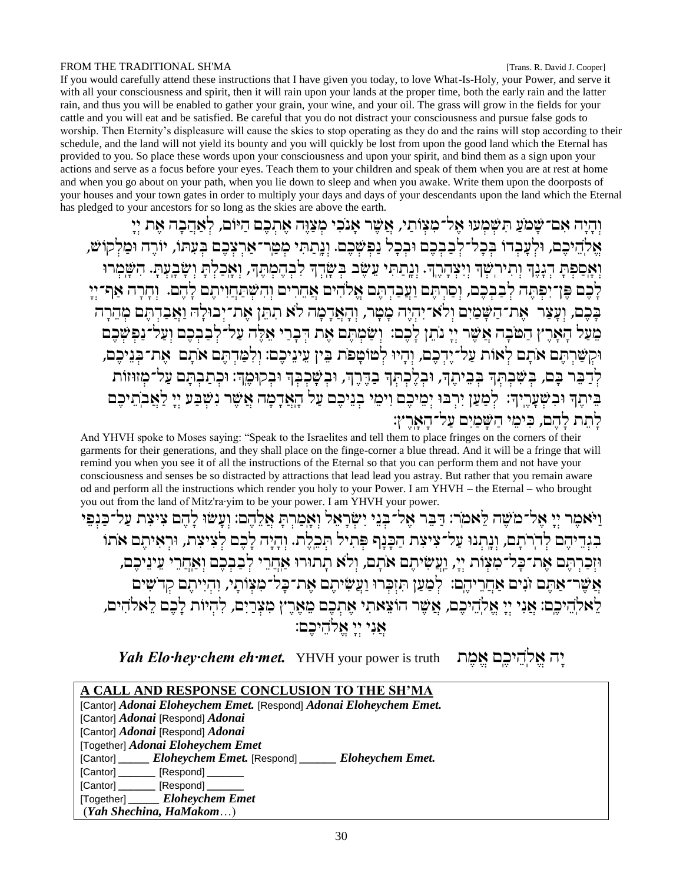FROM THE TRADITIONAL SH'MA [Trans. R. David J. Cooper]

If you would carefully attend these instructions that I have given you today, to love What-Is-Holy, your Power, and serve it with all your consciousness and spirit, then it will rain upon your lands at the proper time, both the early rain and the latter rain, and thus you will be enabled to gather your grain, your wine, and your oil. The grass will grow in the fields for your cattle and you will eat and be satisfied. Be careful that you do not distract your consciousness and pursue false gods to worship. Then Eternity's displeasure will cause the skies to stop operating as they do and the rains will stop according to their schedule, and the land will not yield its bounty and you will quickly be lost from upon the good land which the Eternal has provided to you. So place these words upon your consciousness and upon your spirit, and bind them as a sign upon your actions and serve as a focus before your eyes. Teach them to your children and speak of them when you are at rest at home and when you go about on your path, when you lie down to sleep and when you awake. Write them upon the doorposts of your houses and your town gates in order to multiply your days and days of your descendants upon the land which the Eternal has pledged to your ancestors for so long as the skies are above the earth.

וְהָיָה אִם־שָׁמֹעַ תִּשְׁמְעוּ אֶל־מִצְוֹתַי, אֲשֶׁר אָנֹכִי מְצַוֶּה אֶתְכֶם הַיּוֹם, לְאַהֲבָה אֶת יְיָ אֱלֹהֵיכֶם, וּלְעָבְדוֹ בְּכָל־לְבַבְכֶם וּבְכָל נַפְשְׁכֶם. וְנָתַתִּי מְטַר־אַרְצְכֶם בְּעִתּוֹ, יוֹרֶה וּמַלְקוֹשׁ, וְאָסַפְתָּ דְגָנֶךָ וְתִירֹשְׁךָ וְיִצְהָרֶךָ. וְנָתַתִּי עֵשֶׂב בְּשָׂדְךָ לִבְהֶמְתֶּךָ, וְאָכַלְתָּ וְשָׂבָעְתָּ. הִשָּׁמְרוּ לָכֶם פֶּן־יִפְתֶּה לְבַבְכֶם, וְסַרְתֶּם וַעֲבַדְתֶּם אֱלֹהִים אֲחֵרִים וְהִשְׁתַּחֲוִיתֶם לָהֶם. וְחָרָה אַף־יְיָ בָּכֶם, וְעָצַר אֶת־הַשָּׁמַיִם וְלֹא־יִהְיֶה מָטָר, וְהָאֲדָמָה לֹא תִתֵּן אֶת־יְבוּלָהּ וַאֲבַדְתֶּם מְהֵרָה מֵעַל הָאָרֶץ הַטֹּבָה אֲשֶׁר יְיָ נֹתֵן לָכֶם: וְשַׂמְתֶּם אֶת דְּבָרַי אֵלֶּה עַל־לְבַבְכֶם וְעַל־נַפְשְׁכֶם וּקְשַׁרְתֶּם אֹתָם לְאוֹת עַל־יֶדְכֶם, וְהָיוּ לְטוֹטָפֹת בֵּין עֵינֵיכֶם: וְלִמַּדְתֶּם אֹתָם אֶת־בְּנֵיכֶם, לְדַבֵּר בָּם, בְּשִׁבְתְּךָ בְּבֵיתֶךָ, וּבְלֶכְתְּךָ בַדֶּרֶךְ, וּבְשָׁכְבְּךָ וּבְקוּמֶךָ: וּכְתַבְתָּם עַל־מְזוּזוֹת בֵּיתֶךָ וּבִשְׁעָרֶיךָ: לְמַעַן יִרְבּוּ יְמֵיכֶם וִימֵי בְנֵיכֶם עַל הָאֲדָמָה אֲשֶׁר נִשְׁבַּע יְיָ לַאֲבֹתֵיכֶם לָתֵת לָהֶם, כִּימֵי הַשָּׁמַיִם עַל־הָאָרֶץ:

And YHVH spoke to Moses saying: "Speak to the Israelites and tell them to place fringes on the corners of their garments for their generations, and they shall place on the finge-corner a blue thread. And it will be a fringe that will remind you when you see it of all the instructions of the Eternal so that you can perform them and not have your consciousness and senses be so distracted by attractions that lead lead you astray. But rather that you remain aware od and perform all the instructions which render you holy to your Power. I am YHVH – the Eternal – who brought you out from the land of Mitz'ra·yim to be your power. I am YHVH your power.

וַיֹּאמֶר יְיָ אֶל־מֹשֶׁה לֵּאמֹר: דַּבֵּר אֶל־בְּנֵי יִשְׂרָאֵל וְאָמַרְתָּ אֲלֵהֶם: וְעָשׂוּ לָהֶם צִיצִת עַל־כַּנְפֵי בִגְדֵיהֶם לְדֹרֹתָם, וְנָתְנוּ עַל־צִיצִת הַכָּנָף פְּתִיל תְּכֵלֶת. וְהָיָה לָכֶם לְצִיצִת, וּרְאִיתֶם אֹתוֹ וּזְכַרְתֶּם אֶת־כָּל־מִצְוֹת יְיָ, וַעֲשִׂיתֶם אֹתָם, וְלֹא תָתוּרוּ אַחֲרֵי לְבַבְכֶם וְאַחֲרֵי עֵינֵיכֶם, אֲשֶׁר־אַתֶּם זֹנִים אַחֲרֵיהֶם: לְמַעַן תִּזְכְּרוּ וַעֲשִׂיתֶם אֶת־כָּל־מִצְוֹתָי, וִהְיִיתֶם קְדֹשִׁים לֵאלֹהֵיכֶם: אֲנִי יְיָ אֱלֹהֵיכֶם, אֲשֶׁר הוֹצֵאתִי אֶתְכֶם מֵאֶרֶץ מִצְרַיִם, לִהְיוֹת לָכֶם לֵאלֹהִים, אֲנִי יְיָ אֱלֹהֵיכֶם:

***Yah Elo·hey·chem eh·met.*** YHVH your power is truth יָה אֱלֹהֵיכֶם אֱמֶת

**A CALL AND RESPONSE CONCLUSION TO THE SH'MA**

[Cantor] ***Adonai Eloheychem Emet.*** [Respond] ***Adonai Eloheychem Emet.***
[Cantor] ***Adonai*** [Respond] ***Adonai***
[Cantor] ***Adonai*** [Respond] ***Adonai***
[Together] ***Adonai Eloheychem Emet***
[Cantor] ______ ***Eloheychem Emet.*** [Respond] ______ ***Eloheychem Emet.***
[Cantor] ______ [Respond] ______
[Cantor] ______ [Respond] ______
[Together] ______ ***Eloheychem Emet***
(***Yah Shechina, HaMakom***…)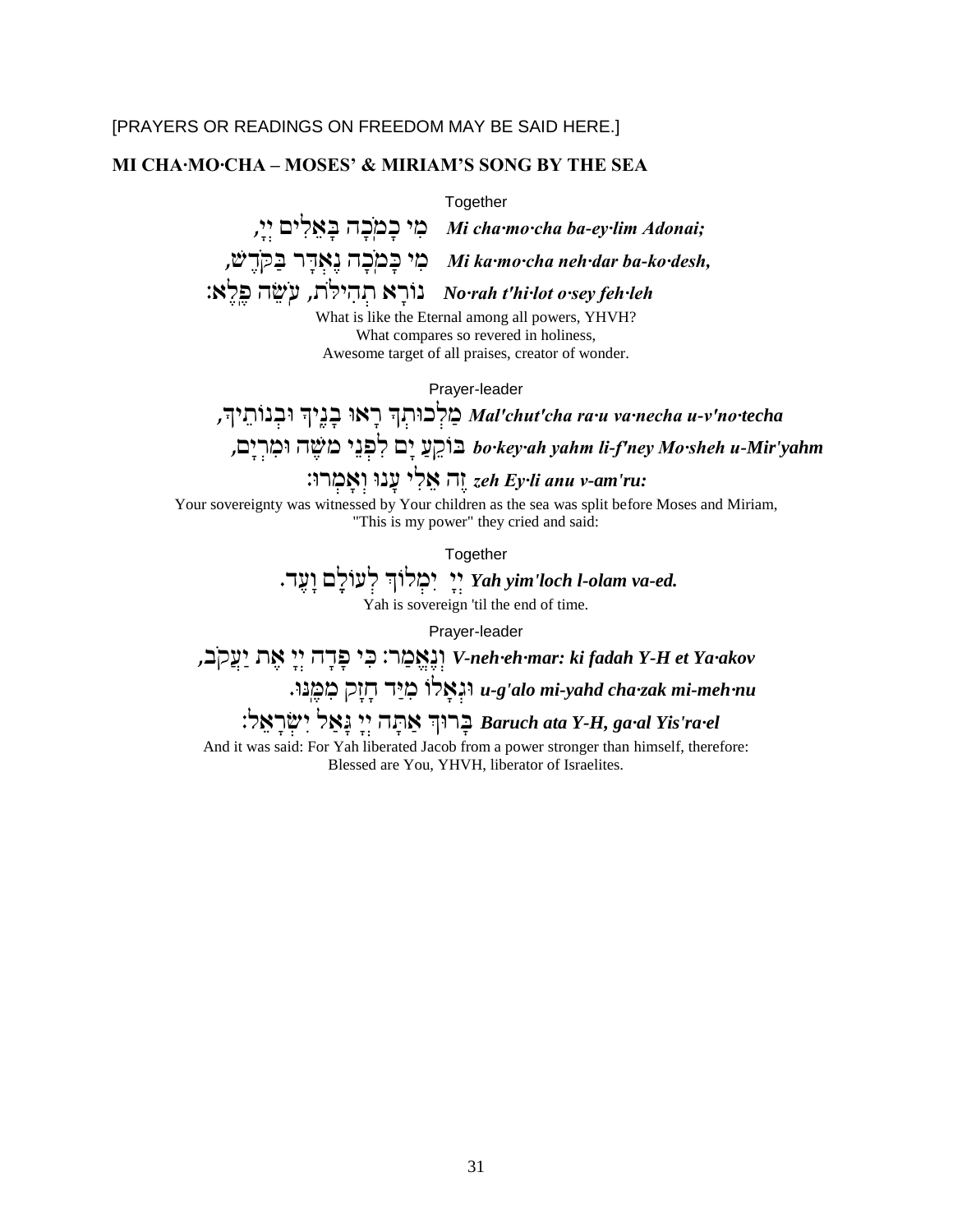[PRAYERS OR READINGS ON FREEDOM MAY BE SAID HERE.]

## MI CHA·MO·CHA – MOSES' & MIRIAM'S SONG BY THE SEA

Together

מִי כָמֹכָה בָּאֵלִים יְיָ, *Mi cha·mo·cha ba-ey·lim Adonai;*

מִי כָּמֹכָה נֶאְדָּר בַּקֹּדֶשׁ, *Mi ka·mo·cha neh·dar ba-ko·desh,*

נוֹרָא תְהִלֹּת, עֹשֵׂה פֶלֶא: *No·rah t'hi·lot o·sey feh·leh*

What is like the Eternal among all powers, YHVH?
What compares so revered in holiness,
Awesome target of all praises, creator of wonder.

Prayer-leader

מַלְכוּתְךָ רָאוּ בָנֶיךָ וּבְנוֹתֶיךָ, *Mal'chut'cha ra·u va·necha u-v'no·techa*

בּוֹקֵעַ יָם לִפְנֵי מֹשֶׁה וּמִרְיָם, *bo·key·ah yahm li-f'ney Mo·sheh u-Mir'yahm*

זֶה אֵלִי עָנוּ וְאָמְרוּ: *zeh Ey·li anu v-am'ru:*

Your sovereignty was witnessed by Your children as the sea was split before Moses and Miriam,
"This is my power" they cried and said:

Together

יָהּ יִמְלוֹךְ לְעוֹלָם וָעֶד. *Yah yim'loch l-olam va-ed.*

Yah is sovereign 'til the end of time.

Prayer-leader

וְנֶאֱמַר: כִּי פָדָה יָהּ אֶת יַעֲקֹב, *V-neh·eh·mar: ki fadah Y-H et Ya·akov*

וּגְאָלוֹ מִיַּד חָזָק מִמֶּנּוּ. *u-g'alo mi-yahd cha·zak mi-meh·nu*

בָּרוּךְ אַתָּה יָהּ גָּאַל יִשְׂרָאֵל: *Baruch ata Y-H, ga·al Yis'ra·el*

And it was said: For Yah liberated Jacob from a power stronger than himself, therefore:
Blessed are You, YHVH, liberator of Israelites.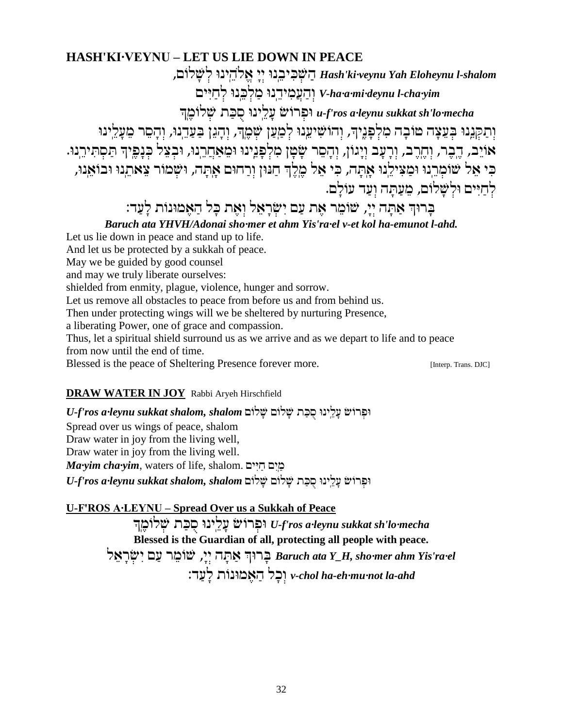## HASH'KI·VEYNU – LET US LIE DOWN IN PEACE

הַשְׁכִּיבֵנוּ יָיָ אֱלֹהֵינוּ לְשָׁלוֹם, ***Hash'ki·veynu Yah Eloheynu l-shalom***

וְהַעֲמִידֵנוּ מַלְכֵּנוּ לְחַיִּים ***V-ha·a·mi·deynu l-cha·yim***

וּפְרוֹשׂ עָלֵינוּ סֻכַּת שְׁלוֹמֶךָ ***u-f'ros a·leynu sukkat sh'lo·mecha***

וְתַקְּנֵנוּ בְּעֵצָה טוֹבָה מִלְּפָנֶיךָ, וְהוֹשִׁיעֵנוּ לְמַעַן שְׁמֶךָ, וְהָגֵן בַּעֲדֵנוּ, וְהָסֵר מֵעָלֵינוּ אוֹיֵב, דֶּבֶר, וְחֶרֶב, וְרָעָב וְיָגוֹן, וְהָסֵר שָׂטָן מִלְּפָנֵינוּ וּמֵאַחֲרֵינוּ, וּבְצֵל כְּנָפֶיךָ תַּסְתִּירֵנוּ. כִּי אֵל שׁוֹמְרֵנוּ וּמַצִּילֵנוּ אָתָּה, כִּי אֵל מֶלֶךְ חַנּוּן וְרַחוּם אָתָּה, וּשְׁמוֹר צֵאתֵנוּ וּבוֹאֵנוּ, לְחַיִּים וּלְשָׁלוֹם, מֵעַתָּה וְעַד עוֹלָם.

בָּרוּךְ אַתָּה יְיָ, שׁוֹמֵר אֶת עַם יִשְׂרָאֵל וְאֶת כָּל הָאֱמוּנוֹת לָעַד:

***Baruch ata YHVH/Adonai sho·mer et ahm Yis'ra·el v-et kol ha-emunot l-ahd.***

Let us lie down in peace and stand up to life.
And let us be protected by a sukkah of peace.
May we be guided by good counsel
and may we truly liberate ourselves:
shielded from enmity, plague, violence, hunger and sorrow.
Let us remove all obstacles to peace from before us and from behind us.
Then under protecting wings will we be sheltered by nurturing Presence,
a liberating Power, one of grace and compassion.
Thus, let a spiritual shield surround us as we arrive and as we depart to life and to peace
from now until the end of time.
Blessed is the peace of Sheltering Presence forever more. [Interp. Trans. DJC]

## DRAW WATER IN JOY Rabbi Aryeh Hirschfield

***U-f'ros a·leynu sukkat shalom, shalom*** וּפְרוֹשׂ עָלֵינוּ סֻכַּת שָׁלוֹם שָׁלוֹם
Spread over us wings of peace, shalom
Draw water in joy from the living well,
Draw water in joy from the living well.
***Ma·yim cha·yim***, waters of life, shalom. מַיִם חַיִּים
***U-f'ros a·leynu sukkat shalom, shalom*** וּפְרוֹשׂ עָלֵינוּ סֻכַּת שָׁלוֹם שָׁלוֹם

## U-F'ROS A·LEYNU – Spread Over us a Sukkah of Peace

וּפְרוֹשׂ עָלֵינוּ סֻכַּת שְׁלוֹמֶךָ ***U-f'ros a·leynu sukkat sh'lo·mecha***

**Blessed is the Guardian of all, protecting all people with peace.**

בָּרוּךְ אַתָּה יְיָ, שׁוֹמֵר עַם יִשְׂרָאֵל ***Baruch ata Y_H, sho·mer ahm Yis'ra·el***

וְכָל הָאֱמוּנוֹת לָעַד: ***v-chol ha-eh·mu·not la-ahd***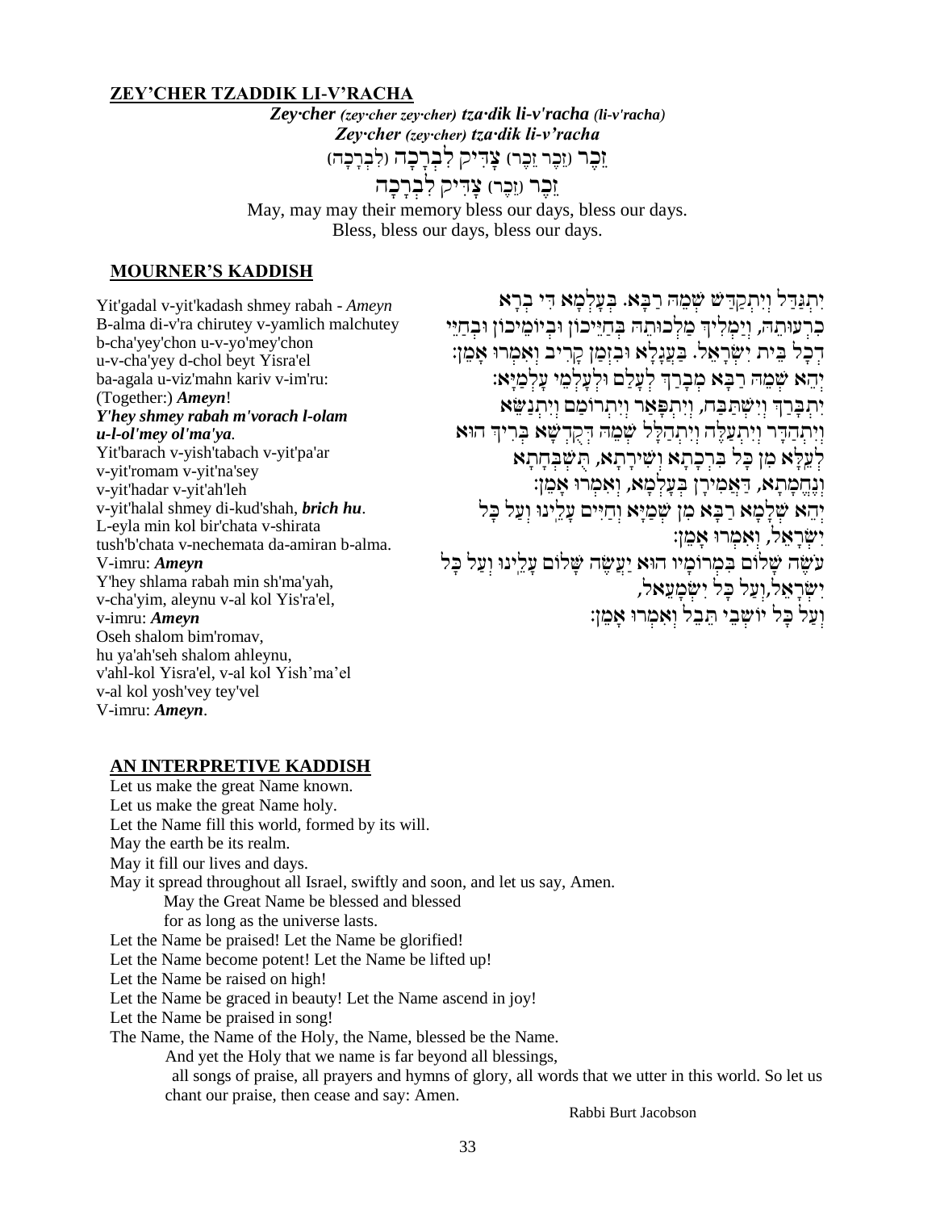## ZEY'CHER TZADDIK LI-V'RACHA

***Zey·cher** (zey·cher zey·cher) **tza·dik li-v'racha** (li-v'racha)*
***Zey·cher** (zey·cher) **tza·dik li-v'racha***

זֵכֶר (זֵכֶר זֵכֶר) צַדִּיק לִבְרָכָה (לִבְרָכָה)
זֵכֶר (זֵכֶר) צַדִּיק לִבְרָכָה

May, may may their memory bless our days, bless our days.
Bless, bless our days, bless our days.

## MOURNER'S KADDISH

Yit'gadal v-yit'kadash shmey rabah - *Ameyn*
B-alma di-v'ra chirutey v-yamlich malchutey
b-cha'yey'chon u-v-yo'mey'chon
u-v-cha'yey d-chol beyt Yisra'el
ba-agala u-viz'mahn kariv v-im'ru:
(Together:) ***Ameyn***!
***Y'hey shmey rabah m'vorach l-olam u-l-ol'mey ol'ma'ya***.
Yit'barach v-yish'tabach v-yit'pa'ar
v-yit'romam v-yit'na'sey
v-yit'hadar v-yit'ah'leh
v-yit'halal shmey di-kud'shah, ***brich hu***.
L-eyla min kol bir'chata v-shirata
tush'b'chata v-nechemata da-amiran b-alma.
V-imru: ***Ameyn***
Y'hey shlama rabah min sh'ma'yah,
v-cha'yim, aleynu v-al kol Yis'ra'el,
v-imru: ***Ameyn***
Oseh shalom bim'romav,
hu ya'ah'seh shalom ahleynu,
v'ahl-kol Yisra'el, v-al kol Yish'ma'el
v-al kol yosh'vey tey'vel
V-imru: ***Ameyn***.

יִתְגַּדַּל וְיִתְקַדַּשׁ שְׁמֵהּ רַבָּא. בְּעָלְמָא דִּי בְרָא
כִרְעוּתֵהּ, וְיַמְלִיךְ מַלְכוּתֵהּ בְּחַיֵּיכוֹן וּבְיוֹמֵיכוֹן וּבְחַיֵּי
דְכָל בֵּית יִשְׂרָאֵל. בַּעֲגָלָא וּבִזְמַן קָרִיב וְאִמְרוּ אָמֵן:
יְהֵא שְׁמֵהּ רַבָּא מְבָרַךְ לְעָלַם וּלְעָלְמֵי עָלְמַיָּא:
יִתְבָּרַךְ וְיִשְׁתַּבַּח, וְיִתְפָּאַר וְיִתְרוֹמַם וְיִתְנַשֵּׂא
וְיִתְהַדָּר וְיִתְעַלֶּה וְיִתְהַלָּל שְׁמֵהּ דְּקֻדְשָׁא בְּרִיךְ הוּא
לְעֵלָּא מִן כָּל בִּרְכָתָא וְשִׁירָתָא, תֻּשְׁבְּחָתָא
וְנֶחֱמָתָא, דַּאֲמִירָן בְּעָלְמָא, וְאִמְרוּ אָמֵן:
יְהֵא שְׁלָמָא רַבָּא מִן שְׁמַיָּא וְחַיִּים עָלֵינוּ וְעַל כָּל
יִשְׂרָאֵל, וְאִמְרוּ אָמֵן:
עֹשֶׂה שָׁלוֹם בִּמְרוֹמָיו הוּא יַעֲשֶׂה שָׁלוֹם עָלֵינוּ וְעַל כָּל
יִשְׂרָאֵל,וְעַל כָּל יִשְׁמָעֵאל,
וְעַל כָּל יוֹשְׁבֵי תֵבֵל וְאִמְרוּ אָמֵן:

## AN INTERPRETIVE KADDISH

Let us make the great Name known.
Let us make the great Name holy.
Let the Name fill this world, formed by its will.
May the earth be its realm.
May it fill our lives and days.
May it spread throughout all Israel, swiftly and soon, and let us say, Amen.

> May the Great Name be blessed and blessed
> for as long as the universe lasts.

Let the Name be praised! Let the Name be glorified!
Let the Name become potent! Let the Name be lifted up!
Let the Name be raised on high!
Let the Name be graced in beauty! Let the Name ascend in joy!
Let the Name be praised in song!
The Name, the Name of the Holy, the Name, blessed be the Name.

> And yet the Holy that we name is far beyond all blessings,
> all songs of praise, all prayers and hymns of glory, all words that we utter in this world. So let us chant our praise, then cease and say: Amen.

Rabbi Burt Jacobson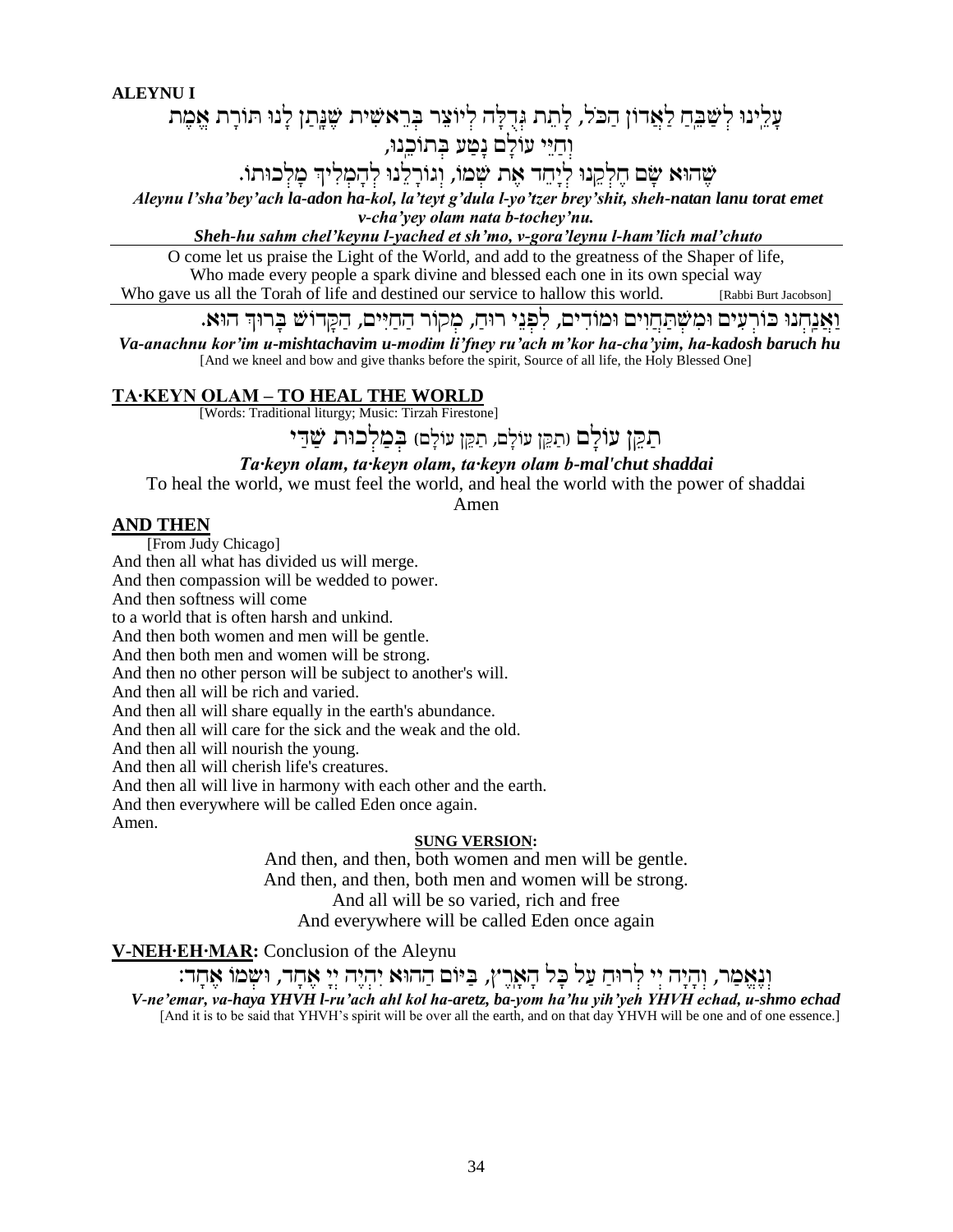**ALEYNU I**

עָלֵינוּ לְשַׁבֵּחַ לַאֲדוֹן הַכֹּל, לָתֵת גְּדֻלָּה לְיוֹצֵר בְּרֵאשִׁית שֶׁנָּתַן לָנוּ תּוֹרַת אֱמֶת
וְחַיֵּי עוֹלָם נָטַע בְּתוֹכֵנוּ,
שֶׁהוּא שָׂם חֶלְקֵנוּ לְיַחֵד אֶת שְׁמוֹ, וְגוֹרָלֵנוּ לְהַמְלִיךְ מַלְכוּתוֹ.

***Aleynu l'sha'bey'ach la-adon ha-kol, la'teyt g'dula l-yo'tzer brey'shit, sheh-natan lanu torat emet v-cha'yey olam nata b-tochey'nu.***

***Sheh-hu sahm chel'keynu l-yached et sh'mo, v-gora'leynu l-ham'lich mal'chuto***

O come let us praise the Light of the World, and add to the greatness of the Shaper of life,
Who made every people a spark divine and blessed each one in its own special way
Who gave us all the Torah of life and destined our service to hallow this world. [Rabbi Burt Jacobson]

וַאֲנַחְנוּ כּוֹרְעִים וּמִשְׁתַּחֲוִים וּמוֹדִים, לִפְנֵי רוּחַ, מְקוֹר הַחַיִּים, הַקָּדוֹשׁ בָּרוּךְ הוּא.

***Va-anachnu kor'im u-mishtachavim u-modim li'fney ru'ach m'kor ha-cha'yim, ha-kadosh baruch hu***

[And we kneel and bow and give thanks before the spirit, Source of all life, the Holy Blessed One]

## TA·KEYN OLAM – TO HEAL THE WORLD

[Words: Traditional liturgy; Music: Tirzah Firestone]

תַּקֵּן עוֹלָם (תַּקֵּן עוֹלָם, תַּקֵּן עוֹלָם) בְּמַלְכוּת שַׁדַּי

***Ta·keyn olam, ta·keyn olam, ta·keyn olam b-mal'chut shaddai***

To heal the world, we must feel the world, and heal the world with the power of shaddai

Amen

## AND THEN

[From Judy Chicago]

And then all what has divided us will merge.
And then compassion will be wedded to power.
And then softness will come
to a world that is often harsh and unkind.
And then both women and men will be gentle.
And then both men and women will be strong.
And then no other person will be subject to another's will.
And then all will be rich and varied.
And then all will share equally in the earth's abundance.
And then all will care for the sick and the weak and the old.
And then all will nourish the young.
And then all will cherish life's creatures.
And then all will live in harmony with each other and the earth.
And then everywhere will be called Eden once again.
Amen.

**SUNG VERSION:**

And then, and then, both women and men will be gentle.
And then, and then, both men and women will be strong.
And all will be so varied, rich and free
And everywhere will be called Eden once again

**V-NEH·EH·MAR:** Conclusion of the Aleynu

וְנֶאֱמַר, וְהָיָה יי לְרוּחַ עַל כָּל הָאָרֶץ, בַּיּוֹם הַהוּא יִהְיֶה יְיָ אֶחָד, וּשְׁמוֹ אֶחָד:

***V-ne'emar, va-haya YHVH l-ru'ach ahl kol ha-aretz, ba-yom ha'hu yih'yeh YHVH echad, u-shmo echad***

[And it is to be said that YHVH's spirit will be over all the earth, and on that day YHVH will be one and of one essence.]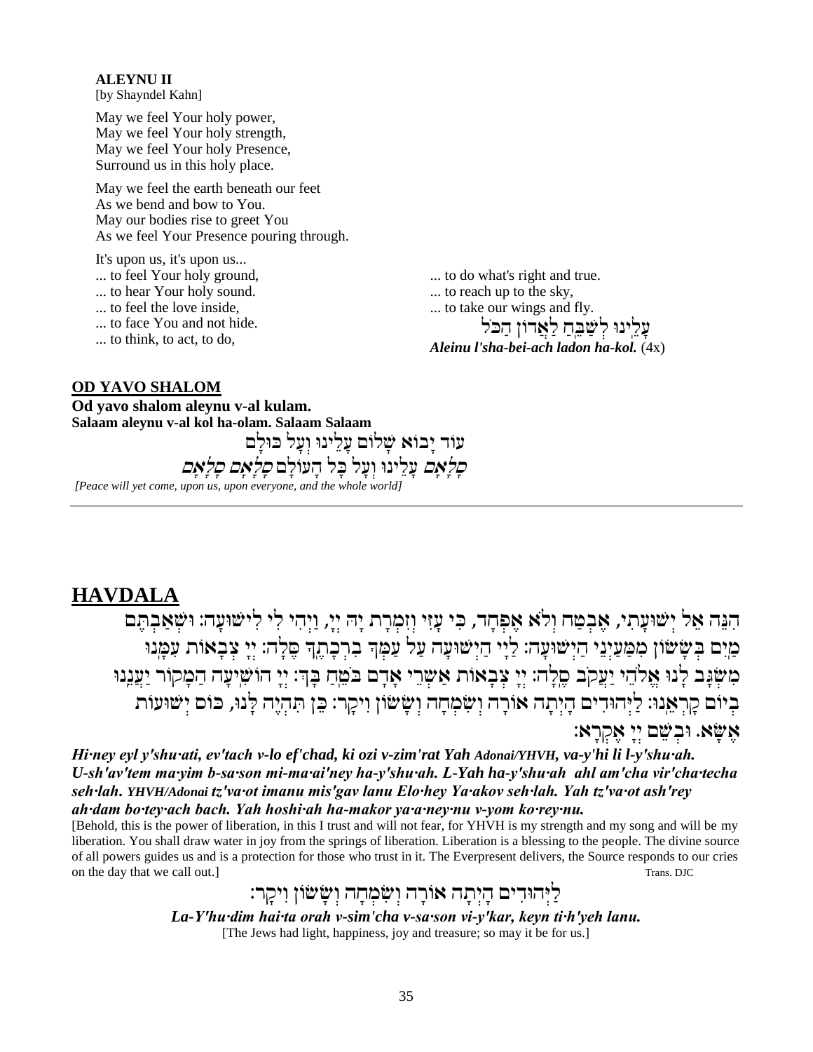**ALEYNU II**
[by Shayndel Kahn]

May we feel Your holy power,
May we feel Your holy strength,
May we feel Your holy Presence,
Surround us in this holy place.

May we feel the earth beneath our feet
As we bend and bow to You.
May our bodies rise to greet You
As we feel Your Presence pouring through.

It's upon us, it's upon us...
... to feel Your holy ground,
... to hear Your holy sound.
... to feel the love inside,
... to face You and not hide.
... to think, to act, to do,
... to do what's right and true.
... to reach up to the sky,
... to take our wings and fly.

עָלֵינוּ לְשַׁבֵּחַ לַאֲדוֹן הַכֹּל
***Aleinu l'sha-bei-ach ladon ha-kol.*** (4x)

## OD YAVO SHALOM

**Od yavo shalom aleynu v-al kulam.**
**Salaam aleynu v-al kol ha-olam. Salaam Salaam**

עוֹד יָבוֹא שָׁלוֹם עָלֵינוּ וְעַל כּוּלָּם
*סָלָאם עָלֵינוּ וְעַל כָּל הָעוֹלָם סָלָאם סָלָאם*

*[Peace will yet come, upon us, upon everyone, and the whole world]*

---

## HAVDALA

הִנֵּה אֵל יְשׁוּעָתִי, אֶבְטַח וְלֹא אֶפְחָד, כִּי עָזִּי וְזִמְרָת יָהּ יְיָ, וַיְהִי לִי לִישׁוּעָה: וּשְׁאַבְתֶּם מַיִם בְּשָׂשׂוֹן מִמַּעַיְנֵי הַיְשׁוּעָה: לַיְיָ הַיְשׁוּעָה עַל עַמְּךָ בִרְכָתֶךָ סֶּלָה: יְיָ צְבָאוֹת עִמָּנוּ מִשְׂגָּב לָנוּ אֱלֹהֵי יַעֲקֹב סֶלָה: יְיָ צְבָאוֹת אַשְׁרֵי אָדָם בֹּטֵחַ בָּךְ: יְיָ הוֹשִׁיעָה הַמָּקוֹר יַעֲנֵנוּ בְיוֹם קָרְאֵנוּ: לַיְּהוּדִים הָיְתָה אוֹרָה וְשִׂמְחָה וְשָׂשׂוֹן וִיקָר: כֵּן תִּהְיֶה לָּנוּ, כּוֹס יְשׁוּעוֹת אֶשָּׂא. וּבְשֵׁם יְיָ אֶקְרָא:

***Hi·ney eyl y'shu·ati, ev'tach v-lo ef'chad, ki ozi v-zim'rat Yah Adonai/YHVH, va-y'hi li l-y'shu·ah. U-sh'av'tem ma·yim b-sa·son mi-ma·ai'ney ha-y'shu·ah. L-Yah ha-y'shu·ah ahl am'cha vir'cha·techa seh·lah. YHVH/Adonai tz'va·ot imanu mis'gav lanu Elo·hey Ya·akov seh·lah. Yah tz'va·ot ash'rey ah·dam bo·tey·ach bach. Yah hoshi·ah ha-makor ya·a·ney·nu v-yom ko·rey·nu.***

[Behold, this is the power of liberation, in this I trust and will not fear, for YHVH is my strength and my song and will be my liberation. You shall draw water in joy from the springs of liberation. Liberation is a blessing to the people. The divine source of all powers guides us and is a protection for those who trust in it. The Everpresent delivers, the Source responds to our cries on the day that we call out.] Trans. DJC

לַיְּהוּדִים הָיְתָה אוֹרָה וְשִׂמְחָה וְשָׂשׂוֹן וִיקָר:

***La-Y'hu·dim hai·ta orah v-sim'cha v-sa·son vi-y'kar, keyn ti·h'yeh lanu.***

[The Jews had light, happiness, joy and treasure; so may it be for us.]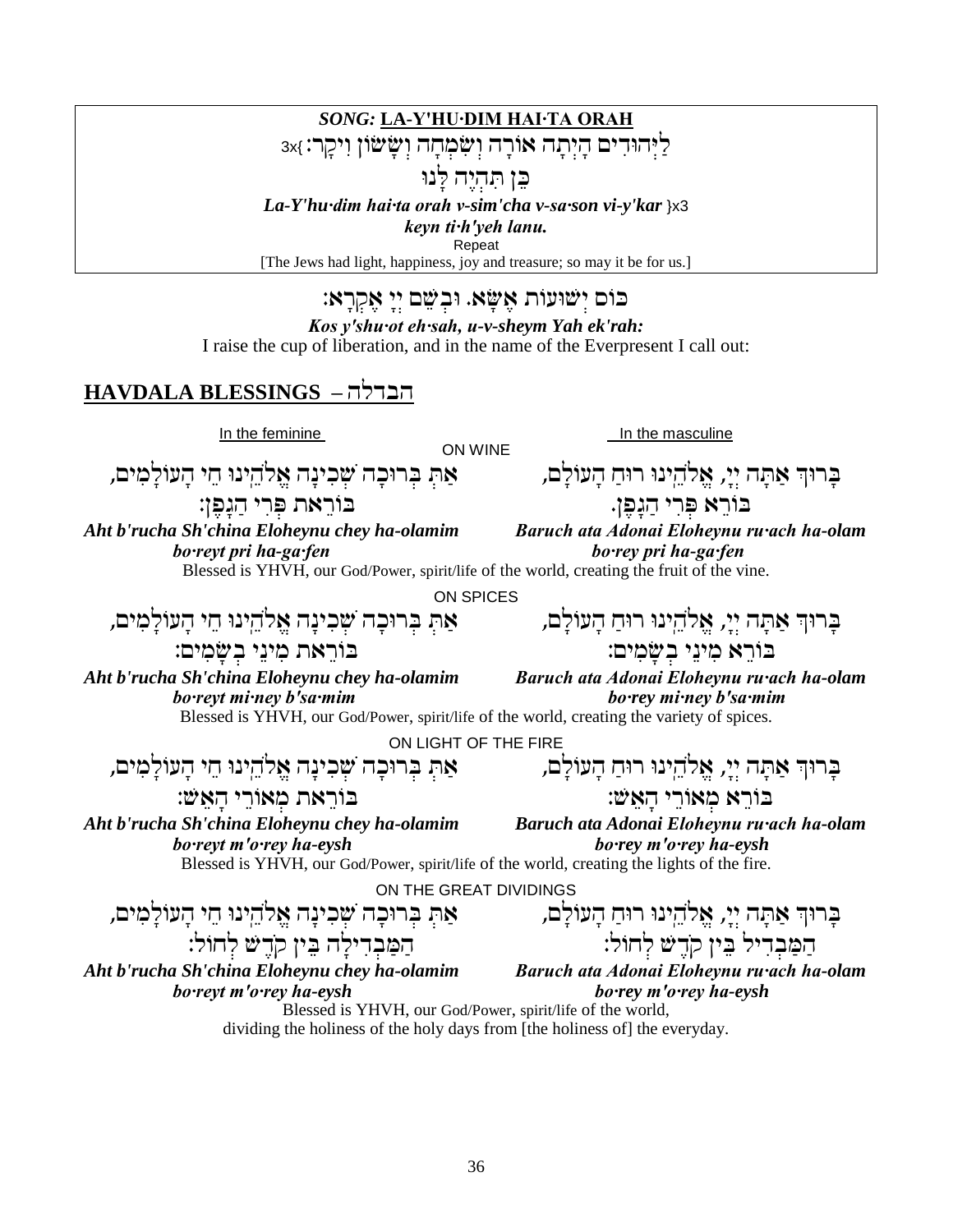***SONG:* LA-Y'HU·DIM HAI·TA ORAH**

לַיְּהוּדִים הָיְתָה אוֹרָה וְשִׂמְחָה וְשָׂשׂוֹן וִיקָר: }3x

כֵּן תִּהְיֶה לָּנוּ

***La-Y'hu·dim hai·ta orah v-sim'cha v-sa·son vi-y'kar*** }x3

***keyn ti·h'yeh lanu.***

Repeat

[The Jews had light, happiness, joy and treasure; so may it be for us.]

כּוֹס יְשׁוּעוֹת אֶשָּׂא. וּבְשֵׁם יְיָ אֶקְרָא:

***Kos y'shu·ot eh·sah, u-v-sheym Yah ek'rah:***

I raise the cup of liberation, and in the name of the Everpresent I call out:

## HAVDALA BLESSINGS – הבדלה

In the masculine / In the feminine

ON WINE

בָּרוּךְ אַתָּה יְיָ, אֱלֹהֵינוּ רוּחַ הָעוֹלָם, בּוֹרֵא פְּרִי הַגָּפֶן.

***Baruch ata Adonai Eloheynu ru·ach ha-olam bo·rey pri ha-ga·fen***

אַתְּ בְּרוּכָה שְׁכִינָה אֱלֹהֵינוּ חֵי הָעוֹלָמִים, בּוֹרֵאת פְּרִי הַגָּפֶן:

***Aht b'rucha Sh'china Eloheynu chey ha-olamim bo·reyt pri ha-ga·fen***

Blessed is YHVH, our God/Power, spirit/life of the world, creating the fruit of the vine.

ON SPICES

בָּרוּךְ אַתָּה יְיָ, אֱלֹהֵינוּ רוּחַ הָעוֹלָם, בּוֹרֵא מִינֵי בְשָׂמִים:

***Baruch ata Adonai Eloheynu ru·ach ha-olam bo·rey mi·ney b'sa·mim***

אַתְּ בְּרוּכָה שְׁכִינָה אֱלֹהֵינוּ חֵי הָעוֹלָמִים, בּוֹרֵאת מִינֵי בְשָׂמִים:

***Aht b'rucha Sh'china Eloheynu chey ha-olamim bo·reyt mi·ney b'sa·mim***

Blessed is YHVH, our God/Power, spirit/life of the world, creating the variety of spices.

ON LIGHT OF THE FIRE

בָּרוּךְ אַתָּה יְיָ, אֱלֹהֵינוּ רוּחַ הָעוֹלָם, בּוֹרֵא מְאוֹרֵי הָאֵשׁ:

***Baruch ata Adonai Eloheynu ru·ach ha-olam bo·rey m'o·rey ha-eysh***

אַתְּ בְּרוּכָה שְׁכִינָה אֱלֹהֵינוּ חֵי הָעוֹלָמִים, בּוֹרֵאת מְאוֹרֵי הָאֵשׁ:

***Aht b'rucha Sh'china Eloheynu chey ha-olamim bo·reyt m'o·rey ha-eysh***

Blessed is YHVH, our God/Power, spirit/life of the world, creating the lights of the fire.

ON THE GREAT DIVIDINGS

בָּרוּךְ אַתָּה יְיָ, אֱלֹהֵינוּ רוּחַ הָעוֹלָם, הַמַּבְדִּיל בֵּין קֹדֶשׁ לְחוֹל:

***Baruch ata Adonai Eloheynu ru·ach ha-olam bo·rey m'o·rey ha-eysh***

אַתְּ בְּרוּכָה שְׁכִינָה אֱלֹהֵינוּ חֵי הָעוֹלָמִים, הַמַּבְדִּילָה בֵּין קֹדֶשׁ לְחוֹל:

***Aht b'rucha Sh'china Eloheynu chey ha-olamim bo·reyt m'o·rey ha-eysh***

Blessed is YHVH, our God/Power, spirit/life of the world, dividing the holiness of the holy days from [the holiness of] the everyday.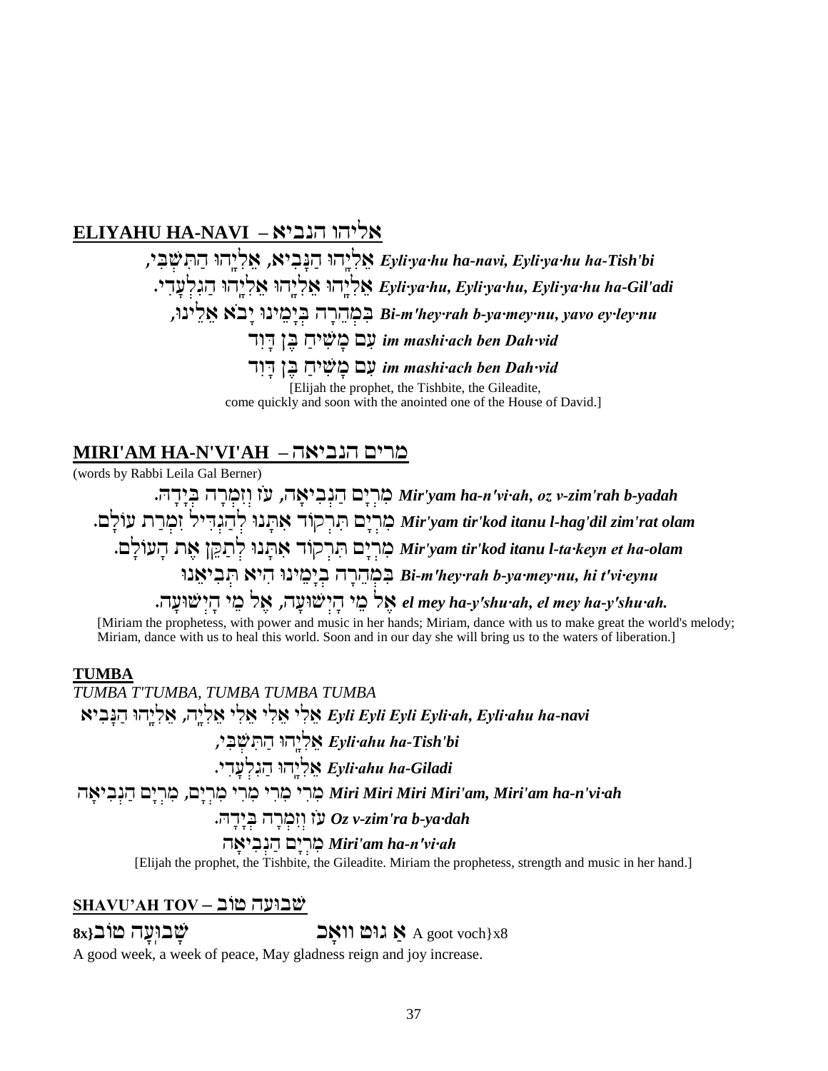## ELIYAHU HA-NAVI – אליהו הנביא

***Eyli·ya·hu ha-navi, Eyli·ya·hu ha-Tish'bi*** אֵלִיָּהוּ הַנָּבִיא, אֵלִיָּהוּ הַתִּשְׁבִּי,
***Eyli·ya·hu, Eyli·ya·hu, Eyli·ya·hu ha-Gil'adi*** אֵלִיָּהוּ אֵלִיָּהוּ אֵלִיָּהוּ הַגִּלְעָדִי.
***Bi-m'hey·rah b-ya·mey·nu, yavo ey·ley·nu*** בִּמְהֵרָה בְיָמֵינוּ יָבֹא אֵלֵינוּ,
***im mashi·ach ben Dah·vid*** עִם מָשִׁיחַ בֶּן דָּוִד
***im mashi·ach ben Dah·vid*** עִם מָשִׁיחַ בֶּן דָּוִד

[Elijah the prophet, the Tishbite, the Gileadite, come quickly and soon with the anointed one of the House of David.]

## MIRI'AM HA-N'VI'AH – מרים הנביאה

(words by Rabbi Leila Gal Berner)

***Mir'yam ha-n'vi·ah, oz v-zim'rah b-yadah*** מִרְיָם הַנְּבִיאָה, עֹז וְזִמְרָה בְּיָדָהּ.
***Mir'yam tir'kod itanu l-hag'dil zim'rat olam*** מִרְיָם תִּרְקוֹד אִתָּנוּ לְהַגְדִּיל זִמְרַת עוֹלָם.
***Mir'yam tir'kod itanu l-ta·keyn et ha-olam*** מִרְיָם תִּרְקוֹד אִתָּנוּ לְתַקֵּן אֶת הָעוֹלָם.
***Bi-m'hey·rah b-ya·mey·nu, hi t'vi·eynu*** בִּמְהֵרָה בְיָמֵינוּ הִיא תְּבִיאֵנוּ
***el mey ha-y'shu·ah, el mey ha-y'shu·ah.*** אֶל מֵי הַיְשׁוּעָה, אֶל מֵי הַיְשׁוּעָה.

[Miriam the prophetess, with power and music in her hands; Miriam, dance with us to make great the world's melody; Miriam, dance with us to heal this world. Soon and in our day she will bring us to the waters of liberation.]

## TUMBA

*TUMBA T'TUMBA, TUMBA TUMBA TUMBA*

***Eyli Eyli Eyli Eyli·ah, Eyli·ahu ha-navi*** אֵלִי אֵלִי אֵלִי אֵלִיָּה, אֵלִיָּהוּ הַנָּבִיא
***Eyli·ahu ha-Tish'bi*** אֵלִיָּהוּ הַתִּשְׁבִּי,
***Eyli·ahu ha-Giladi*** אֵלִיָּהוּ הַגִּלְעָדִי.
***Miri Miri Miri Miri'am, Miri'am ha-n'vi·ah*** מִרִי מִרִי מִרִי מִרְיָם, מִרְיָם הַנְּבִיאָה
***Oz v-zim'ra b-ya·dah*** עֹז וְזִמְרָה בְּיָדָהּ.
***Miri'am ha-n'vi·ah*** מִרְיָם הַנְּבִיאָה

[Elijah the prophet, the Tishbite, the Gileadite. Miriam the prophetess, strength and music in her hand.]

## SHAVU'AH TOV – שבועה טוב

שָׁבוּעָה טוֹב{8x   אַ גוּט וואָך A goot voch}x8

A good week, a week of peace, May gladness reign and joy increase.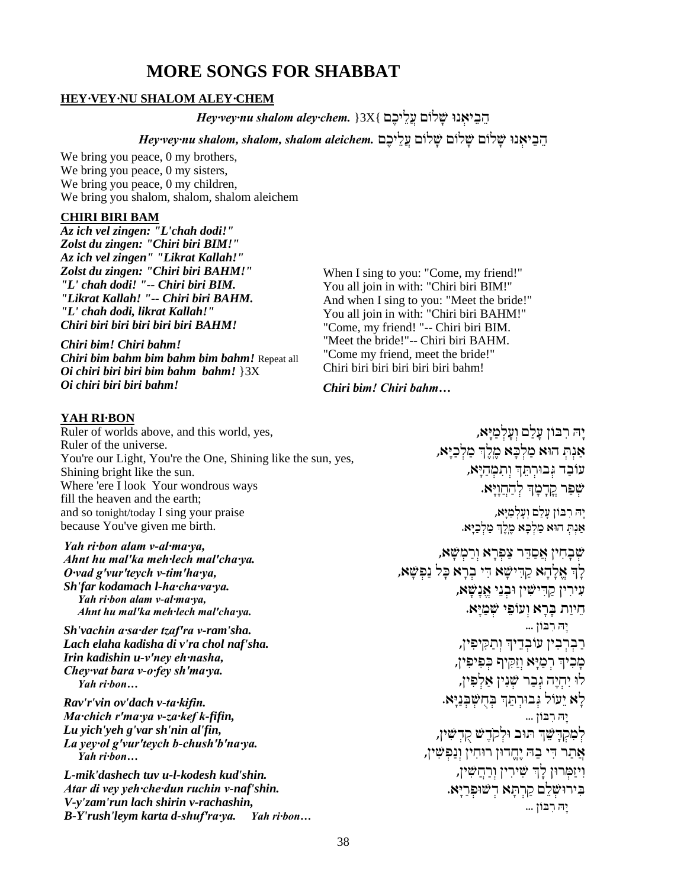# MORE SONGS FOR SHABBAT

## HEY·VEY·NU SHALOM ALEY·CHEM

***Hey·vey·nu shalom aley·chem.*** }3X{ הֵבֵיאנוּ שָׁלוֹם עֲלֵיכֶם

***Hey·vey·nu shalom, shalom, shalom aleichem.*** הֵבֵיאנוּ שָׁלוֹם שָׁלוֹם שָׁלוֹם עֲלֵיכֶם

We bring you peace, 0 my brothers,
We bring you peace, 0 my sisters,
We bring you peace, 0 my children,
We bring you shalom, shalom, shalom aleichem

## CHIRI BIRI BAM

***Az ich vel zingen: "L'chah dodi!"***
***Zolst du zingen: "Chiri biri BIM!"***
***Az ich vel zingen" "Likrat Kallah!"***
***Zolst du zingen: "Chiri biri BAHM!"***
***"L' chah dodi! "-- Chiri biri BIM.***
***"Likrat Kallah! "-- Chiri biri BAHM.***
***"L' chah dodi, likrat Kallah!"***
***Chiri biri biri biri biri biri BAHM!***

***Chiri bim! Chiri bahm!***
***Chiri bim bahm bim bahm bim bahm!*** Repeat all
***Oi chiri biri biri bim bahm bahm!*** }3X
***Oi chiri biri biri bahm!***

When I sing to you: "Come, my friend!"
You all join in with: "Chiri biri BIM!"
And when I sing to you: "Meet the bride!"
You all join in with: "Chiri biri BAHM!"
"Come, my friend! "-- Chiri biri BIM.
"Meet the bride!"-- Chiri biri BAHM.
"Come my friend, meet the bride!"
Chiri biri biri biri biri biri bahm!

***Chiri bim! Chiri bahm…***

## YAH RI·BON

Ruler of worlds above, and this world, yes,
Ruler of the universe.
You're our Light, You're the One, Shining like the sun, yes,
Shining bright like the sun.
Where 'ere I look Your wondrous ways
fill the heaven and the earth;
and so tonight/today I sing your praise
because You've given me birth.

***Yah ri·bon alam v-al·ma·ya,***
***Ahnt hu mal'ka meh·lech mal'cha·ya.***
***O·vad g'vur'teych v-tim'ha·ya,***
***Sh'far kodamach l-ha·cha·va·ya.***
***Yah ri·bon alam v-al·ma·ya,***
***Ahnt hu mal'ka meh·lech mal'cha·ya.***

***Sh'vachin a·sa·der tzaf'ra v-ram'sha.***
***Lach elaha kadisha di v'ra chol naf'sha.***
***Irin kadishin u-v'ney eh·nasha,***
***Chey·vat bara v-o·fey sh'ma·ya.***
***Yah ri·bon…***

***Rav'r'vin ov'dach v-ta·kifin.***
***Ma·chich r'ma·ya v-za·kef k-fifin,***
***Lu yich'yeh g'var sh'nin al'fin,***
***La yey·ol g'vur'teych b-chush'b'na·ya.***
***Yah ri·bon…***

***L-mik'dashech tuv u-l-kodesh kud'shin.***
***Atar di vey yeh·che·dun ruchin v-naf'shin.***
***V-y'zam'run lach shirin v-rachashin,***
***B-Y'rush'leym karta d-shuf'ra·ya.*** ***Yah ri·bon…***

יָהּ רִבּוֹן עָלַם וְעָלְמַיָּא,
אַנְתְּ הוּא מַלְכָּא מֶלֶךְ מַלְכַיָּא,
עוֹבַד גְּבוּרְתֵּךְ וְתִמְהַיָּא,
שְׁפַר קֳדָמָךְ לְהַחֲוָיָא.

יָהּ רִבּוֹן עָלַם וְעָלְמַיָּא,
אַנְתְּ הוּא מַלְכָּא מֶלֶךְ מַלְכַיָּא.

שְׁבָחִין אֲסַדֵּר צַפְרָא וְרַמְשָׁא,
לָךְ אֱלָהָא קַדִּישָׁא דִּי בְרָא כָּל נַפְשָׁא,
עִירִין קַדִּישִׁין וּבְנֵי אֱנָשָׁא,
חֵיוַת בָּרָא וְעוֹפֵי שְׁמַיָּא.
יָהּ רִבּוֹן ...

רַבְרְבִין עוֹבְדֵיךְ וְתַקִּיפִין,
מָכִיךְ רְמַיָּא וְזָקִיף כְּפִיפִין,
לוּ יִחְיֶה גְבַר שְׁנִין אַלְפִין,
לָא יֵעוֹל גְּבוּרְתֵּךְ בְּחֻשְׁבְּנַיָּא.
יָהּ רִבּוֹן ...

לְמִקְדָּשֵׁךְ תּוּב וּלְקֹדֶשׁ קֻדְשִׁין,
אֲתַר דִּי בֵהּ יֶחֱדוּן רוּחִין וְנַפְשִׁין,
וִיזַמְּרוּן לָךְ שִׁירִין וְרַחֲשִׁין,
בִּירוּשְׁלֵם קַרְתָּא דְשׁוּפְרַיָּא.
יָהּ רִבּוֹן ...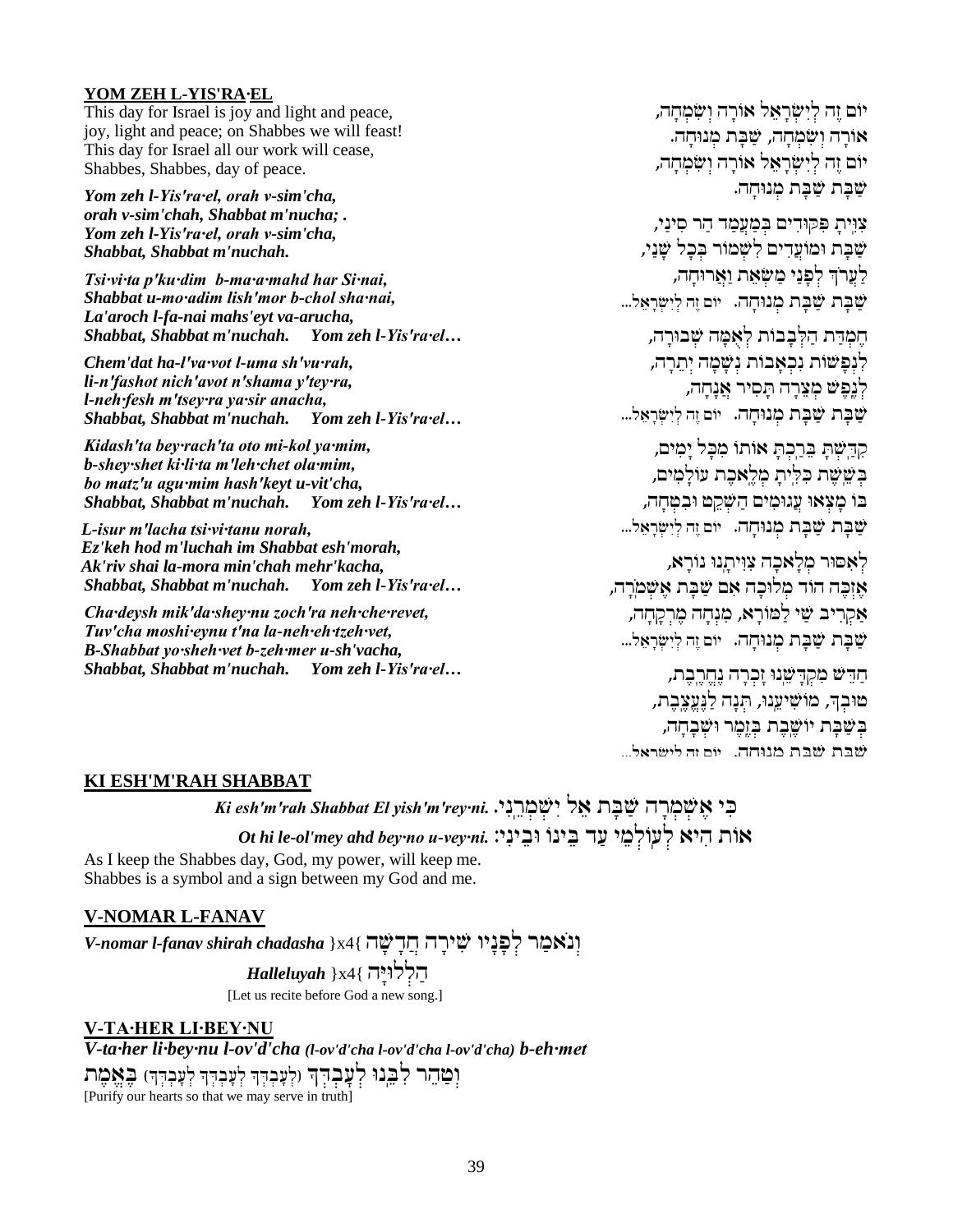## YOM ZEH L-YIS'RA·EL

This day for Israel is joy and light and peace,
joy, light and peace; on Shabbes we will feast!
This day for Israel all our work will cease,
Shabbes, Shabbes, day of peace.

***Yom zeh l-Yis'ra·el, orah v-sim'cha,***
***orah v-sim'chah, Shabbat m'nucha; .***
***Yom zeh l-Yis'ra·el, orah v-sim'cha,***
***Shabbat, Shabbat m'nuchah.***

***Tsi·vi·ta p'ku·dim b-ma·a·mahd har Si·nai,***
***Shabbat u-mo·adim lish'mor b-chol sha·nai,***
***La'aroch l-fa-nai mahs'eyt va-arucha,***
***Shabbat, Shabbat m'nuchah. Yom zeh l-Yis'ra·el…***

***Chem'dat ha-l'va·vot l-uma sh'vu·rah,***
***li-n'fashot nich'avot n'shama y'tey·ra,***
***l-neh·fesh m'tsey·ra ya·sir anacha,***
***Shabbat, Shabbat m'nuchah. Yom zeh l-Yis'ra·el…***

***Kidash'ta bey·rach'ta oto mi-kol ya·mim,***
***b-shey·shet ki·li·ta m'leh·chet ola·mim,***
***bo matz'u agu·mim hash'keyt u-vit'cha,***
***Shabbat, Shabbat m'nuchah. Yom zeh l-Yis'ra·el…***

***L-isur m'lacha tsi·vi·tanu norah,***
***Ez'keh hod m'luchah im Shabbat esh'morah,***
***Ak'riv shai la-mora min'chah mehr'kacha,***
***Shabbat, Shabbat m'nuchah. Yom zeh l-Yis'ra·el…***

***Cha·deysh mik'da·shey·nu zoch'ra neh·che·revet,***
***Tuv'cha moshi·eynu t'na la-neh·eh·tzeh·vet,***
***B-Shabbat yo·sheh·vet b-zeh·mer u-sh'vacha,***
***Shabbat, Shabbat m'nuchah. Yom zeh l-Yis'ra·el…***

יוֹם זֶה לְיִשְׂרָאֵל אוֹרָה וְשִׂמְחָה,
אוֹרָה וְשִׂמְחָה, שַׁבַּת מְנוּחָה.
יוֹם זֶה לְיִשְׂרָאֵל אוֹרָה וְשִׂמְחָה,
שַׁבָּת שַׁבָּת מְנוּחָה.

צִוִּיתָ פִּקּוּדִים בְּמַעֲמַד הַר סִינַי,
שַׁבָּת וּמוֹעֲדִים לִשְׁמוֹר בְּכָל שָׁנַי,
לַעֲרֹךְ לְפָנַי מַשְׂאֵת וַאֲרוּחָה,
שַׁבָּת שַׁבָּת מְנוּחָה. יוֹם זֶה לְיִשְׂרָאֵל...

חֶמְדַּת הַלְּבָבוֹת לְאֻמָּה שְׁבוּרָה,
לִנְפָשׁוֹת נִכְאָבוֹת נְשָׁמָה יְתֵרָה,
לְנֶפֶשׁ מְצֵרָה תָּסִיר אֲנָחָה,
שַׁבָּת שַׁבָּת מְנוּחָה. יוֹם זֶה לְיִשְׂרָאֵל...

קִדַּשְׁתָּ בֵּרַכְתָּ אוֹתוֹ מִכָּל יָמִים,
בְּשֵׁשֶׁת כִּלִּיתָ מְלֶאכֶת עוֹלָמִים,
בּוֹ מָצְאוּ עֲגוּמִים הַשְׁקֵט וּבִטְחָה,
שַׁבָּת שַׁבָּת מְנוּחָה. יוֹם זֶה לְיִשְׂרָאֵל...

לְאִסּוּר מְלָאכָה צִוִּיתָנוּ נוֹרָא,
אֶזְכֶּה הוֹד מְלוּכָה אִם שַׁבָּת אֶשְׁמֹרָה,
אַקְרִיב שַׁי לַמּוֹרָא, מִנְחָה מֶרְקָחָה,
שַׁבָּת שַׁבָּת מְנוּחָה. יוֹם זֶה לְיִשְׂרָאֵל...

חַדֵּשׁ מִקְדָּשֵׁנוּ זָכְרָה נֶחֱרֶבֶת,
טוּבְךָ, מוֹשִׁיעֵנוּ, תְּנָה לַנֶּעֱצֶבֶת,
בְּשַׁבָּת יוֹשֶׁבֶת בְּזֶמֶר וּשְׁבָחָה,
שַׁבָּת שַׁבָּת מְנוּחָה. יוֹם זֶה לְיִשְׂרָאֵל...

## KI ESH'M'RAH SHABBAT

***Ki esh'm'rah Shabbat El yish'm'rey·ni.*** כִּי אֶשְׁמְרָה שַׁבָּת אֵל יִשְׁמְרֵנִי.

***Ot hi le-ol'mey ahd bey·no u-vey·ni.*** אוֹת הִיא לְעוֹלְמֵי עַד בֵּינוֹ וּבֵינִי:

As I keep the Shabbes day, God, my power, will keep me.
Shabbes is a symbol and a sign between my God and me.

## V-NOMAR L-FANAV

***V-nomar l-fanav shirah chadasha*** }x4{ וְנֹאמַר לְפָנָיו שִׁירָה חֲדָשָׁה

***Halleluyah*** }x4{ הַלְלוּיָהּ

[Let us recite before God a new song.]

## V-TA·HER LI·BEY·NU

***V-ta·her li·bey·nu l-ov'd'cha** (l-ov'd'cha l-ov'd'cha l-ov'd'cha) **b-eh·met***

וְטַהֵר לִבֵּנוּ לְעָבְדְּךָ (לְעָבְדְּךָ לְעָבְדְּךָ לְעָבְדְּךָ) בֶּאֱמֶת

[Purify our hearts so that we may serve in truth]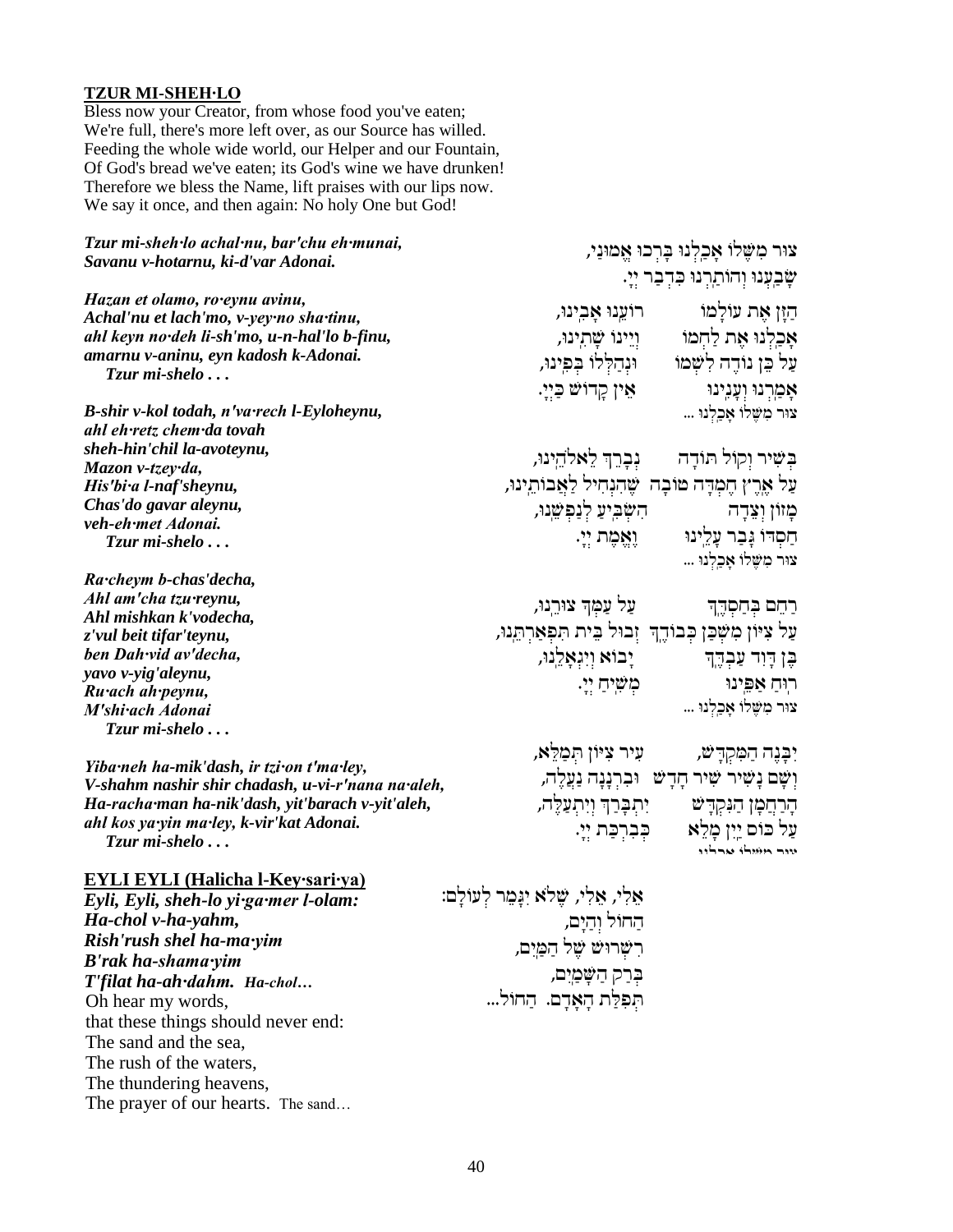**TZUR MI-SHEH·LO**

Bless now your Creator, from whose food you've eaten;
We're full, there's more left over, as our Source has willed.
Feeding the whole wide world, our Helper and our Fountain,
Of God's bread we've eaten; its God's wine we have drunken!
Therefore we bless the Name, lift praises with our lips now.
We say it once, and then again: No holy One but God!

***Tzur mi-sheh·lo achal·nu, bar'chu eh·munai,***
***Savanu v-hotarnu, ki-d'var Adonai.***

צוּר מִשֶּׁלּוֹ אָכַלְנוּ בָּרְכוּ אֱמוּנַי,
שָׂבַעְנוּ וְהוֹתַרְנוּ כִּדְבַר יְיָ.

***Hazan et olamo, ro·eynu avinu,***
***Achal'nu et lach'mo, v-yey·no sha·tinu,***
***ahl keyn no·deh li-sh'mo, u-n-hal'lo b-finu,***
***amarnu v-aninu, eyn kadosh k-Adonai.***
***Tzur mi-shelo . . .***

הַזָּן אֶת עוֹלָמוֹ רוֹעֵנוּ אָבִינוּ,
אָכַלְנוּ אֶת לַחְמוֹ וְיֵינוֹ שָׁתִינוּ,
עַל כֵּן נוֹדֶה לִשְׁמוֹ וּנְהַלְלוֹ בְּפִינוּ,
אָמַרְנוּ וְעָנִינוּ אֵין קָדוֹשׁ כַּיְיָ.
צוּר מִשֶּׁלּוֹ אָכַלְנוּ ...

***B-shir v-kol todah, n'va·rech l-Eyloheynu,***
***ahl eh·retz chem·da tovah***
***sheh-hin'chil la-avoteynu,***
***Mazon v-tzey·da,***
***His'bi·a l-naf'sheynu,***
***Chas'do gavar aleynu,***
***veh-eh·met Adonai.***
***Tzur mi-shelo . . .***

בְּשִׁיר וְקוֹל תּוֹדָה נְבָרֵךְ לֵאלֹהֵינוּ,
עַל אֶרֶץ חֶמְדָּה טוֹבָה שֶׁהִנְחִיל לַאֲבוֹתֵינוּ,
מָזוֹן וְצֵדָה הִשְׂבִּיעַ לְנַפְשֵׁנוּ,
חַסְדּוֹ גָּבַר עָלֵינוּ וֶאֱמֶת יְיָ.
צוּר מִשֶּׁלּוֹ אָכַלְנוּ ...

***Ra·cheym b-chas'decha,***
***Ahl am'cha tzu·reynu,***
***Ahl mishkan k'vodecha,***
***z'vul beit tifar'teynu,***
***ben Dah·vid av'decha,***
***yavo v-yig'aleynu,***
***Ru·ach ah·peynu,***
***M'shi·ach Adonai***
***Tzur mi-shelo . . .***

רַחֵם בְּחַסְדֶּךָ עַל עַמְּךָ צוּרֵנוּ,
עַל צִיּוֹן מִשְׁכַּן כְּבוֹדֶךָ זְבוּל בֵּית תִּפְאַרְתֵּנוּ,
בֶּן דָּוִד עַבְדֶּךָ יָבוֹא וְיִגְאָלֵנוּ,
רוּחַ אַפֵּינוּ מְשִׁיחַ יְיָ.
צוּר מִשֶּׁלּוֹ אָכַלְנוּ ...

***Yiba·neh ha-mik'dash, ir tzi·on t'ma·ley,***
***V-shahm nashir shir chadash, u-vi-r'nana na·aleh,***
***Ha-racha·man ha-nik'dash, yit'barach v-yit'aleh,***
***ahl kos ya·yin ma·ley, k-vir'kat Adonai.***
***Tzur mi-shelo . . .***

יִבָּנֶה הַמִּקְדָּשׁ, עִיר צִיּוֹן תְּמַלֵּא,
וְשָׁם נָשִׁיר שִׁיר חָדָשׁ וּבִרְנָנָה נַעֲלֶה,
הָרַחֲמָן הַנִּקְדָּשׁ יִתְבָּרַךְ וְיִתְעַלֶּה,
עַל כּוֹס יַיִן מָלֵא כְּבִרְכַּת יְיָ.
צוּר מִשֶּׁלּוֹ אָכַלְנוּ ...

**EYLI EYLI (Halicha l-Key·sari·ya)**

***Eyli, Eyli, sheh-lo yi·ga·mer l-olam:***
***Ha-chol v-ha-yahm,***
***Rish'rush shel ha-ma·yim***
***B'rak ha-shama·yim***
***T'filat ha-ah·dahm.*** *Ha-chol…*

אֵלִי, אֵלִי, שֶׁלֹּא יִגָּמֵר לְעוֹלָם:
הַחוֹל וְהַיָּם,
רִשְׁרוּשׁ שֶׁל הַמַּיִם,
בְּרַק הַשָּׁמַיִם,
תְּפִלַּת הָאָדָם. הַחוֹל...

Oh hear my words,
that these things should never end:
The sand and the sea,
The rush of the waters,
The thundering heavens,
The prayer of our hearts. The sand…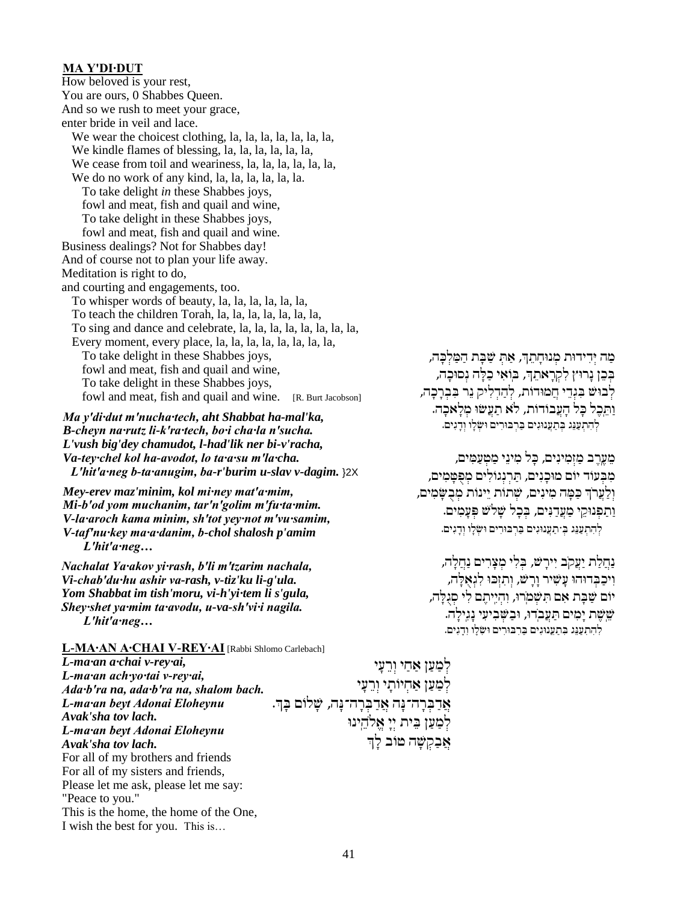**MA Y'DI·DUT**

How beloved is your rest,
You are ours, 0 Shabbes Queen.
And so we rush to meet your grace,
enter bride in veil and lace.
We wear the choicest clothing, la, la, la, la, la, la, la,
We kindle flames of blessing, la, la, la, la, la, la,
We cease from toil and weariness, la, la, la, la, la, la,
We do no work of any kind, la, la, la, la, la, la.
To take delight *in* these Shabbes joys,
fowl and meat, fish and quail and wine,
To take delight in these Shabbes joys,
fowl and meat, fish and quail and wine.
Business dealings? Not for Shabbes day!
And of course not to plan your life away.
Meditation is right to do,
and courting and engagements, too.
To whisper words of beauty, la, la, la, la, la, la,
To teach the children Torah, la, la, la, la, la, la, la,
To sing and dance and celebrate, la, la, la, la, la, la, la, la,
Every moment, every place, la, la, la, la, la, la, la, la,
To take delight in these Shabbes joys,
fowl and meat, fish and quail and wine,
To take delight in these Shabbes joys,
fowl and meat, fish and quail and wine. [R. Burt Jacobson]

*Ma y'di·dut m'nucha·tech, aht Shabbat ha-mal'ka,*
*B-cheyn na·rutz li-k'ra·tech, bo·i cha·la n'sucha.*
*L'vush big'dey chamudot, l-had'lik ner bi-v'racha,*
*Va-tey·chel kol ha-avodot, lo ta·a·su m'la·cha.*
*L'hit'a·neg b-ta·anugim, ba-r'burim u-slav v-dagim.* }2X

*Mey-erev maz'minim, kol mi·ney mat'a·mim,*
*Mi-b'od yom muchanim, tar'n'golim m'fu·ta·mim.*
*V-la·aroch kama minim, sh'tot yey·not m'vu·samim,*
*V-taf'nu·key ma·a·danim, b-chol shalosh p'amim*
*L'hit'a·neg…*

*Nachalat Ya·akov yi·rash, b'li m'tzarim nachala,*
*Vi-chab'du·hu ashir va-rash, v-tiz'ku li-g'ula.*
*Yom Shabbat im tish'moru, vi-h'yi·tem li s'gula,*
*Shey·shet ya·mim ta·avodu, u-va-sh'vi·i nagila.*
*L'hit'a·neg…*

מַה יְּדִידוּת מְנוּחָתֵךְ, אַתְּ שַׁבָּת הַמַּלְכָּה,
בְּכֵן נָרוּץ לִקְרָאתֵךְ, בּוֹאִי כַלָּה נְסוּכָה,
לְבוּשׁ בִּגְדֵי חֲמוּדוֹת, לְהַדְלִיק נֵר בִּבְרָכָה,
וַתֵּכֶל כָּל הָעֲבוֹדוֹת, לֹא תַעֲשׂוּ מְלָאכָה.
לְהִתְעַנֵּג בְּתַעֲנוּגִים בַּרְבּוּרִים וּשְׂלָו וְדָגִים.

מֵעֶרֶב מַזְמִינִים, כָּל מִינֵי מַטְעַמִּים,
מִבְּעוֹד יוֹם מוּכָנִים, תַּרְנְגוֹלִים מְפֻטָּמִים,
וְלַעֲרֹךְ כַּמָּה מִינִים, שְׁתוֹת יֵינוֹת מְבֻשָּׂמִים,
וְתַפְנוּקֵי מַעֲדַנִּים, בְּכָל שָׁלֹשׁ פְּעָמִים.
לְהִתְעַנֵּג בְּתַעֲנוּגִים בַּרְבּוּרִים וּשְׂלָו וְדָגִים.

נַחֲלַת יַעֲקֹב יִירָשׁ, בְּלִי מְצָרִים נַחֲלָה,
וִיכַבְּדוּהוּ עָשִׁיר וָרָשׁ, וְתִזְכּוּ לִגְאֻלָּה,
יוֹם שַׁבָּת אִם תִּשְׁמֹרוּ, וִהְיִיתֶם לִי סְגֻלָּה,
שֵׁשֶׁת יָמִים תַּעֲבֹדוּ, וּבַשְּׁבִיעִי נָגִילָה.
לְהִתְעַנֵּג בְּתַעֲנוּגִים בַּרְבּוּרִים וּשְׂלָו וְדָגִים.

**L-MA·AN A·CHAI V-REY·AI** [Rabbi Shlomo Carlebach]

*L-ma·an a·chai v-rey·ai,*
*L-ma·an ach·yo·tai v-rey·ai,*
*Ada·b'ra na, ada·b'ra na, shalom bach.*
*L-ma·an beyt Adonai Eloheynu*
*Avak'sha tov lach.*
*L-ma·an beyt Adonai Eloheynu*
*Avak'sha tov lach.*

לְמַעַן אַחַי וְרֵעָי
לְמַעַן אַחְיוֹתַי וְרֵעָי
אֲדַבְּרָה־נָּה אֲדַבְּרָה־נָּה, שָׁלוֹם בָּךְ.
לְמַעַן בֵּית יְיָ אֱלֹהֵינוּ
אֲבַקְשָׁה טוֹב לָךְ

For all of my brothers and friends
For all of my sisters and friends,
Please let me ask, please let me say:
"Peace to you."
This is the home, the home of the One,
I wish the best for you. This is…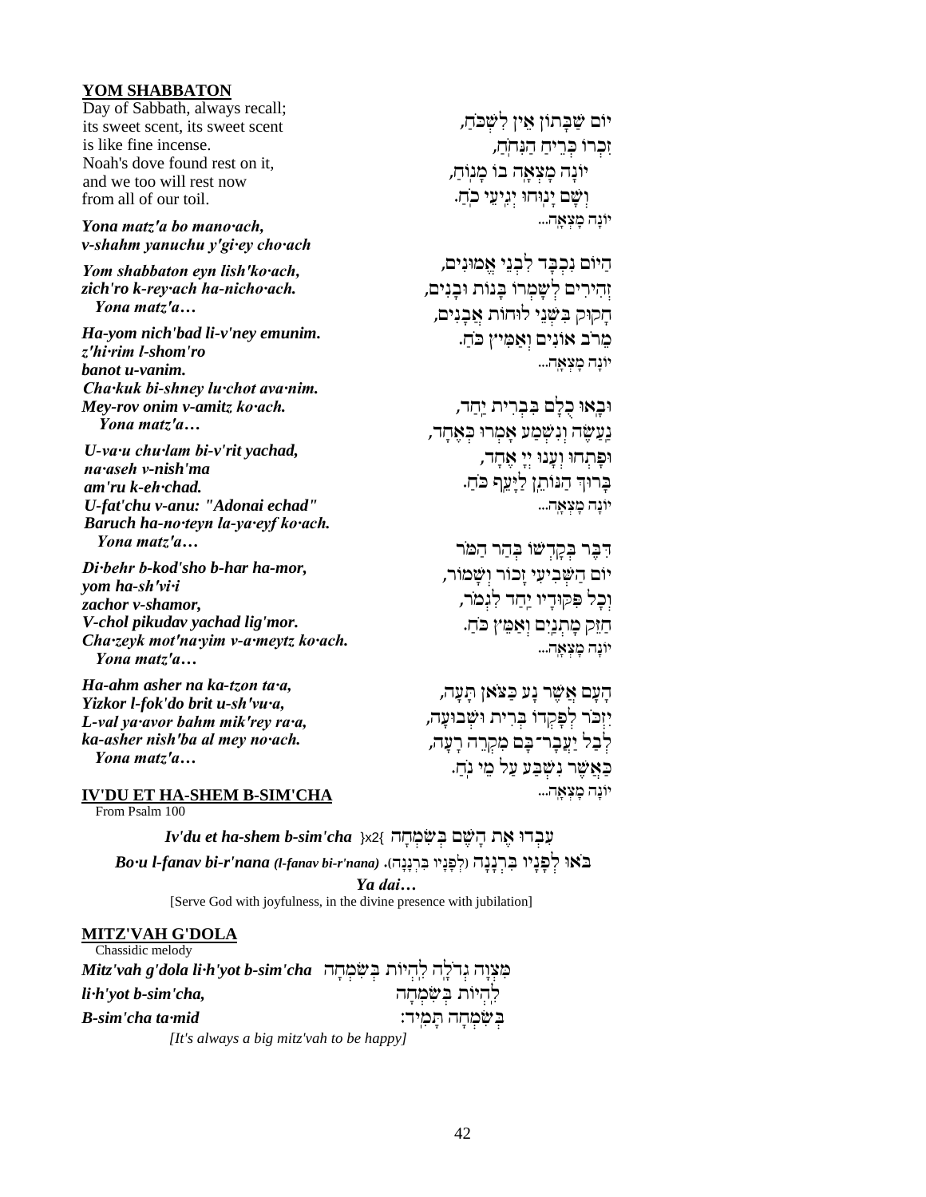## YOM SHABBATON

Day of Sabbath, always recall;
its sweet scent, its sweet scent
is like fine incense.
Noah's dove found rest on it,
and we too will rest now
from all of our toil.

***Yona matz'a bo mano·ach,***
***v-shahm yanuchu y'gi·ey cho·ach***

***Yom shabbaton eyn lish'ko·ach,***
***zich'ro k-rey·ach ha-nicho·ach.***
***Yona matz'a…***

***Ha-yom nich'bad li-v'ney emunim.***
***z'hi·rim l-shom'ro***
***banot u-vanim.***
***Cha·kuk bi-shney lu·chot ava·nim.***
***Mey-rov onim v-amitz ko·ach.***
***Yona matz'a…***

***U-va·u chu·lam bi-v'rit yachad,***
***na·aseh v-nish'ma***
***am'ru k-eh·chad.***
***U-fat'chu v-anu: "Adonai echad"***
***Baruch ha-no·teyn la-ya·eyf ko·ach.***
***Yona matz'a…***

***Di·behr b-kod'sho b-har ha-mor,***
***yom ha-sh'vi·i***
***zachor v-shamor,***
***V-chol pikudav yachad lig'mor.***
***Cha·zeyk mot'na·yim v-a·meytz ko·ach.***
***Yona matz'a…***

***Ha-ahm asher na ka-tzon ta·a,***
***Yizkor l-fok'do brit u-sh'vu·a,***
***L-val ya·avor bahm mik'rey ra·a,***
***ka-asher nish'ba al mey no·ach.***
***Yona matz'a…***

יוֹם שַׁבָּתוֹן אֵין לִשְׁכֹּחַ,
זִכְרוֹ כְּרֵיחַ הַנִּחֹחַ,
יוֹנָה מָצְאָה בוֹ מָנוֹחַ,
וְשָׁם יָנוּחוּ יְגִיעֵי כֹחַ.
יוֹנָה מָצְאָה...

הַיּוֹם נִכְבָּד לִבְנֵי אֱמוּנִים,
זְהִירִים לְשָׁמְרוֹ בָּנוֹת וּבָנִים,
חָקוּק בִּשְׁנֵי לוּחוֹת אֲבָנִים,
מֵרֹב אוֹנִים וְאַמִּיץ כֹּחַ.
יוֹנָה מָצְאָה...

וּבָאוּ כֻלָּם בִּבְרִית יַחַד,
נַעֲשֶׂה וְנִשְׁמַע אָמְרוּ כְּאֶחָד,
וּפָתְחוּ וְעָנוּ יְיָ אֶחָד,
בָּרוּךְ הַנּוֹתֵן לַיָּעֵף כֹּחַ.
יוֹנָה מָצְאָה...

דִּבֶּר בְּקָדְשׁוֹ בְּהַר הַמֹּר
יוֹם הַשְּׁבִיעִי זָכוֹר וְשָׁמוֹר,
וְכָל פִּקּוּדָיו יַחַד לִגְמֹר,
חַזֵּק מָתְנַיִם וְאַמֵּץ כֹּחַ.
יוֹנָה מָצְאָה...

הָעָם אֲשֶׁר נָע כַּצֹּאן תָּעָה,
יִזְכֹּר לְפָקְדוֹ בְּרִית וּשְׁבוּעָה,
לְבַל יַעֲבָר־בָּם מִקְרֵה רָעָה,
כַּאֲשֶׁר נִשְׁבַּע עַל מֵי נֹחַ.
יוֹנָה מָצְאָה...

## IV'DU ET HA-SHEM B-SIM'CHA

From Psalm 100

***Iv'du et ha-shem b-sim'cha*** }x2{ עִבְדוּ אֶת הַשֵּׁם בְּשִׂמְחָה

***Bo·u l-fanav bi-r'nana (l-fanav bi-r'nana)***. בֹּאוּ לְפָנָיו בִּרְנָנָה (לְפָנָיו בִּרְנָנָה)

***Ya dai…***

[Serve God with joyfulness, in the divine presence with jubilation]

## MITZ'VAH G'DOLA

Chassidic melody

***Mitz'vah g'dola li·h'yot b-sim'cha*** מִצְוָה גְדֹלָה לִהְיוֹת בְּשִׂמְחָה
***li·h'yot b-sim'cha,*** לִהְיוֹת בְּשִׂמְחָה
***B-sim'cha ta·mid*** בְּשִׂמְחָה תָּמִיד:

*[It's always a big mitz'vah to be happy]*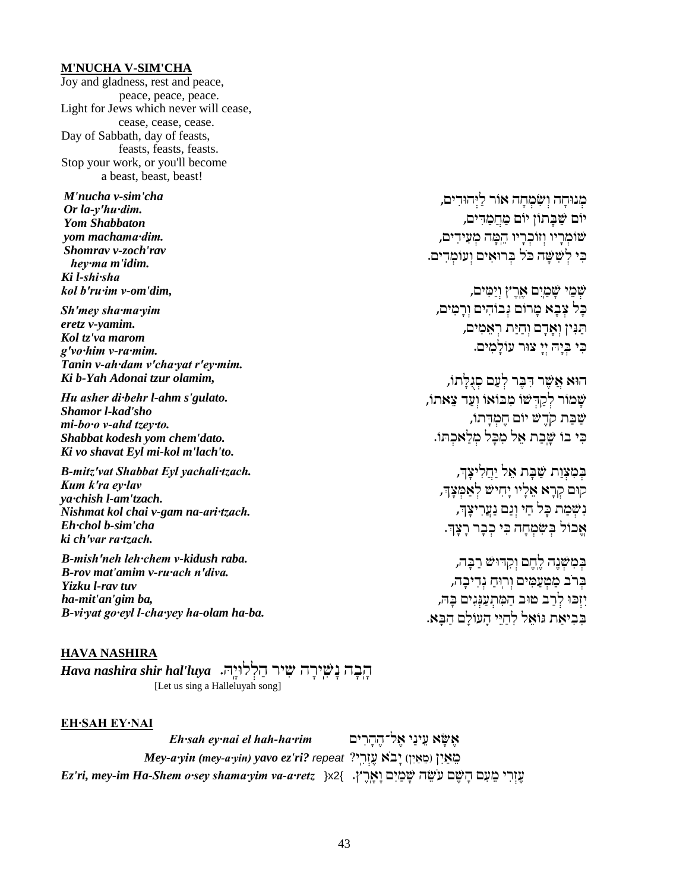**M'NUCHA V-SIM'CHA**

Joy and gladness, rest and peace,
peace, peace, peace.
Light for Jews which never will cease,
cease, cease, cease.
Day of Sabbath, day of feasts,
feasts, feasts, feasts.
Stop your work, or you'll become
a beast, beast, beast!

***M'nucha v-sim'cha***
***Or la-y'hu·dim.***
***Yom Shabbaton***
***yom machama·dim.***
***Shomrav v-zoch'rav***
***hey·ma m'idim.***
***Ki l-shi·sha***
***kol b'ru·im v-om'dim,***

מְנוּחָה וְשִׂמְחָה אוֹר לַיְּהוּדִים,
יוֹם שַׁבָּתוֹן יוֹם מַחֲמַדִּים,
שׁוֹמְרָיו וְזוֹכְרָיו הֵמָּה מְעִידִים,
כִּי לְשִׁשָּׁה כֹּל בְּרוּאִים וְעוֹמְדִים.

***Sh'mey sha·ma·yim***
***eretz v-yamim.***
***Kol tz'va marom***
***g'vo·him v-ra·mim.***
***Tanin v-ah·dam v'cha·yat r'ey·mim.***
***Ki b-Yah Adonai tzur olamim,***

שְׁמֵי שָׁמַיִם אֶרֶץ וְיַמִּים,
כָּל צְבָא מָרוֹם גְּבוֹהִים וְרָמִים,
תַּנִּין וְאָדָם וְחַיַּת רְאֵמִים,
כִּי בְּיָהּ יְיָ צוּר עוֹלָמִים.

***Hu asher di·behr l-ahm s'gulato.***
***Shamor l-kad'sho***
***mi-bo·o v-ahd tzey·to.***
***Shabbat kodesh yom chem'dato.***
***Ki vo shavat Eyl mi-kol m'lach'to.***

הוּא אֲשֶׁר דִּבֶּר לְעַם סְגֻלָּתוֹ,
שָׁמוֹר לְקַדְּשׁוֹ מִבּוֹאוֹ וְעַד צֵאתוֹ,
שַׁבַּת קֹדֶשׁ יוֹם חֶמְדָּתוֹ,
כִּי בוֹ שָׁבַת אֵל מִכָּל מְלַאכְתּוֹ.

***B-mitz'vat Shabbat Eyl yachali·tzach.***
***Kum k'ra ey·lav***
***ya·chish l-am'tzach.***
***Nishmat kol chai v-gam na-ari·tzach.***
***Eh·chol b-sim'cha***
***ki ch'var ra·tzach.***

בְּמִצְוַת שַׁבָּת אֵל יַחֲלִיצָךְ,
קוּם קְרָא אֵלָיו יָחִישׁ לְאַמְּצָךְ,
נִשְׁמַת כָּל חַי וְגַם נַעֲרִיצָךְ,
אֱכוֹל בְּשִׂמְחָה כִּי כְבָר רָצָךְ.

***B-mish'neh leh·chem v-kidush raba.***
***B-rov mat'amim v-ru·ach n'diva.***
***Yizku l-rav tuv***
***ha-mit'an'gim ba,***
***B-vi·yat go·eyl l-cha·yey ha-olam ha-ba.***

בְּמִשְׁנֶה לֶחֶם וְקִדּוּשׁ רַבָּה,
בְּרֹב מַטְעַמִּים וְרוּחַ נְדִיבָה,
יִזְכּוּ לְרַב טוּב הַמִּתְעַנְּגִים בָּהּ,
בְּבִיאַת גּוֹאֵל לְחַיֵּי הָעוֹלָם הַבָּא.

**HAVA NASHIRA**

***Hava nashira shir hal'luya*** הָבָה נָשִׁירָה שִׁיר הַלְלוּיָהּ.
[Let us sing a Halleluyah song]

**EH·SAH EY·NAI**

***Eh·sah ey·nai el hah-ha·rim*** אֶשָּׂא עֵינַי אֶל־הֶהָרִים
***Mey-a·yin (mey-a·yin) yavo ez'ri? repeat*** מֵאַיִן (מֵאַיִן) יָבֹא עֶזְרִי?
***Ez'ri, mey-im Ha-Shem o·sey shama·yim va-a·retz*** }x2{ עֶזְרִי מֵעִם הָשֵּׁם עֹשֵׂה שָׁמַיִם וָאָרֶץ.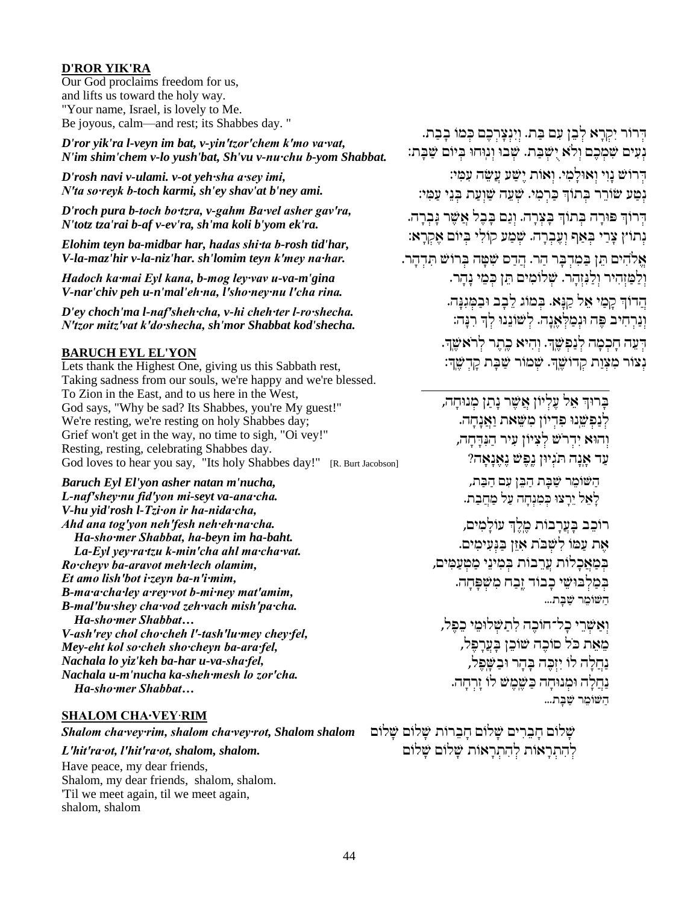## D'ROR YIK'RA

Our God proclaims freedom for us,
and lifts us toward the holy way.
"Your name, Israel, is lovely to Me.
Be joyous, calm—and rest; its Shabbes day. "

*D'ror yik'ra l-veyn im bat, v-yin'tzor'chem k'mo va·vat,*
*N'im shim'chem v-lo yush'bat, Sh'vu v-nu·chu b-yom Shabbat.*

*D'rosh navi v-ulami. v-ot yeh·sha a·sey imi,*
*N'ta so·reyk b-toch karmi, sh'ey shav'at b'ney ami.*

*D'roch pura b-toch bo·tzra, v-gahm Ba·vel asher gav'ra,*
*N'totz tza'rai b-af v-ev'ra, sh'ma koli b'yom ek'ra.*

*Elohim teyn ba-midbar har, hadas shi·ta b-rosh tid'har,*
*V-la-maz'hir v-la-niz'har. sh'lomim teyn k'mey na·har.*

*Hadoch ka·mai Eyl kana, b-mog ley·vav u-va-m'gina*
*V-nar'chiv peh u-n'mal'eh·na, l'sho·ney·nu l'cha rina.*

*D'ey choch'ma l-naf'sheh·cha, v-hi cheh·ter l-ro·shecha.*
*N'tzor mitz'vat k'do·shecha, sh'mor Shabbat kod'shecha.*

דְּרוֹר יִקְרָא לְבֵן עִם בַּת. וְיִנְצָרְכֶם כְּמוֹ בָבַת.
נְעִים שִׁמְכֶם וְלֹא יֻשְׁבַּת. שְׁבוּ וְנוּחוּ בְּיוֹם שַׁבָּת:

דְּרוֹשׁ נָוִי וְאוּלָמִי. וְאוֹת יֶשַׁע עֲשֵׂה עִמִּי:
נְטַע שׂוֹרֵק בְּתוֹךְ כַּרְמִי. שְׁעֵה שַׁוְעַת בְּנֵי עַמִּי:

דְּרוֹךְ פּוּרָה בְּתוֹךְ בָּצְרָה. וְגַם בָּבֶל אֲשֶׁר גָּבְרָה.
נְתוֹץ צָרַי בְּאַף וְעֶבְרָה. שְׁמַע קוֹלִי בְּיוֹם אֶקְרָא:

אֱלֹהִים תֵּן בַּמִּדְבָּר הַר. הֲדַס שִׁטָּה בְּרוֹשׁ תִּדְהָר.
וְלַמַּזְהִיר וְלַנִּזְהָר. שְׁלוֹמִים תֵּן כְּמֵי נָהָר.

הֲדוֹךְ קָמַי אֵל קַנָּא. בְּמוֹג לֵבָב וּבַמְּגִנָּה.
וְנַרְחִיב פֶּה וּנְמַלְאֶנָּה. לְשׁוֹנֵנוּ לְךָ רִנָּה:

דְּעֵה חָכְמָה לְנַפְשֶׁךָ. וְהִיא כֶתֶר לְרֹאשֶׁךָ.
נְצוֹר מִצְוַת קְדוֹשֶׁךָ. שְׁמוֹר שַׁבַּת קָדְשֶׁךָ:

## BARUCH EYL EL'YON

Lets thank the Highest One, giving us this Sabbath rest,
Taking sadness from our souls, we're happy and we're blessed.
To Zion in the East, and to us here in the West,
God says, "Why be sad? Its Shabbes, you're My guest!"
We're resting, we're resting on holy Shabbes day;
Grief won't get in the way, no time to sigh, "Oi vey!"
Resting, resting, celebrating Shabbes day.
God loves to hear you say, "Its holy Shabbes day!" [R. Burt Jacobson]

*Baruch Eyl El'yon asher natan m'nucha,*
*L-naf'shey·nu fid'yon mi-seyt va-ana·cha.*
*V-hu yid'rosh l-Tzi·on ir ha-nida·cha,*
*Ahd ana tog'yon neh'fesh neh·eh·na·cha.*
  *Ha-sho·mer Shabbat, ha-beyn im ha-baht.*
  *La-Eyl yey·ra·tzu k-min'cha ahl ma·cha·vat.*
*Ro·cheyv ba-aravot meh·lech olamim,*
*Et amo lish'bot i·zeyn ba-n'i·mim,*
*B-ma·a·cha·ley a·rey·vot b-mi·ney mat'amim,*
*B-mal'bu·shey cha·vod zeh·vach mish'pa·cha.*
  *Ha-sho·mer Shabbat…*
*V-ash'rey chol cho·cheh l'-tash'lu·mey chey·fel,*
*Mey-eht kol so·cheh sho·cheyn ba-ara·fel,*
*Nachala lo yiz'keh ba-har u-va-sha·fel,*
*Nachala u-m'nucha ka-sheh·mesh lo zor'cha.*
  *Ha-sho·mer Shabbat…*

בָּרוּךְ אֵל עֶלְיוֹן אֲשֶׁר נָתַן מְנוּחָה,
לְנַפְשֵׁנוּ פִּדְיוֹן מִשֵּׁאת וַאֲנָחָה.
וְהוּא יִדְרֹשׁ לְצִיּוֹן עִיר הַנִּדָּחָה,
עַד אָנָה תּוּגְיוֹן נֶפֶשׁ נֶאֱנָחָה?

הַשּׁוֹמֵר שַׁבָּת הַבֵּן עִם הַבַּת,
לָאֵל יֵרָצוּ כְּמִנְחָה עַל מַחֲבַת.

רוֹכֵב בָּעֲרָבוֹת מֶלֶךְ עוֹלָמִים,
אֶת עַמּוֹ לִשְׁבֹּת אִזֵּן בַּנְּעִימִים.
בְּמַאֲכָלוֹת עֲרֵבוֹת בְּמִינֵי מַטְעַמִּים,
בְּמַלְבּוּשֵׁי כָבוֹד זֶבַח מִשְׁפָּחָה.
הַשּׁוֹמֵר שַׁבָּת...

וְאַשְׁרֵי כָל־חוֹכֶה לְתַשְׁלוּמֵי כֵפֶל,
מֵאֵת כֹּל סוֹכֶה שׁוֹכֵן בָּעֲרָפֶל,
נַחֲלָה לוֹ יִזְכֶּה בָּהָר וּבַשָּׁפֶל,
נַחֲלָה וּמְנוּחָה כַּשֶּׁמֶשׁ לוֹ זָרְחָה.
הַשּׁוֹמֵר שַׁבָּת...

## SHALOM CHA·VEY·RIM

*Shalom cha·vey·rim, shalom cha·vey·rot, Shalom shalom*
*L'hit'ra·ot, l'hit'ra·ot, shalom, shalom.*

שָׁלוֹם חֲבֵרִים שָׁלוֹם חֲבֵרוֹת שָׁלוֹם שָׁלוֹם
לְהִתְרָאוֹת לְהִתְרָאוֹת שָׁלוֹם שָׁלוֹם

Have peace, my dear friends,
Shalom, my dear friends, shalom, shalom.
'Til we meet again, til we meet again,
shalom, shalom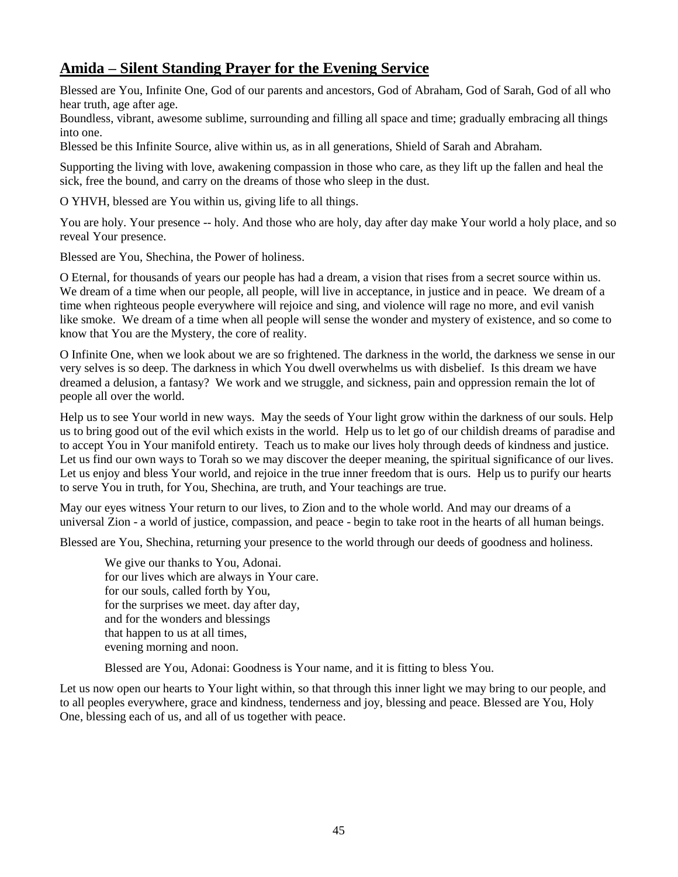## Amida – Silent Standing Prayer for the Evening Service

Blessed are You, Infinite One, God of our parents and ancestors, God of Abraham, God of Sarah, God of all who hear truth, age after age.
Boundless, vibrant, awesome sublime, surrounding and filling all space and time; gradually embracing all things into one.
Blessed be this Infinite Source, alive within us, as in all generations, Shield of Sarah and Abraham.

Supporting the living with love, awakening compassion in those who care, as they lift up the fallen and heal the sick, free the bound, and carry on the dreams of those who sleep in the dust.

O YHVH, blessed are You within us, giving life to all things.

You are holy. Your presence -- holy. And those who are holy, day after day make Your world a holy place, and so reveal Your presence.

Blessed are You, Shechina, the Power of holiness.

O Eternal, for thousands of years our people has had a dream, a vision that rises from a secret source within us. We dream of a time when our people, all people, will live in acceptance, in justice and in peace. We dream of a time when righteous people everywhere will rejoice and sing, and violence will rage no more, and evil vanish like smoke. We dream of a time when all people will sense the wonder and mystery of existence, and so come to know that You are the Mystery, the core of reality.

O Infinite One, when we look about we are so frightened. The darkness in the world, the darkness we sense in our very selves is so deep. The darkness in which You dwell overwhelms us with disbelief. Is this dream we have dreamed a delusion, a fantasy? We work and we struggle, and sickness, pain and oppression remain the lot of people all over the world.

Help us to see Your world in new ways. May the seeds of Your light grow within the darkness of our souls. Help us to bring good out of the evil which exists in the world. Help us to let go of our childish dreams of paradise and to accept You in Your manifold entirety. Teach us to make our lives holy through deeds of kindness and justice. Let us find our own ways to Torah so we may discover the deeper meaning, the spiritual significance of our lives. Let us enjoy and bless Your world, and rejoice in the true inner freedom that is ours. Help us to purify our hearts to serve You in truth, for You, Shechina, are truth, and Your teachings are true.

May our eyes witness Your return to our lives, to Zion and to the whole world. And may our dreams of a universal Zion - a world of justice, compassion, and peace - begin to take root in the hearts of all human beings.

Blessed are You, Shechina, returning your presence to the world through our deeds of goodness and holiness.

> We give our thanks to You, Adonai.
> for our lives which are always in Your care.
> for our souls, called forth by You,
> for the surprises we meet. day after day,
> and for the wonders and blessings
> that happen to us at all times,
> evening morning and noon.
>
> Blessed are You, Adonai: Goodness is Your name, and it is fitting to bless You.

Let us now open our hearts to Your light within, so that through this inner light we may bring to our people, and to all peoples everywhere, grace and kindness, tenderness and joy, blessing and peace. Blessed are You, Holy One, blessing each of us, and all of us together with peace.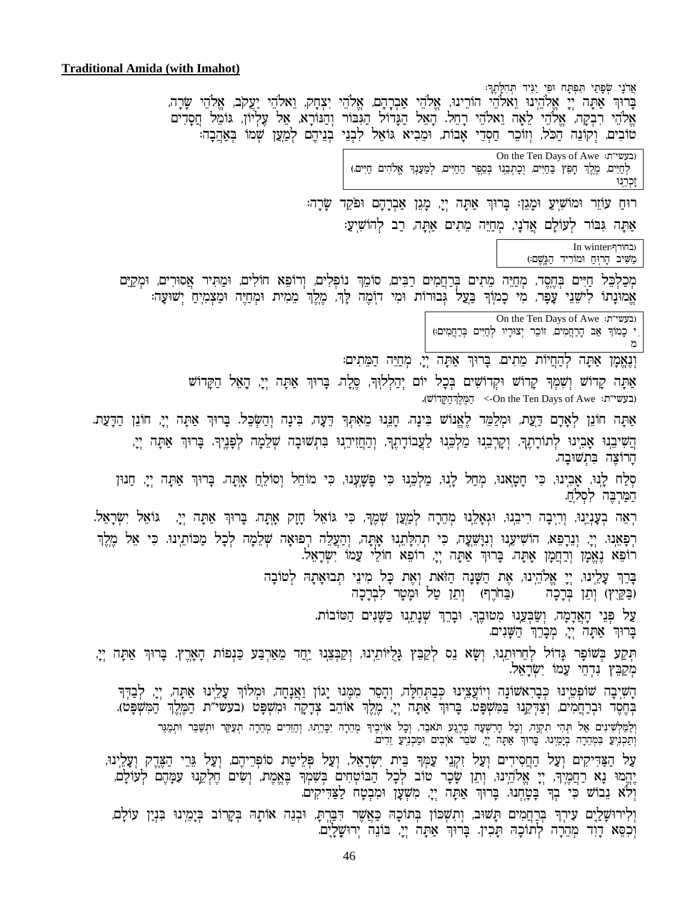**Traditional Amida (with Imahot)**

אֲדֹנָי שְׂפָתַי תִּפְתָּח וּפִי יַגִּיד תְּהִלָּתֶךָ׃
בָּרוּךְ אַתָּה יְיָ אֱלֹהֵינוּ וֵאלֹהֵי הוֹרֵינוּ, אֱלֹהֵי אַבְרָהָם, אֱלֹהֵי יִצְחָק, וֵאלֹהֵי יַעֲקֹב, אֱלֹהֵי שָׂרָה, אֱלֹהֵי רִבְקָה, אֱלֹהֵי לֵאָה וֵאלֹהֵי רָחֵל. הָאֵל הַגָּדוֹל הַגִּבּוֹר וְהַנּוֹרָא, אֵל עֶלְיוֹן, גּוֹמֵל חֲסָדִים טוֹבִים, וְקוֹנֵה הַכֹּל, וְזוֹכֵר חַסְדֵי אָבוֹת, וּמֵבִיא גּוֹאֵל לִבְנֵי בְנֵיהֶם לְמַעַן שְׁמוֹ בְּאַהֲבָה׃

(בעשי״ת :On the Ten Days of Awe
זָכְרֵנוּ לְחַיִּים, מֶלֶךְ חָפֵץ בַּחַיִּים, וְכָתְבֵנוּ בְּסֵפֶר הַחַיִּים, לְמַעַנְךָ אֱלֹהִים חַיִּים.)

רוֹחֵ עוֹזֵר וּמוֹשִׁיעַ וּמָגֵן׃ בָּרוּךְ אַתָּה יְיָ, מָגֵן אַבְרָהָם וּפֹקֵד שָׂרָה׃

אַתָּה גִּבּוֹר לְעוֹלָם אֲדֹנָי, מְחַיֵּה מֵתִים אַתָּה, רַב לְהוֹשִׁיעַ׃

(בחורף :In winter
מַשִּׁיב הָרוּחַ וּמוֹרִיד הַגֶּשֶׁם׃)

מְכַלְכֵּל חַיִּים בְּחֶסֶד, מְחַיֵּה מֵתִים בְּרַחֲמִים רַבִּים, סוֹמֵךְ נוֹפְלִים, וְרוֹפֵא חוֹלִים, וּמַתִּיר אֲסוּרִים, וּמְקַיֵּם אֱמוּנָתוֹ לִישֵׁנֵי עָפָר, מִי כָמוֹךָ בַּעַל גְּבוּרוֹת וּמִי דּוֹמֶה לָּךְ, מֶלֶךְ מֵמִית וּמְחַיֶּה וּמַצְמִיחַ יְשׁוּעָה׃

(בעשי״ת :On the Ten Days of Awe
מִי כָמוֹךָ אַב הָרַחֲמִים, זוֹכֵר יְצוּרָיו לְחַיִּים בְּרַחֲמִים׃)

וְנֶאֱמָן אַתָּה לְהַחֲיוֹת מֵתִים. בָּרוּךְ אַתָּה יְיָ, מְחַיֵּה הַמֵּתִים׃

אַתָּה קָדוֹשׁ וְשִׁמְךָ קָדוֹשׁ וּקְדוֹשִׁים בְּכָל יוֹם יְהַלְלוּךָ, סֶּלָה. בָּרוּךְ אַתָּה יְיָ, הָאֵל הַקָּדוֹשׁ
(בעשי״ת :On the Ten Days of Awe-> הַמֶּלֶךְ הַקָּדוֹשׁ).

אַתָּה חוֹנֵן לְאָדָם דַּעַת, וּמְלַמֵּד לֶאֱנוֹשׁ בִּינָה. חָנֵּנוּ מֵאִתְּךָ דֵּעָה, בִּינָה וְהַשְׂכֵּל. בָּרוּךְ אַתָּה יְיָ, חוֹנֵן הַדָּעַת.

הֲשִׁיבֵנוּ אָבִינוּ לְתוֹרָתֶךָ, וְקָרְבֵנוּ מַלְכֵּנוּ לַעֲבוֹדָתֶךָ, וְהַחֲזִירֵנוּ בִּתְשׁוּבָה שְׁלֵמָה לְפָנֶיךָ. בָּרוּךְ אַתָּה יְיָ, הָרוֹצֶה בִּתְשׁוּבָה.

סְלַח לָנוּ, אָבִינוּ, כִּי חָטָאנוּ, מְחַל לָנוּ, מַלְכֵּנוּ כִּי פָשָׁעְנוּ, כִּי מוֹחֵל וְסוֹלֵחַ אָתָּה. בָּרוּךְ אַתָּה יְיָ, חַנּוּן הַמַּרְבֶּה לִסְלֹחַ.

רְאֵה בְעָנְיֵנוּ, וְרִיבָה רִיבֵנוּ, וּגְאָלֵנוּ מְהֵרָה לְמַעַן שְׁמֶךָ, כִּי גּוֹאֵל חָזָק אָתָּה. בָּרוּךְ אַתָּה יְיָ, גּוֹאֵל יִשְׂרָאֵל.

רְפָאֵנוּ. יְיָ, וְנֵרָפֵא, הוֹשִׁיעֵנוּ וְנִוָּשֵׁעָה, כִּי תְהִלָּתֵנוּ אָתָּה, וְהַעֲלֵה רְפוּאָה שְׁלֵמָה לְכָל מַכּוֹתֵינוּ. כִּי אֵל מֶלֶךְ רוֹפֵא נֶאֱמָן וְרַחֲמָן אָתָּה. בָּרוּךְ אַתָּה יְיָ, רוֹפֵא חוֹלֵי עַמּוֹ יִשְׂרָאֵל.

בָּרֵךְ עָלֵינוּ, יְיָ אֱלֹהֵינוּ, אֶת הַשָּׁנָה הַזֹּאת וְאֶת כָּל מִינֵי תְבוּאָתָהּ לְטוֹבָה
(בַּקַּיִץ) וְתֵן בְּרָכָה (בַּחֹרֶף) וְתֵן טַל וּמָטָר לִבְרָכָה

עַל פְּנֵי הָאֲדָמָה, וְשַׂבְּעֵנוּ מִטּוּבֶךָ, וּבָרֵךְ שְׁנָתֵנוּ כַּשָּׁנִים הַטּוֹבוֹת.
בָּרוּךְ אַתָּה יְיָ, מְבָרֵךְ הַשָּׁנִים.

תְּקַע בְּשׁוֹפָר גָּדוֹל לְחֵרוּתֵנוּ, וְשָׂא נֵס לְקַבֵּץ גָּלֻיּוֹתֵינוּ, וְקַבְּצֵנוּ יַחַד מֵאַרְבַּע כַּנְפוֹת הָאָרֶץ. בָּרוּךְ אַתָּה יְיָ, מְקַבֵּץ נִדְחֵי עַמּוֹ יִשְׂרָאֵל.

הָשִׁיבָה שׁוֹפְטֵינוּ כְּבָרִאשׁוֹנָה וְיוֹעֲצֵינוּ כְּבַתְּחִלָּה, וְהָסֵר מִמֶּנּוּ יָגוֹן וַאֲנָחָה, וּמְלוֹךְ עָלֵינוּ אַתָּה, יְיָ, לְבַדְּךָ בְּחֶסֶד וּבְרַחֲמִים, וְצַדְּקֵנוּ בַּמִּשְׁפָּט. בָּרוּךְ אַתָּה יְיָ, מֶלֶךְ אוֹהֵב צְדָקָה וּמִשְׁפָּט (בעשי״ת הַמֶּלֶךְ הַמִּשְׁפָּט).

וְלַמַּלְשִׁינִים אַל תְּהִי תִקְוָה, וְכָל הָרִשְׁעָה כְּרֶגַע תֹּאבֵד, וְכָל אוֹיְבֶיךָ מְהֵרָה יִכָּרֵתוּ, וְהַזֵּדִים מְהֵרָה תְעַקֵּר וּתְשַׁבֵּר וּתְמַגֵּר וְתַכְנִיעַ בִּמְהֵרָה בְיָמֵינוּ. בָּרוּךְ אַתָּה יְיָ, שֹׁבֵר אֹיְבִים וּמַכְנִיעַ זֵדִים.

עַל הַצַּדִּיקִים וְעַל הַחֲסִידִים וְעַל זִקְנֵי עַמְּךָ בֵּית יִשְׂרָאֵל, וְעַל פְּלֵיטַת סוֹפְרֵיהֶם, וְעַל גֵּרֵי הַצֶּדֶק וְעָלֵינוּ, יֶהֱמוּ נָא רַחֲמֶיךָ, יְיָ אֱלֹהֵינוּ, וְתֵן שָׂכָר טוֹב לְכָל הַבּוֹטְחִים בְּשִׁמְךָ בֶּאֱמֶת, וְשִׂים חֶלְקֵנוּ עִמָּהֶם לְעוֹלָם, וְלֹא נֵבוֹשׁ כִּי בְךָ בָּטָחְנוּ. בָּרוּךְ אַתָּה יְיָ, מִשְׁעָן וּמִבְטָח לַצַּדִּיקִים.

וְלִירוּשָׁלַיִם עִירְךָ בְּרַחֲמִים תָּשׁוּב, וְתִשְׁכּוֹן בְּתוֹכָהּ כַּאֲשֶׁר דִּבַּרְתָּ, וּבְנֵה אוֹתָהּ בְּקָרוֹב בְּיָמֵינוּ בִּנְיַן עוֹלָם, וְכִסֵּא דָוִד מְהֵרָה לְתוֹכָהּ תָּכִין. בָּרוּךְ אַתָּה יְיָ, בּוֹנֵה יְרוּשָׁלָיִם.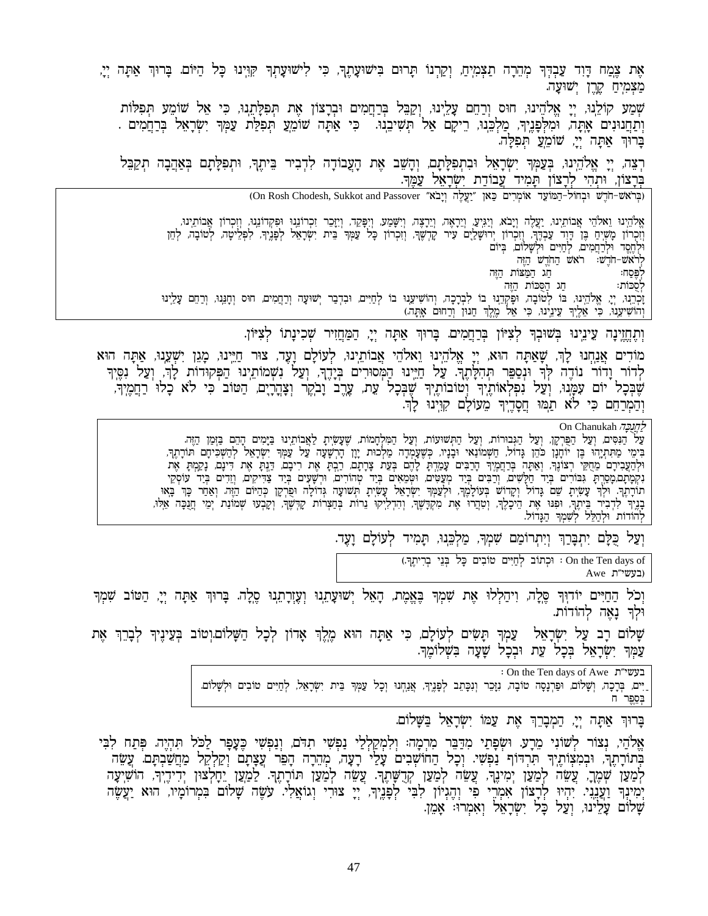אֶת צֶמַח דָּוִד עַבְדְּךָ מְהֵרָה תַצְמִיחַ, וְקַרְנוֹ תָּרוּם בִּישׁוּעָתֶךָ, כִּי לִישׁוּעָתְךָ קִוִּינוּ כָּל הַיּוֹם. בָּרוּךְ אַתָּה יְיָ, מַצְמִיחַ קֶרֶן יְשׁוּעָה.

שְׁמַע קוֹלֵנוּ, יְיָ אֱלֹהֵינוּ, חוּס וְרַחֵם עָלֵינוּ, וְקַבֵּל בְּרַחֲמִים וּבְרָצוֹן אֶת תְּפִלָּתֵנוּ, כִּי אֵל שׁוֹמֵעַ תְּפִלּוֹת וְתַחֲנוּנִים אָתָּה, וּמִלְּפָנֶיךָ, מַלְכֵּנוּ, רֵיקָם אַל תְּשִׁיבֵנוּ. כִּי אַתָּה שׁוֹמֵעַ תְּפִלַּת עַמְּךָ יִשְׂרָאֵל בְּרַחֲמִים. בָּרוּךְ אַתָּה יְיָ, שׁוֹמֵעַ תְּפִלָּה.

רְצֵה, יְיָ אֱלֹהֵינוּ, בְּעַמְּךָ יִשְׂרָאֵל וּבִתְפִלָּתָם, וְהָשֵׁב אֶת הָעֲבוֹדָה לִדְבִיר בֵּיתֶךָ, וּתְפִלָּתָם בְּאַהֲבָה תְקַבֵּל בְּרָצוֹן, וּתְהִי לְרָצוֹן תָּמִיד עֲבוֹדַת יִשְׂרָאֵל עַמֶּךָ.

(בְּראשׁ-חֹדֶשׁ וּבְחוֹל-הַמּוֹעֵד אוֹמְרִים כַּאן "יַעֲלֶה וְיָבֹא" (On Rosh Chodesh, Sukkot and Passover

אֱלֹהֵינוּ וֵאלֹהֵי אֲבוֹתֵינוּ, יַעֲלֶה וְיָבֹא, וְיַגִּיעַ, וְיֵרָאֶה, וְיֵרָצֶה, וְיִשָּׁמַע, וְיִפָּקֵד, וְיִזָּכֵר זִכְרוֹנֵנוּ וּפִקְדוֹנֵנוּ, וְזִכְרוֹן אֲבוֹתֵינוּ, וְזִכְרוֹן מָשִׁיחַ בֶּן דָּוִד עַבְדֶּךָ, וְזִכְרוֹן יְרוּשָׁלַיִם עִיר קָדְשֶׁךָ, וְזִכְרוֹן כָּל עַמְּךָ בֵּית יִשְׂרָאֵל לְפָנֶיךָ, לִפְלֵיטָה, לְטוֹבָה, לְחֵן וּלְחֶסֶד וּלְרַחֲמִים, לְחַיִּים וּלְשָׁלוֹם, בְּיוֹם
לְראשׁ-חֹדֶשׁ: ראשׁ הַחֹדֶשׁ הַזֶּה
לְפֶסַח: חַג הַמַּצּוֹת הַזֶּה
לְסֻכּוֹת: חַג הַסֻּכּוֹת הַזֶּה
זָכְרֵנוּ, יְיָ אֱלֹהֵינוּ, בּוֹ לְטוֹבָה, וּפָקְדֵנוּ בוֹ לִבְרָכָה, וְהוֹשִׁיעֵנוּ בוֹ לְחַיִּים, וּבִדְבַר יְשׁוּעָה וְרַחֲמִים, חוּס וְחָנֵּנוּ, וְרַחֵם עָלֵינוּ וְהוֹשִׁיעֵנוּ, כִּי אֵלֶיךָ עֵינֵינוּ, כִּי אֵל מֶלֶךְ חַנּוּן וְרַחוּם אָתָּה.)

וְתֶחֱזֶינָה עֵינֵינוּ בְּשׁוּבְךָ לְצִיּוֹן בְּרַחֲמִים. בָּרוּךְ אַתָּה יְיָ, הַמַּחֲזִיר שְׁכִינָתוֹ לְצִיּוֹן.

מוֹדִים אֲנַחְנוּ לָךְ, שָׁאַתָּה הוּא, יְיָ אֱלֹהֵינוּ וֵאלֹהֵי אֲבוֹתֵינוּ, לְעוֹלָם וָעֶד, צוּר חַיֵּינוּ, מָגֵן יִשְׁעֵנוּ, אַתָּה הוּא לְדוֹר וָדוֹר נוֹדֶה לְּךָ וּנְסַפֵּר תְּהִלָּתֶךָ. עַל חַיֵּינוּ הַמְּסוּרִים בְּיָדֶךָ, וְעַל נִשְׁמוֹתֵינוּ הַפְּקוּדוֹת לָךְ, וְעַל נִסֶּיךָ שֶׁבְּכָל יוֹם עִמָּנוּ, וְעַל נִפְלְאוֹתֶיךָ וְטוֹבוֹתֶיךָ שֶׁבְּכָל עֵת, עֶרֶב וָבֹקֶר וְצָהֳרָיִם, הַטּוֹב כִּי לֹא כָלוּ רַחֲמֶיךָ, וְהַמְרַחֵם כִּי לֹא תַמּוּ חֲסָדֶיךָ מֵעוֹלָם קִוִּינוּ לָךְ.

*לַחֲנֻכָּה* On Chanukah

עַל הַנִּסִּים, וְעַל הַפֻּרְקָן, וְעַל הַגְּבוּרוֹת, וְעַל הַתְּשׁוּעוֹת, וְעַל הַמִּלְחָמוֹת, שֶׁעָשִׂיתָ לַאֲבוֹתֵינוּ בַּיָּמִים הָהֵם בַּזְּמַן הַזֶּה. בִּימֵי מַתִּתְיָהוּ בֶּן יוֹחָנָן כֹּהֵן גָּדוֹל, חַשְׁמוֹנַאי וּבָנָיו, כְּשֶׁעָמְדָה מַלְכוּת יָוָן הָרְשָׁעָה עַל עַמְּךָ יִשְׂרָאֵל לְהַשְׁכִּיחָם תּוֹרָתֶךָ, וּלְהַעֲבִירָם מֵחֻקֵּי רְצוֹנֶךָ, וְאַתָּה בְּרַחֲמֶיךָ הָרַבִּים עָמַדְתָּ לָהֶם בְּעֵת צָרָתָם, רַבְתָּ אֶת רִיבָם, דַּנְתָּ אֶת דִּינָם, נָקַמְתָּ אֶת נִקְמָתָם,מָסַרְתָּ גִּבּוֹרִים בְּיַד חַלָּשִׁים, וְרַבִּים בְּיַד מְעַטִּים, וּטְמֵאִים בְּיַד טְהוֹרִים, וּרְשָׁעִים בְּיַד צַדִּיקִים, וְזֵדִים בְּיַד עוֹסְקֵי תוֹרָתֶךָ. וּלְךָ עָשִׂיתָ שֵׁם גָּדוֹל וְקָדוֹשׁ בְּעוֹלָמֶךָ, וּלְעַמְּךָ יִשְׂרָאֵל עָשִׂיתָ תְּשׁוּעָה גְדוֹלָה וּפֻרְקָן כְּהַיּוֹם הַזֶּה. וְאַחַר כָּךְ בָּאוּ בָנֶיךָ לִדְבִיר בֵּיתֶךָ, וּפִנּוּ אֶת הֵיכָלֶךָ, וְטִהֲרוּ אֶת מִקְדָּשֶׁךָ, וְהִדְלִיקוּ נֵרוֹת בְּחַצְרוֹת קָדְשֶׁךָ, וְקָבְעוּ שְׁמוֹנַת יְמֵי חֲנֻכָּה אֵלּוּ, לְהוֹדוֹת וּלְהַלֵּל לְשִׁמְךָ הַגָּדוֹל.

וְעַל כֻּלָּם יִתְבָּרַךְ וְיִתְרוֹמַם שִׁמְךָ, מַלְכֵּנוּ, תָּמִיד לְעוֹלָם וָעֶד.

On the Ten days of Awe (בעשי"ת) : וּכְתוֹב לְחַיִּים טוֹבִים כָּל בְּנֵי בְרִיתֶךָ.)

וְכֹל הַחַיִּים יוֹדוּךָ סֶּלָה, וִיהַלְלוּ אֶת שִׁמְךָ בֶּאֱמֶת, הָאֵל יְשׁוּעָתֵנוּ וְעֶזְרָתֵנוּ סֶלָה. בָּרוּךְ אַתָּה יְיָ, הַטּוֹב שִׁמְךָ וּלְךָ נָאֶה לְהוֹדוֹת.

שָׁלוֹם רָב עַל יִשְׂרָאֵל עַמְּךָ תָּשִׂים לְעוֹלָם, כִּי אַתָּה הוּא מֶלֶךְ אָדוֹן לְכָל הַשָּׁלוֹם.וְטוֹב בְּעֵינֶיךָ לְבָרֵךְ אֶת עַמְּךָ יִשְׂרָאֵל בְּכָל עֵת וּבְכָל שָׁעָה בִּשְׁלוֹמֶךָ.

בעשי"ת On the Ten days of Awe :
בְּסֵפֶר חַיִּים, בְּרָכָה, וְשָׁלוֹם, וּפַרְנָסָה טוֹבָה, נִזָּכֵר וְנִכָּתֵב לְפָנֶיךָ, אֲנַחְנוּ וְכָל עַמְּךָ בֵּית יִשְׂרָאֵל, לְחַיִּים טוֹבִים וּלְשָׁלוֹם.

בָּרוּךְ אַתָּה יְיָ, הַמְבָרֵךְ אֶת עַמּוֹ יִשְׂרָאֵל בַּשָּׁלוֹם.

אֱלֹהַי, נְצוֹר לְשׁוֹנִי מֵרָע. וּשְׂפָתַי מִדַּבֵּר מִרְמָה: וְלִמְקַלְלַי נַפְשִׁי תִדֹּם, וְנַפְשִׁי כֶּעָפָר לַכֹּל תִּהְיֶה. פְּתַח לִבִּי בְּתוֹרָתֶךָ, וּבְמִצְוֹתֶיךָ תִּרְדּוֹף נַפְשִׁי. וְכָל הַחוֹשְׁבִים עָלַי רָעָה, מְהֵרָה הָפֵר עֲצָתָם וְקַלְקֵל מַחֲשַׁבְתָּם. עֲשֵׂה לְמַעַן שְׁמֶךָ, עֲשֵׂה לְמַעַן יְמִינֶךָ, עֲשֵׂה לְמַעַן קְדֻשָּׁתֶךָ. עֲשֵׂה לְמַעַן תּוֹרָתֶךָ. לְמַעַן יֵחָלְצוּן יְדִידֶיךָ, הוֹשִׁיעָה יְמִינְךָ וַעֲנֵנִי. יִהְיוּ לְרָצוֹן אִמְרֵי פִי וְהֶגְיוֹן לִבִּי לְפָנֶיךָ, יְיָ צוּרִי וְגוֹאֲלִי. עֹשֶׂה שָׁלוֹם בִּמְרוֹמָיו, הוּא יַעֲשֶׂה שָׁלוֹם עָלֵינוּ, וְעַל כָּל יִשְׂרָאֵל וְאִמְרוּ: אָמֵן.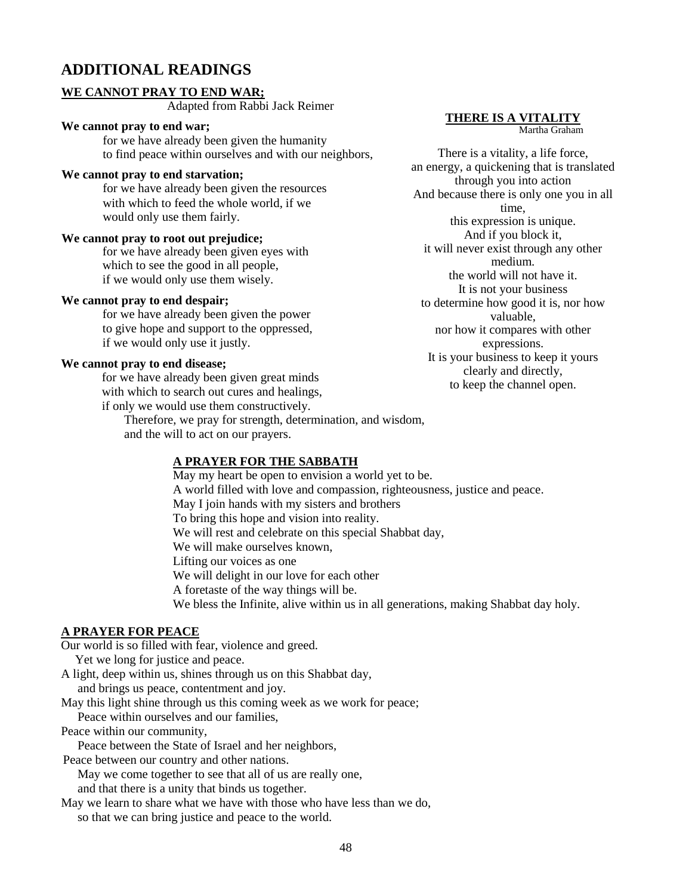# ADDITIONAL READINGS

## WE CANNOT PRAY TO END WAR;

Adapted from Rabbi Jack Reimer

**We cannot pray to end war;**
for we have already been given the humanity
to find peace within ourselves and with our neighbors,

**We cannot pray to end starvation;**
for we have already been given the resources
with which to feed the whole world, if we
would only use them fairly.

**We cannot pray to root out prejudice;**
for we have already been given eyes with
which to see the good in all people,
if we would only use them wisely.

**We cannot pray to end despair;**
for we have already been given the power
to give hope and support to the oppressed,
if we would only use it justly.

**We cannot pray to end disease;**
for we have already been given great minds
with which to search out cures and healings,
if only we would use them constructively.
Therefore, we pray for strength, determination, and wisdom,
and the will to act on our prayers.

## THERE IS A VITALITY

Martha Graham

There is a vitality, a life force,
an energy, a quickening that is translated
through you into action
And because there is only one you in all time,
this expression is unique.
And if you block it,
it will never exist through any other medium.
the world will not have it.
It is not your business
to determine how good it is, nor how valuable,
nor how it compares with other expressions.
It is your business to keep it yours
clearly and directly,
to keep the channel open.

## A PRAYER FOR THE SABBATH

May my heart be open to envision a world yet to be.
A world filled with love and compassion, righteousness, justice and peace.
May I join hands with my sisters and brothers
To bring this hope and vision into reality.
We will rest and celebrate on this special Shabbat day,
We will make ourselves known,
Lifting our voices as one
We will delight in our love for each other
A foretaste of the way things will be.
We bless the Infinite, alive within us in all generations, making Shabbat day holy.

## A PRAYER FOR PEACE

Our world is so filled with fear, violence and greed.
Yet we long for justice and peace.
A light, deep within us, shines through us on this Shabbat day,
and brings us peace, contentment and joy.
May this light shine through us this coming week as we work for peace;
Peace within ourselves and our families,
Peace within our community,
Peace between the State of Israel and her neighbors,
Peace between our country and other nations.
May we come together to see that all of us are really one,
and that there is a unity that binds us together.
May we learn to share what we have with those who have less than we do,
so that we can bring justice and peace to the world.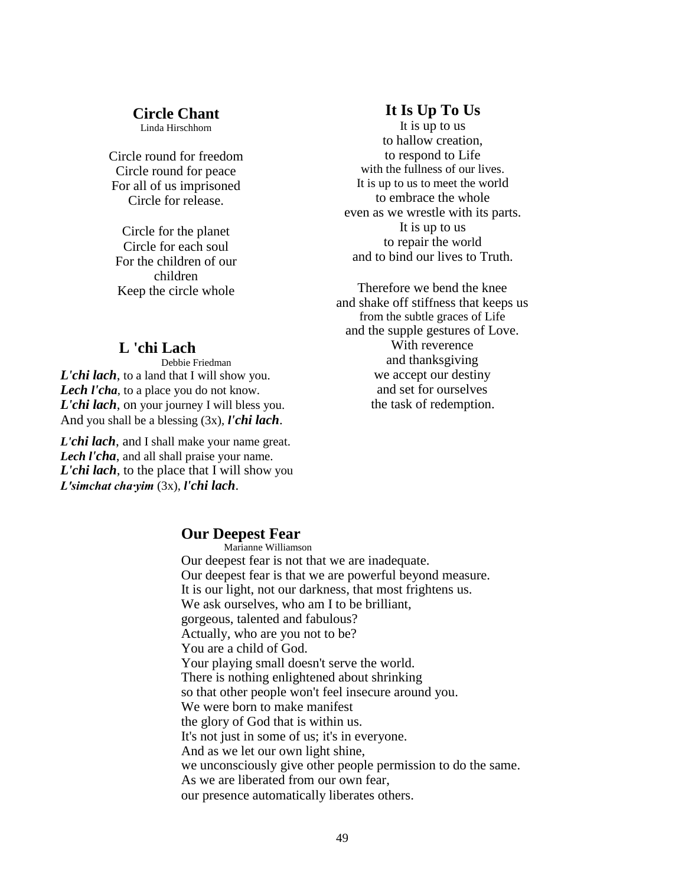## Circle Chant

Linda Hirschhorn

Circle round for freedom  
Circle round for peace  
For all of us imprisoned  
Circle for release.

Circle for the planet  
Circle for each soul  
For the children of our children  
Keep the circle whole

## L 'chi Lach

Debbie Friedman

***L'chi lach***, to a land that I will show you.  
***Lech l'cha***, to a place you do not know.  
***L'chi lach***, on your journey I will bless you.  
And you shall be a blessing (3x), ***l'chi lach***.

***L'chi lach***, and I shall make your name great.  
***Lech l'cha***, and all shall praise your name.  
***L'chi lach***, to the place that I will show you  
***L'simchat cha·yim*** (3x), ***l'chi lach***.

## It Is Up To Us

It is up to us  
to hallow creation,  
to respond to Life  
with the fullness of our lives.  
It is up to us to meet the world  
to embrace the whole  
even as we wrestle with its parts.  
It is up to us  
to repair the world  
and to bind our lives to Truth.

Therefore we bend the knee  
and shake off stiffness that keeps us  
from the subtle graces of Life  
and the supple gestures of Love.  
With reverence  
and thanksgiving  
we accept our destiny  
and set for ourselves  
the task of redemption.

## Our Deepest Fear

Marianne Williamson

Our deepest fear is not that we are inadequate.  
Our deepest fear is that we are powerful beyond measure.  
It is our light, not our darkness, that most frightens us.  
We ask ourselves, who am I to be brilliant,  
gorgeous, talented and fabulous?  
Actually, who are you not to be?  
You are a child of God.  
Your playing small doesn't serve the world.  
There is nothing enlightened about shrinking  
so that other people won't feel insecure around you.  
We were born to make manifest  
the glory of God that is within us.  
It's not just in some of us; it's in everyone.  
And as we let our own light shine,  
we unconsciously give other people permission to do the same.  
As we are liberated from our own fear,  
our presence automatically liberates others.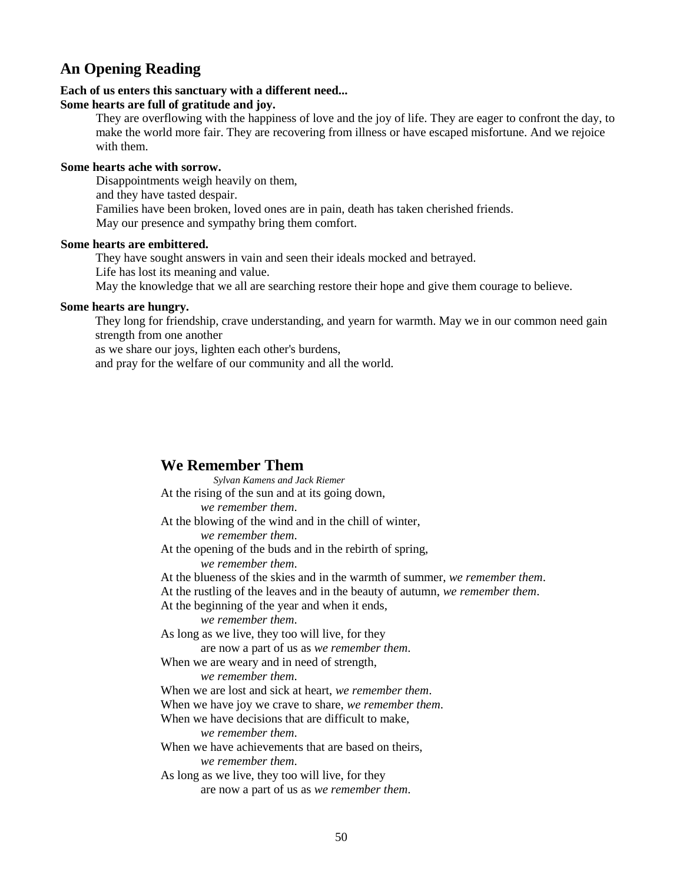## An Opening Reading

**Each of us enters this sanctuary with a different need...**
**Some hearts are full of gratitude and joy.**

They are overflowing with the happiness of love and the joy of life. They are eager to confront the day, to make the world more fair. They are recovering from illness or have escaped misfortune. And we rejoice with them.

**Some hearts ache with sorrow.**

Disappointments weigh heavily on them,
and they have tasted despair.
Families have been broken, loved ones are in pain, death has taken cherished friends.
May our presence and sympathy bring them comfort.

**Some hearts are embittered.**

They have sought answers in vain and seen their ideals mocked and betrayed.
Life has lost its meaning and value.
May the knowledge that we all are searching restore their hope and give them courage to believe.

**Some hearts are hungry.**

They long for friendship, crave understanding, and yearn for warmth. May we in our common need gain strength from one another
as we share our joys, lighten each other's burdens,
and pray for the welfare of our community and all the world.

## We Remember Them

*Sylvan Kamens and Jack Riemer*

At the rising of the sun and at its going down,
*we remember them*.
At the blowing of the wind and in the chill of winter,
*we remember them*.
At the opening of the buds and in the rebirth of spring,
*we remember them*.
At the blueness of the skies and in the warmth of summer, *we remember them*.
At the rustling of the leaves and in the beauty of autumn, *we remember them*.
At the beginning of the year and when it ends,
*we remember them*.
As long as we live, they too will live, for they
are now a part of us as *we remember them*.
When we are weary and in need of strength,
*we remember them*.
When we are lost and sick at heart, *we remember them*.
When we have joy we crave to share, *we remember them*.
When we have decisions that are difficult to make,
*we remember them*.
When we have achievements that are based on theirs,
*we remember them*.
As long as we live, they too will live, for they
are now a part of us as *we remember them*.